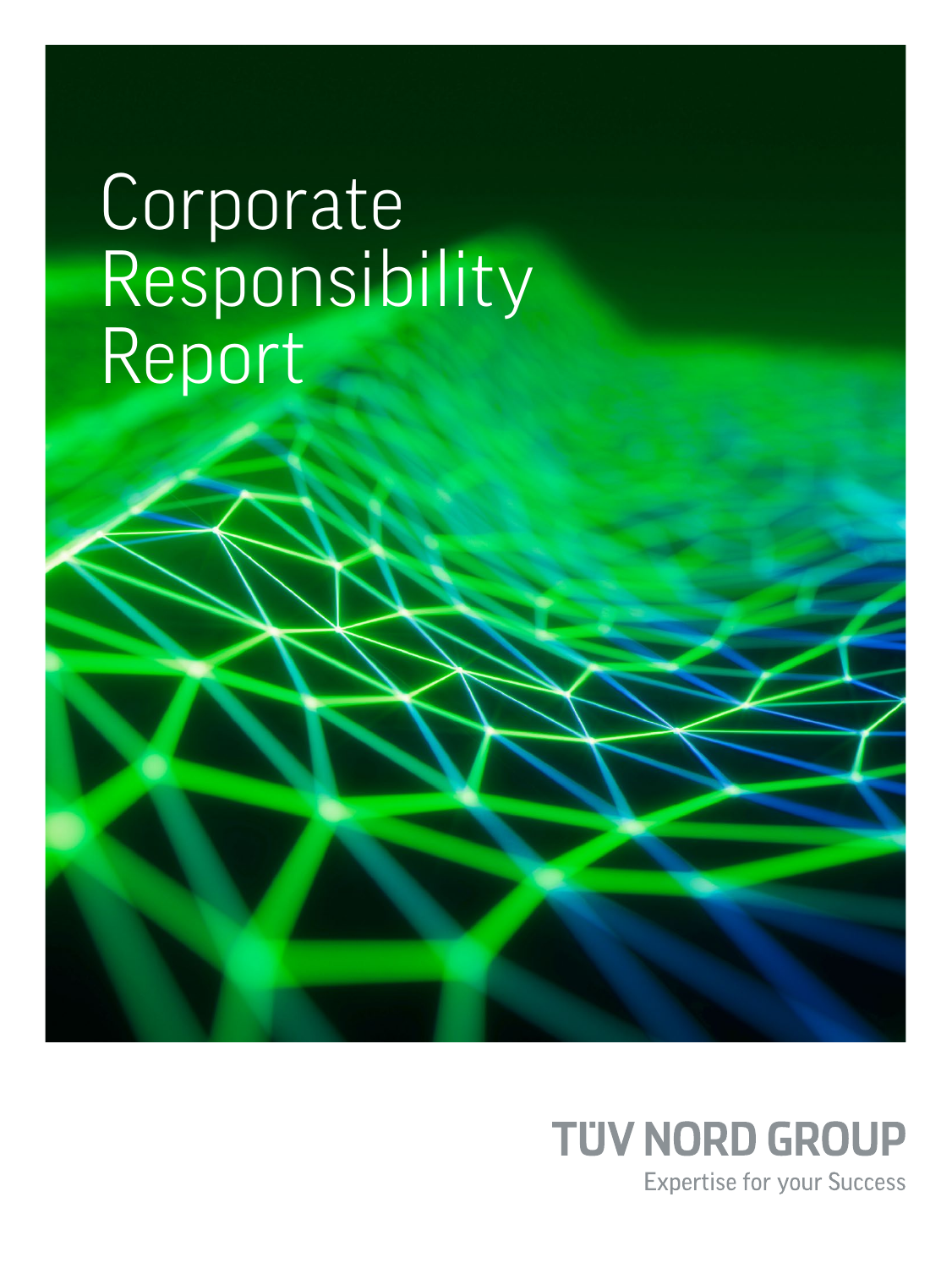# Corporate Responsibility Report

TÜV NORD GROUP

Expertise for your Success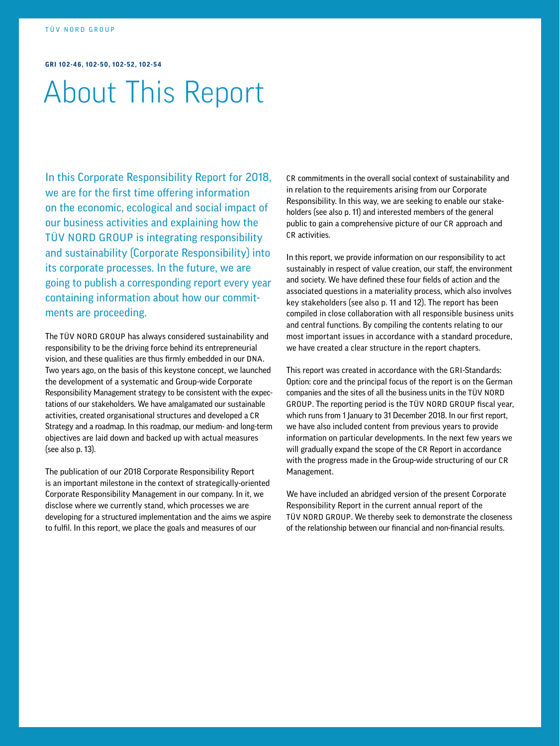GRI 102-46, 102-50, 102-52, 102-54

# About This Report

In this Corporate Responsibility Report for 2018, we are for the first time offering information on the economic, ecological and social impact of our business activities and explaining how the TÜV NORD GROUP is integrating responsibility and sustainability (Corporate Responsibility) into its corporate processes. In the future, we are going to publish a corresponding report every year containing information about how our commitments are proceeding.

The TÜV NORD GROUP has always considered sustainability and responsibility to be the driving force behind its entrepreneurial vision, and these qualities are thus firmly embedded in our DNA. Two years ago, on the basis of this keystone concept, we launched the development of a systematic and Group-wide Corporate Responsibility Management strategy to be consistent with the expectations of our stakeholders. We have amalgamated our sustainable activities, created organisational structures and developed a CR Strategy and a roadmap. In this roadmap, our medium- and long-term objectives are laid down and backed up with actual measures (see also p. 13).

The publication of our 2018 Corporate Responsibility Report is an important milestone in the context of strategically-oriented Corporate Responsibility Management in our company. In it, we disclose where we currently stand, which processes we are developing for a structured implementation and the aims we aspire to fulfil. In this report, we place the goals and measures of our CR commitments in the overall social context of sustainability and in relation to the requirements arising from our Corporate Responsibility. In this way, we are seeking to enable our stakeholders (see also p. 11) and interested members of the general public to gain a comprehensive picture of our CR approach and CR activities.

In this report, we provide information on our responsibility to act sustainably in respect of value creation, our staff, the environment and society. We have defined these four fields of action and the associated questions in a materiality process, which also involves key stakeholders (see also p. 11 and 12). The report has been compiled in close collaboration with all responsible business units and central functions. By compiling the contents relating to our most important issues in accordance with a standard procedure, we have created a clear structure in the report chapters.

This report was created in accordance with the GRI-Standards: Option: core and the principal focus of the report is on the German companies and the sites of all the business units in the TÜV NORD GROUP. The reporting period is the TÜV NORD GROUP fiscal year, which runs from 1 January to 31 December 2018. In our first report, we have also included content from previous years to provide information on particular developments. In the next few years we will gradually expand the scope of the CR Report in accordance with the progress made in the Group-wide structuring of our CR Management.

We have included an abridged version of the present Corporate Responsibility Report in the current annual report of the TÜV NORD GROUP. We thereby seek to demonstrate the closeness of the relationship between our financial and non-financial results.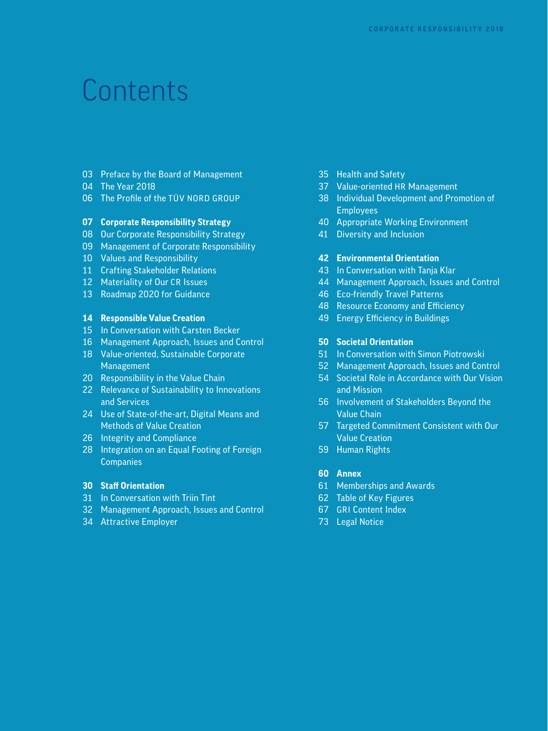# Contents

03 Preface by the Board of Management
04 The Year 2018
06 The Profile of the TÜV NORD GROUP

**07 Corporate Responsibility Strategy**
08 Our Corporate Responsibility Strategy
09 Management of Corporate Responsibility
10 Values and Responsibility
11 Crafting Stakeholder Relations
12 Materiality of Our CR Issues
13 Roadmap 2020 for Guidance

**14 Responsible Value Creation**
15 In Conversation with Carsten Becker
16 Management Approach, Issues and Control
18 Value-oriented, Sustainable Corporate Management
20 Responsibility in the Value Chain
22 Relevance of Sustainability to Innovations and Services
24 Use of State-of-the-art, Digital Means and Methods of Value Creation
26 Integrity and Compliance
28 Integration on an Equal Footing of Foreign Companies

**30 Staff Orientation**
31 In Conversation with Triin Tint
32 Management Approach, Issues and Control
34 Attractive Employer
35 Health and Safety
37 Value-oriented HR Management
38 Individual Development and Promotion of Employees
40 Appropriate Working Environment
41 Diversity and Inclusion

**42 Environmental Orientation**
43 In Conversation with Tanja Klar
44 Management Approach, Issues and Control
46 Eco-friendly Travel Patterns
48 Resource Economy and Efficiency
49 Energy Efficiency in Buildings

**50 Societal Orientation**
51 In Conversation with Simon Piotrowski
52 Management Approach, Issues and Control
54 Societal Role in Accordance with Our Vision and Mission
56 Involvement of Stakeholders Beyond the Value Chain
57 Targeted Commitment Consistent with Our Value Creation
59 Human Rights

**60 Annex**
61 Memberships and Awards
62 Table of Key Figures
67 GRI Content Index
73 Legal Notice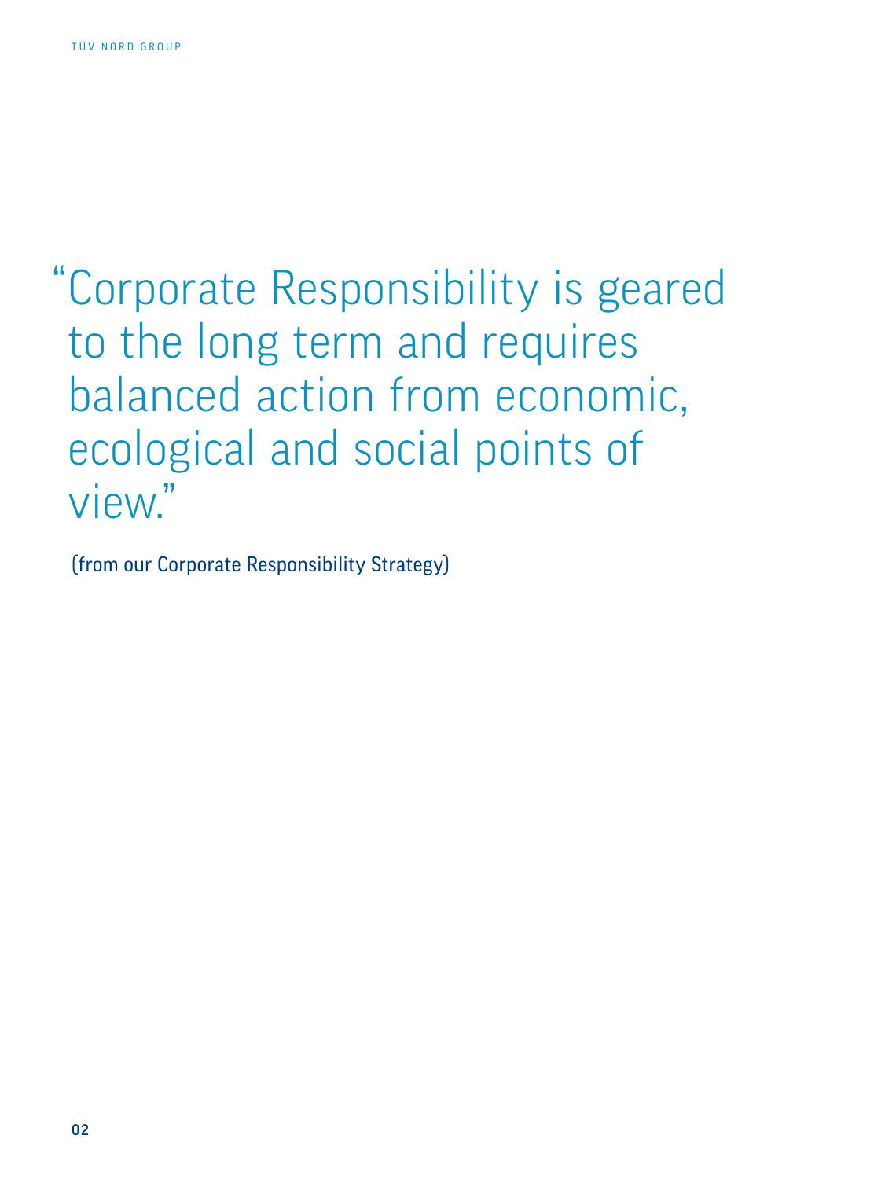"Corporate Responsibility is geared to the long term and requires balanced action from economic, ecological and social points of view."

(from our Corporate Responsibility Strategy)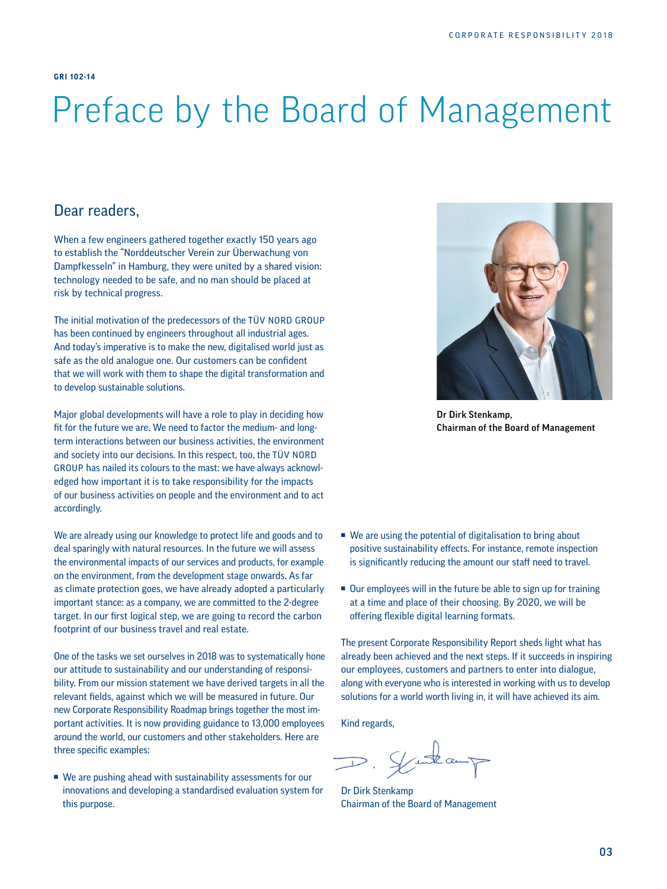GRI 102-14

# Preface by the Board of Management

## Dear readers,

When a few engineers gathered together exactly 150 years ago to establish the "Norddeutscher Verein zur Überwachung von Dampfkesseln" in Hamburg, they were united by a shared vision: technology needed to be safe, and no man should be placed at risk by technical progress.

The initial motivation of the predecessors of the TÜV NORD GROUP has been continued by engineers throughout all industrial ages. And today's imperative is to make the new, digitalised world just as safe as the old analogue one. Our customers can be confident that we will work with them to shape the digital transformation and to develop sustainable solutions.

Major global developments will have a role to play in deciding how fit for the future we are. We need to factor the medium- and long-term interactions between our business activities, the environment and society into our decisions. In this respect, too, the TÜV NORD GROUP has nailed its colours to the mast: we have always acknowledged how important it is to take responsibility for the impacts of our business activities on people and the environment and to act accordingly.

We are already using our knowledge to protect life and goods and to deal sparingly with natural resources. In the future we will assess the environmental impacts of our services and products, for example on the environment, from the development stage onwards. As far as climate protection goes, we have already adopted a particularly important stance: as a company, we are committed to the 2-degree target. In our first logical step, we are going to record the carbon footprint of our business travel and real estate.

One of the tasks we set ourselves in 2018 was to systematically hone our attitude to sustainability and our understanding of responsibility. From our mission statement we have derived targets in all the relevant fields, against which we will be measured in future. Our new Corporate Responsibility Roadmap brings together the most important activities. It is now providing guidance to 13,000 employees around the world, our customers and other stakeholders. Here are three specific examples:

- We are pushing ahead with sustainability assessments for our innovations and developing a standardised evaluation system for this purpose.
- We are using the potential of digitalisation to bring about positive sustainability effects. For instance, remote inspection is significantly reducing the amount our staff need to travel.
- Our employees will in the future be able to sign up for training at a time and place of their choosing. By 2020, we will be offering flexible digital learning formats.

The present Corporate Responsibility Report sheds light what has already been achieved and the next steps. If it succeeds in inspiring our employees, customers and partners to enter into dialogue, along with everyone who is interested in working with us to develop solutions for a world worth living in, it will have achieved its aim.

Kind regards,

Dr Dirk Stenkamp
Chairman of the Board of Management

**Dr Dirk Stenkamp, Chairman of the Board of Management**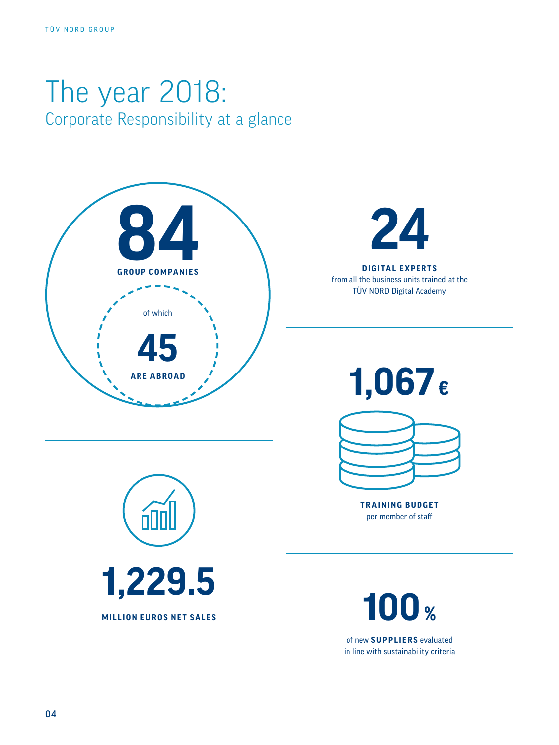# The year 2018:
## Corporate Responsibility at a glance

**84**
**GROUP COMPANIES**
of which
**45**
**ARE ABROAD**

**1,229.5**
**MILLION EUROS NET SALES**

**24**
**DIGITAL EXPERTS**
from all the business units trained at the TÜV NORD Digital Academy

**1,067 €**
**TRAINING BUDGET**
per member of staff

**100 %**
of new **SUPPLIERS** evaluated in line with sustainability criteria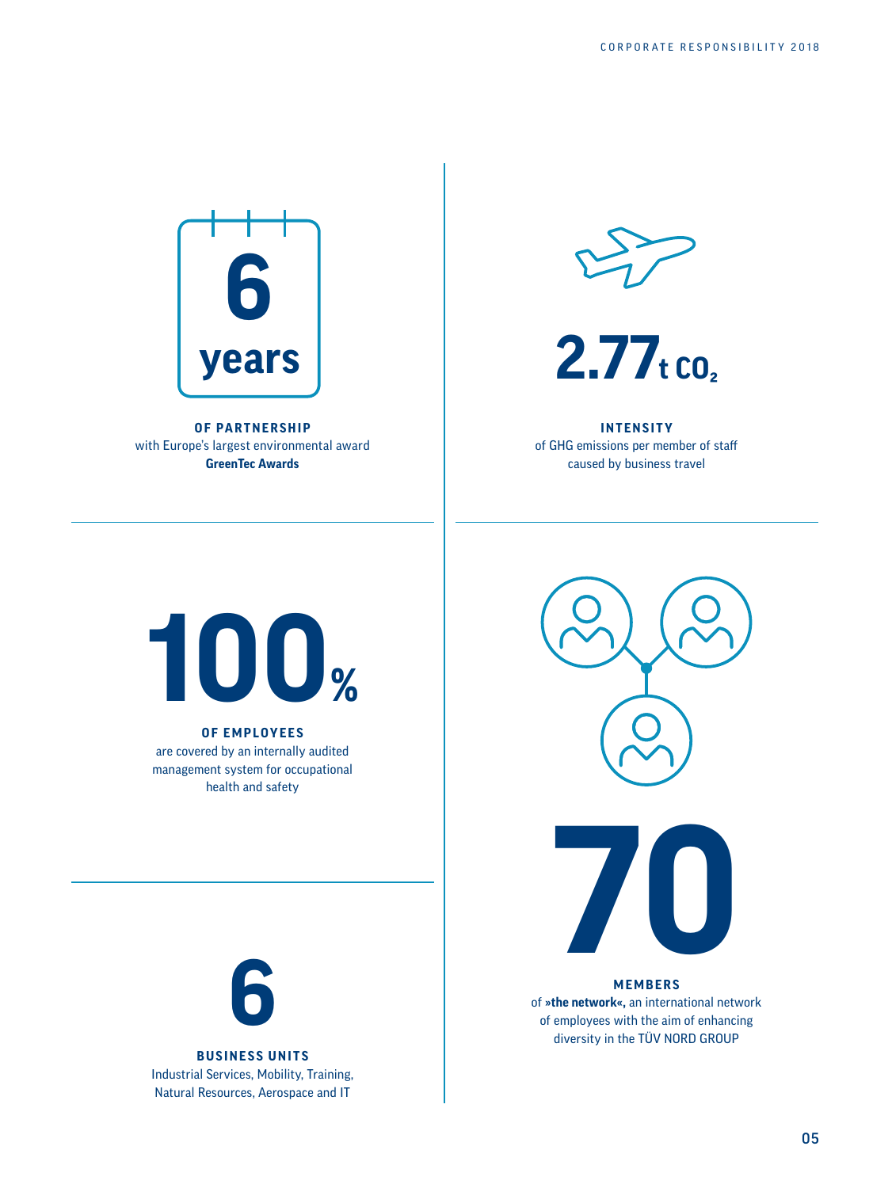**6 years**

**OF PARTNERSHIP**
with Europe's largest environmental award
**GreenTec Awards**

**2.77 t $CO_2$**

**INTENSITY**
of GHG emissions per member of staff caused by business travel

**100 %**

**OF EMPLOYEES**
are covered by an internally audited management system for occupational health and safety

**70**

**MEMBERS**
of **»the network«,** an international network of employees with the aim of enhancing diversity in the TÜV NORD GROUP

**6**

**BUSINESS UNITS**
Industrial Services, Mobility, Training, Natural Resources, Aerospace and IT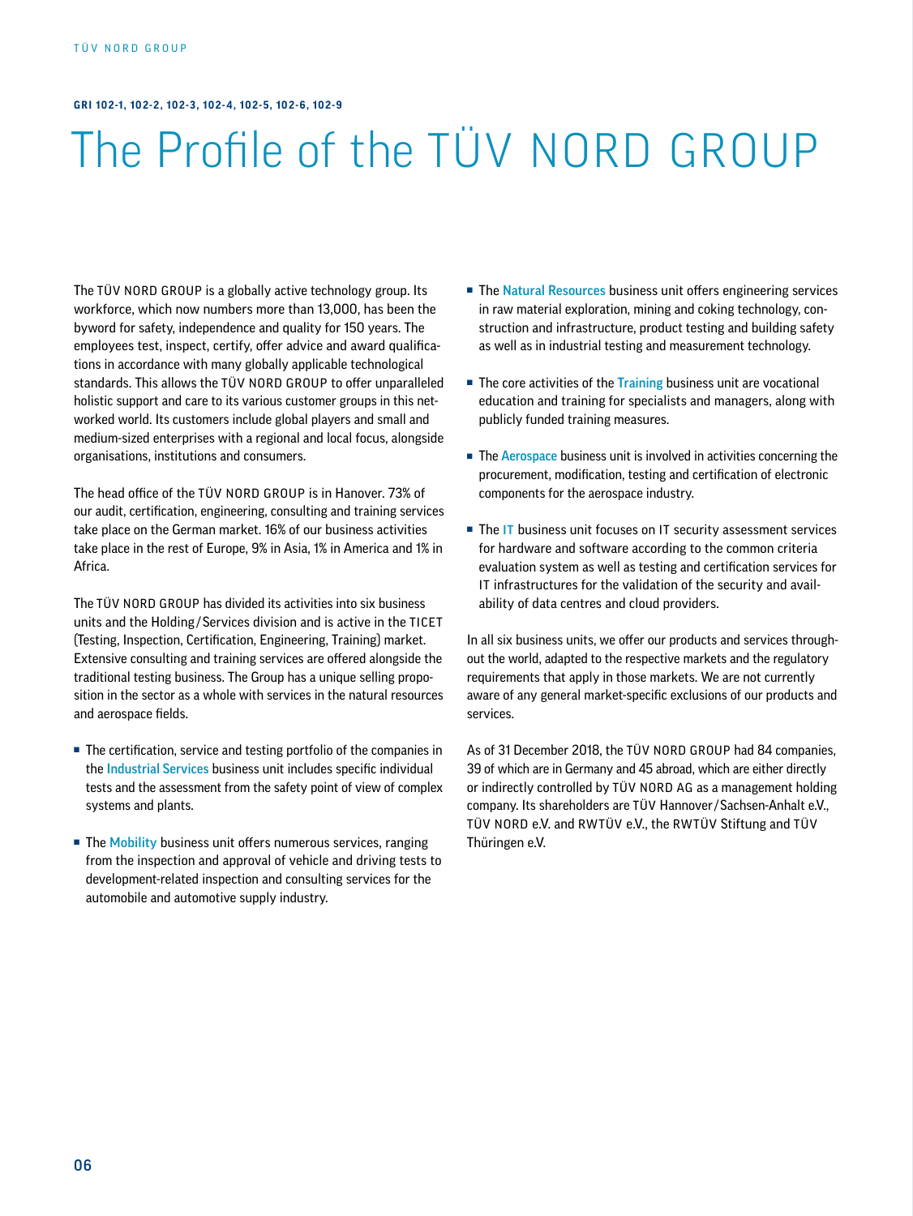GRI 102-1, 102-2, 102-3, 102-4, 102-5, 102-6, 102-9

# The Profile of the TÜV NORD GROUP

The TÜV NORD GROUP is a globally active technology group. Its workforce, which now numbers more than 13,000, has been the byword for safety, independence and quality for 150 years. The employees test, inspect, certify, offer advice and award qualifications in accordance with many globally applicable technological standards. This allows the TÜV NORD GROUP to offer unparalleled holistic support and care to its various customer groups in this networked world. Its customers include global players and small and medium-sized enterprises with a regional and local focus, alongside organisations, institutions and consumers.

The head office of the TÜV NORD GROUP is in Hanover. 73% of our audit, certification, engineering, consulting and training services take place on the German market. 16% of our business activities take place in the rest of Europe, 9% in Asia, 1% in America and 1% in Africa.

The TÜV NORD GROUP has divided its activities into six business units and the Holding/Services division and is active in the TICET (Testing, Inspection, Certification, Engineering, Training) market. Extensive consulting and training services are offered alongside the traditional testing business. The Group has a unique selling proposition in the sector as a whole with services in the natural resources and aerospace fields.

- The certification, service and testing portfolio of the companies in the **Industrial Services** business unit includes specific individual tests and the assessment from the safety point of view of complex systems and plants.
- The **Mobility** business unit offers numerous services, ranging from the inspection and approval of vehicle and driving tests to development-related inspection and consulting services for the automobile and automotive supply industry.
- The **Natural Resources** business unit offers engineering services in raw material exploration, mining and coking technology, construction and infrastructure, product testing and building safety as well as in industrial testing and measurement technology.
- The core activities of the **Training** business unit are vocational education and training for specialists and managers, along with publicly funded training measures.
- The **Aerospace** business unit is involved in activities concerning the procurement, modification, testing and certification of electronic components for the aerospace industry.
- The **IT** business unit focuses on IT security assessment services for hardware and software according to the common criteria evaluation system as well as testing and certification services for IT infrastructures for the validation of the security and availability of data centres and cloud providers.

In all six business units, we offer our products and services throughout the world, adapted to the respective markets and the regulatory requirements that apply in those markets. We are not currently aware of any general market-specific exclusions of our products and services.

As of 31 December 2018, the TÜV NORD GROUP had 84 companies, 39 of which are in Germany and 45 abroad, which are either directly or indirectly controlled by TÜV NORD AG as a management holding company. Its shareholders are TÜV Hannover/Sachsen-Anhalt e.V., TÜV NORD e.V. and RWTÜV e.V., the RWTÜV Stiftung and TÜV Thüringen e.V.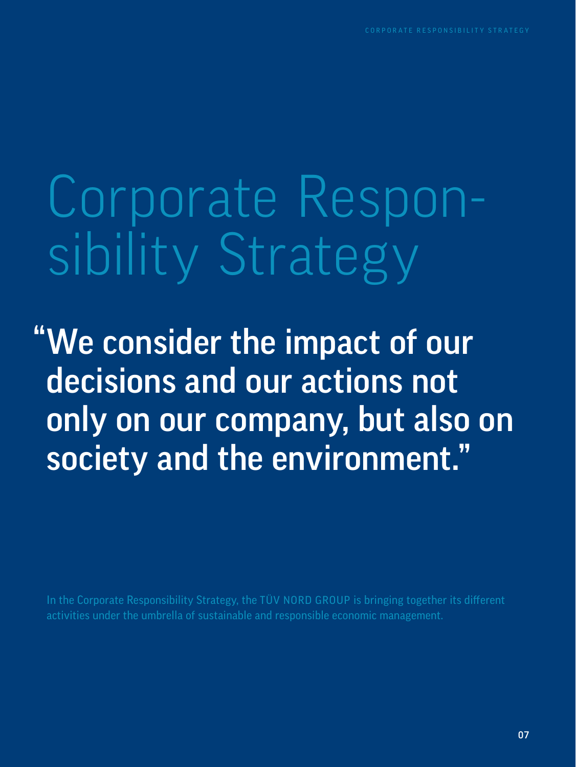# Corporate Responsibility Strategy

**"We consider the impact of our decisions and our actions not only on our company, but also on society and the environment."**

In the Corporate Responsibility Strategy, the TÜV NORD GROUP is bringing together its different activities under the umbrella of sustainable and responsible economic management.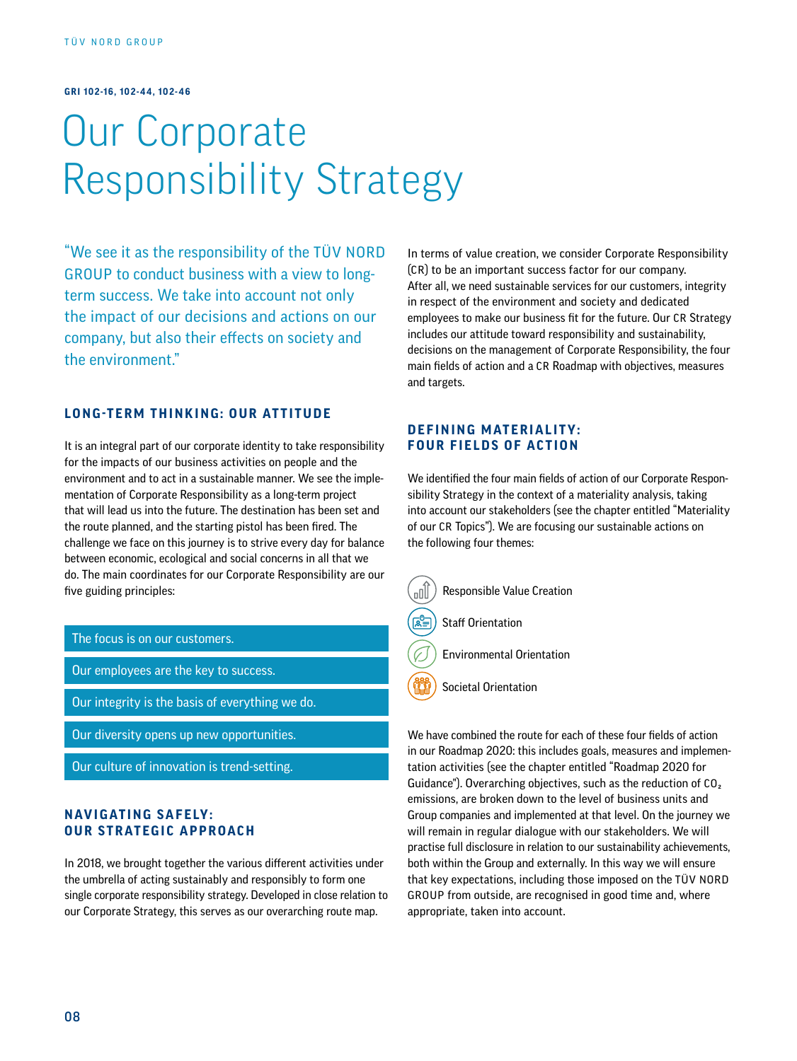GRI 102-16, 102-44, 102-46

# Our Corporate Responsibility Strategy

"We see it as the responsibility of the TÜV NORD GROUP to conduct business with a view to long-term success. We take into account not only the impact of our decisions and actions on our company, but also their effects on society and the environment."

## LONG-TERM THINKING: OUR ATTITUDE

It is an integral part of our corporate identity to take responsibility for the impacts of our business activities on people and the environment and to act in a sustainable manner. We see the implementation of Corporate Responsibility as a long-term project that will lead us into the future. The destination has been set and the route planned, and the starting pistol has been fired. The challenge we face on this journey is to strive every day for balance between economic, ecological and social concerns in all that we do. The main coordinates for our Corporate Responsibility are our five guiding principles:

- The focus is on our customers.
- Our employees are the key to success.
- Our integrity is the basis of everything we do.
- Our diversity opens up new opportunities.
- Our culture of innovation is trend-setting.

## NAVIGATING SAFELY: OUR STRATEGIC APPROACH

In 2018, we brought together the various different activities under the umbrella of acting sustainably and responsibly to form one single corporate responsibility strategy. Developed in close relation to our Corporate Strategy, this serves as our overarching route map.

In terms of value creation, we consider Corporate Responsibility (CR) to be an important success factor for our company. After all, we need sustainable services for our customers, integrity in respect of the environment and society and dedicated employees to make our business fit for the future. Our CR Strategy includes our attitude toward responsibility and sustainability, decisions on the management of Corporate Responsibility, the four main fields of action and a CR Roadmap with objectives, measures and targets.

## DEFINING MATERIALITY: FOUR FIELDS OF ACTION

We identified the four main fields of action of our Corporate Responsibility Strategy in the context of a materiality analysis, taking into account our stakeholders (see the chapter entitled "Materiality of our CR Topics"). We are focusing our sustainable actions on the following four themes:

- Responsible Value Creation
- Staff Orientation
- Environmental Orientation
- Societal Orientation

We have combined the route for each of these four fields of action in our Roadmap 2020: this includes goals, measures and implementation activities (see the chapter entitled "Roadmap 2020 for Guidance"). Overarching objectives, such as the reduction of $CO_2$ emissions, are broken down to the level of business units and Group companies and implemented at that level. On the journey we will remain in regular dialogue with our stakeholders. We will practise full disclosure in relation to our sustainability achievements, both within the Group and externally. In this way we will ensure that key expectations, including those imposed on the TÜV NORD GROUP from outside, are recognised in good time and, where appropriate, taken into account.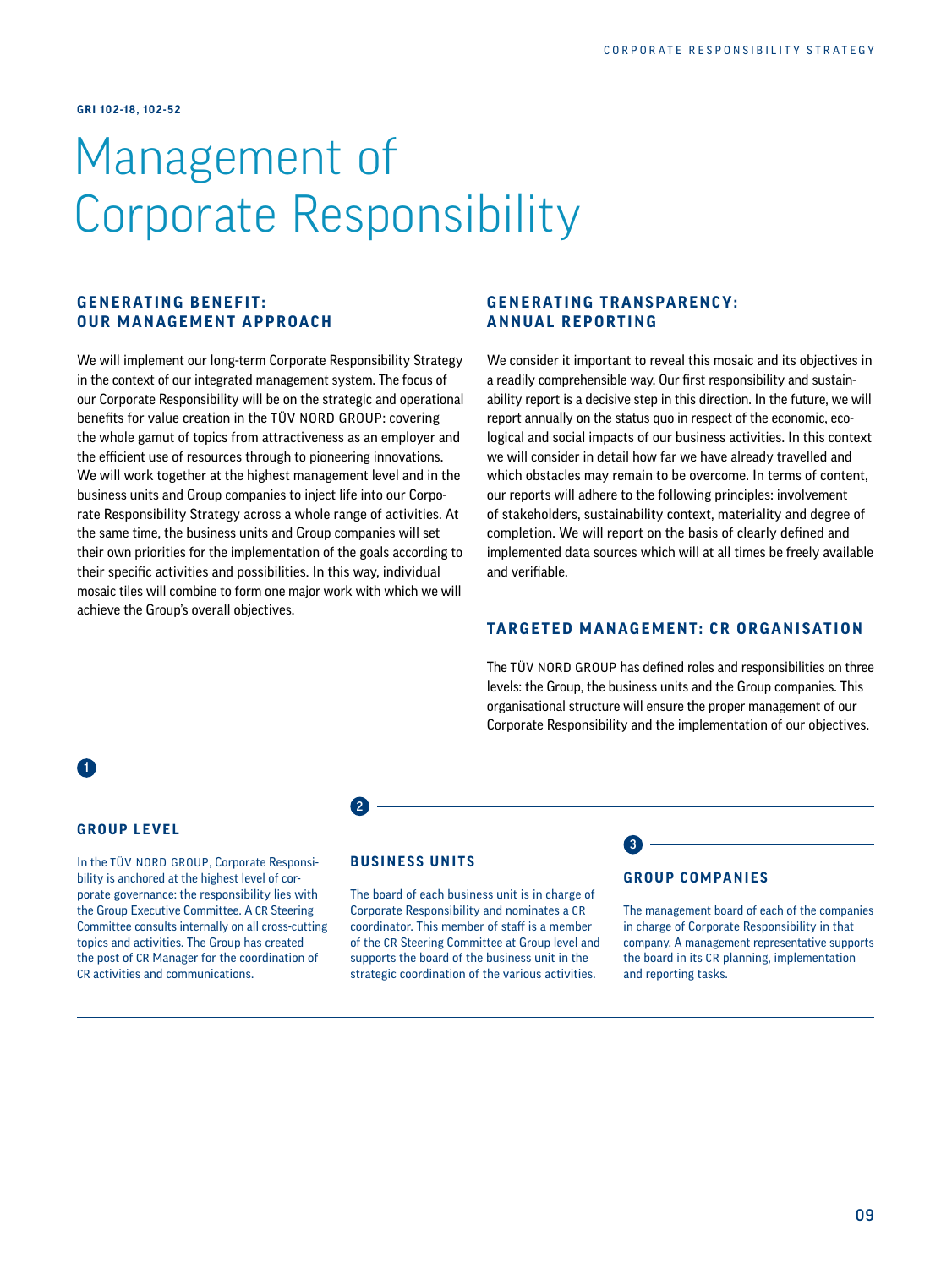GRI 102-18, 102-52

# Management of Corporate Responsibility

## GENERATING BENEFIT: OUR MANAGEMENT APPROACH

We will implement our long-term Corporate Responsibility Strategy in the context of our integrated management system. The focus of our Corporate Responsibility will be on the strategic and operational benefits for value creation in the TÜV NORD GROUP: covering the whole gamut of topics from attractiveness as an employer and the efficient use of resources through to pioneering innovations. We will work together at the highest management level and in the business units and Group companies to inject life into our Corporate Responsibility Strategy across a whole range of activities. At the same time, the business units and Group companies will set their own priorities for the implementation of the goals according to their specific activities and possibilities. In this way, individual mosaic tiles will combine to form one major work with which we will achieve the Group's overall objectives.

## GENERATING TRANSPARENCY: ANNUAL REPORTING

We consider it important to reveal this mosaic and its objectives in a readily comprehensible way. Our first responsibility and sustainability report is a decisive step in this direction. In the future, we will report annually on the status quo in respect of the economic, ecological and social impacts of our business activities. In this context we will consider in detail how far we have already travelled and which obstacles may remain to be overcome. In terms of content, our reports will adhere to the following principles: involvement of stakeholders, sustainability context, materiality and degree of completion. We will report on the basis of clearly defined and implemented data sources which will at all times be freely available and verifiable.

## TARGETED MANAGEMENT: CR ORGANISATION

The TÜV NORD GROUP has defined roles and responsibilities on three levels: the Group, the business units and the Group companies. This organisational structure will ensure the proper management of our Corporate Responsibility and the implementation of our objectives.

### 1 GROUP LEVEL

In the TÜV NORD GROUP, Corporate Responsibility is anchored at the highest level of corporate governance: the responsibility lies with the Group Executive Committee. A CR Steering Committee consults internally on all cross-cutting topics and activities. The Group has created the post of CR Manager for the coordination of CR activities and communications.

### 2 BUSINESS UNITS

The board of each business unit is in charge of Corporate Responsibility and nominates a CR coordinator. This member of staff is a member of the CR Steering Committee at Group level and supports the board of the business unit in the strategic coordination of the various activities.

### 3 GROUP COMPANIES

The management board of each of the companies in charge of Corporate Responsibility in that company. A management representative supports the board in its CR planning, implementation and reporting tasks.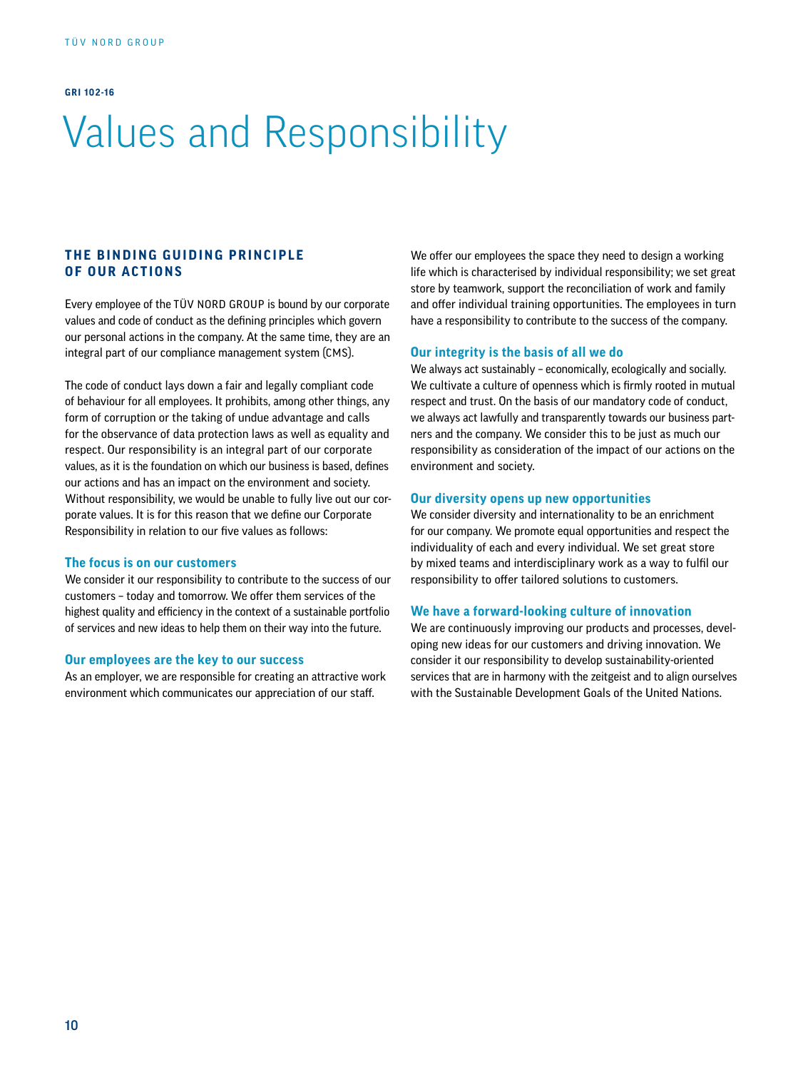GRI 102-16

# Values and Responsibility

## THE BINDING GUIDING PRINCIPLE OF OUR ACTIONS

Every employee of the TÜV NORD GROUP is bound by our corporate values and code of conduct as the defining principles which govern our personal actions in the company. At the same time, they are an integral part of our compliance management system (CMS).

The code of conduct lays down a fair and legally compliant code of behaviour for all employees. It prohibits, among other things, any form of corruption or the taking of undue advantage and calls for the observance of data protection laws as well as equality and respect. Our responsibility is an integral part of our corporate values, as it is the foundation on which our business is based, defines our actions and has an impact on the environment and society. Without responsibility, we would be unable to fully live out our corporate values. It is for this reason that we define our Corporate Responsibility in relation to our five values as follows:

### The focus is on our customers

We consider it our responsibility to contribute to the success of our customers – today and tomorrow. We offer them services of the highest quality and efficiency in the context of a sustainable portfolio of services and new ideas to help them on their way into the future.

### Our employees are the key to our success

As an employer, we are responsible for creating an attractive work environment which communicates our appreciation of our staff. We offer our employees the space they need to design a working life which is characterised by individual responsibility; we set great store by teamwork, support the reconciliation of work and family and offer individual training opportunities. The employees in turn have a responsibility to contribute to the success of the company.

### Our integrity is the basis of all we do

We always act sustainably – economically, ecologically and socially. We cultivate a culture of openness which is firmly rooted in mutual respect and trust. On the basis of our mandatory code of conduct, we always act lawfully and transparently towards our business partners and the company. We consider this to be just as much our responsibility as consideration of the impact of our actions on the environment and society.

### Our diversity opens up new opportunities

We consider diversity and internationality to be an enrichment for our company. We promote equal opportunities and respect the individuality of each and every individual. We set great store by mixed teams and interdisciplinary work as a way to fulfil our responsibility to offer tailored solutions to customers.

### We have a forward-looking culture of innovation

We are continuously improving our products and processes, developing new ideas for our customers and driving innovation. We consider it our responsibility to develop sustainability-oriented services that are in harmony with the zeitgeist and to align ourselves with the Sustainable Development Goals of the United Nations.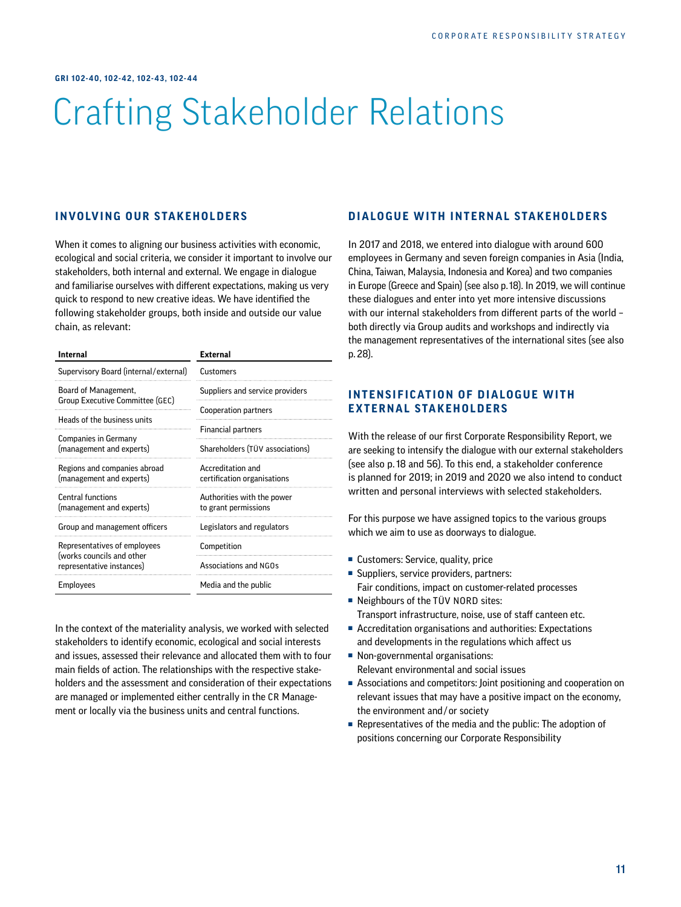GRI 102-40, 102-42, 102-43, 102-44

# Crafting Stakeholder Relations

## INVOLVING OUR STAKEHOLDERS

When it comes to aligning our business activities with economic, ecological and social criteria, we consider it important to involve our stakeholders, both internal and external. We engage in dialogue and familiarise ourselves with different expectations, making us very quick to respond to new creative ideas. We have identified the following stakeholder groups, both inside and outside our value chain, as relevant:

| Internal | External |
|---|---|
| Supervisory Board (internal/external) | Customers |
| Board of Management, Group Executive Committee (GEC) | Suppliers and service providers |
| Heads of the business units | Cooperation partners |
| Companies in Germany (management and experts) | Financial partners |
| Regions and companies abroad (management and experts) | Shareholders (TÜV associations) |
| Central functions (management and experts) | Accreditation and certification organisations |
| Group and management officers | Authorities with the power to grant permissions |
| Representatives of employees (works councils and other representative instances) | Legislators and regulators |
| Employees | Competition |
| | Associations and NGOs |
| | Media and the public |

In the context of the materiality analysis, we worked with selected stakeholders to identify economic, ecological and social interests and issues, assessed their relevance and allocated them with to four main fields of action. The relationships with the respective stakeholders and the assessment and consideration of their expectations are managed or implemented either centrally in the CR Management or locally via the business units and central functions.

## DIALOGUE WITH INTERNAL STAKEHOLDERS

In 2017 and 2018, we entered into dialogue with around 600 employees in Germany and seven foreign companies in Asia (India, China, Taiwan, Malaysia, Indonesia and Korea) and two companies in Europe (Greece and Spain) (see also p. 18). In 2019, we will continue these dialogues and enter into yet more intensive discussions with our internal stakeholders from different parts of the world – both directly via Group audits and workshops and indirectly via the management representatives of the international sites (see also p. 28).

## INTENSIFICATION OF DIALOGUE WITH EXTERNAL STAKEHOLDERS

With the release of our first Corporate Responsibility Report, we are seeking to intensify the dialogue with our external stakeholders (see also p. 18 and 56). To this end, a stakeholder conference is planned for 2019; in 2019 and 2020 we also intend to conduct written and personal interviews with selected stakeholders.

For this purpose we have assigned topics to the various groups which we aim to use as doorways to dialogue.

- Customers: Service, quality, price
- Suppliers, service providers, partners: Fair conditions, impact on customer-related processes
- Neighbours of the TÜV NORD sites: Transport infrastructure, noise, use of staff canteen etc.
- Accreditation organisations and authorities: Expectations and developments in the regulations which affect us
- Non-governmental organisations: Relevant environmental and social issues
- Associations and competitors: Joint positioning and cooperation on relevant issues that may have a positive impact on the economy, the environment and / or society
- Representatives of the media and the public: The adoption of positions concerning our Corporate Responsibility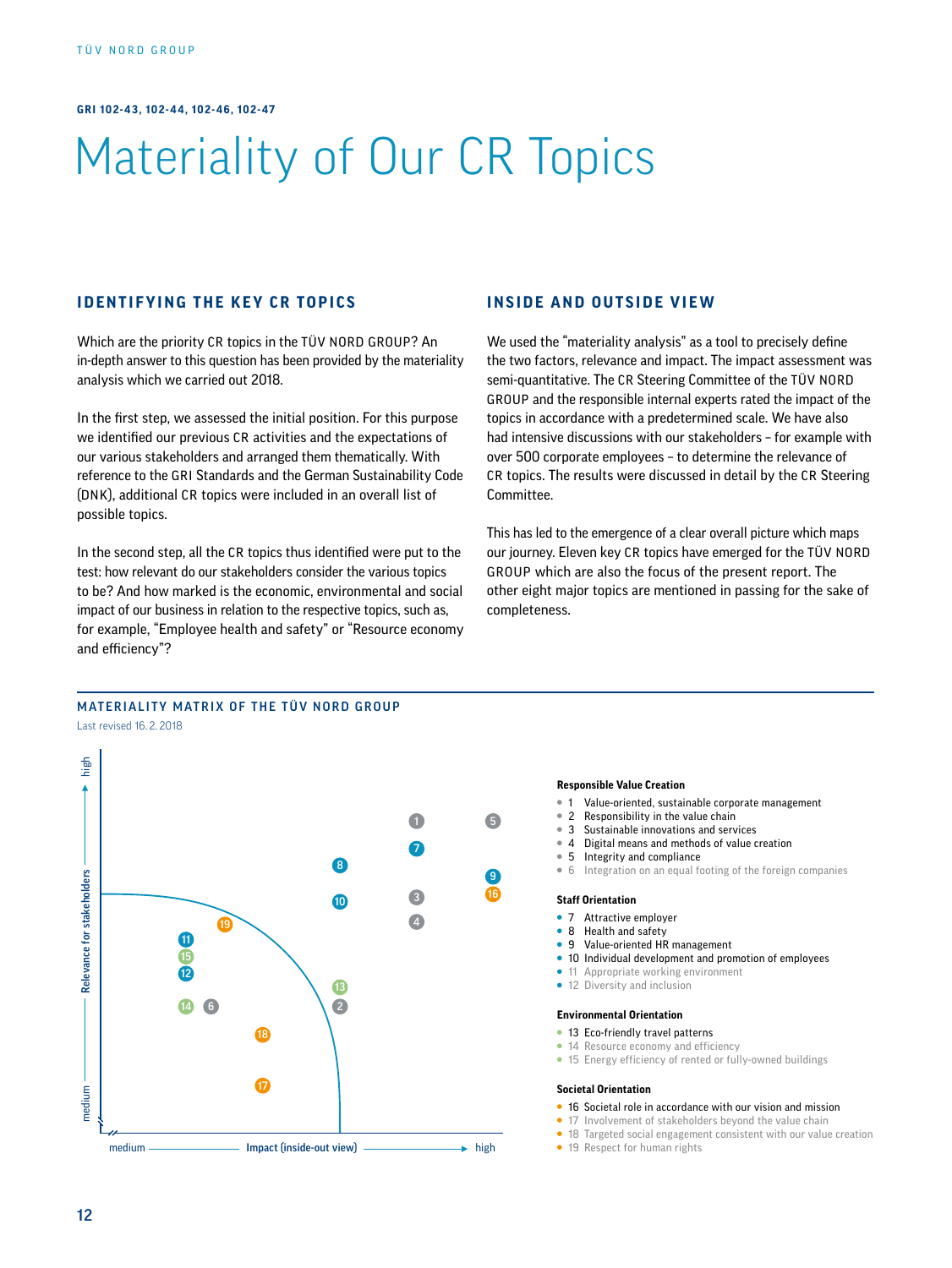GRI 102-43, 102-44, 102-46, 102-47

# Materiality of Our CR Topics

## IDENTIFYING THE KEY CR TOPICS

Which are the priority CR topics in the TÜV NORD GROUP? An in-depth answer to this question has been provided by the materiality analysis which we carried out 2018.

In the first step, we assessed the initial position. For this purpose we identified our previous CR activities and the expectations of our various stakeholders and arranged them thematically. With reference to the GRI Standards and the German Sustainability Code (DNK), additional CR topics were included in an overall list of possible topics.

In the second step, all the CR topics thus identified were put to the test: how relevant do our stakeholders consider the various topics to be? And how marked is the economic, environmental and social impact of our business in relation to the respective topics, such as, for example, "Employee health and safety" or "Resource economy and efficiency"?

## INSIDE AND OUTSIDE VIEW

We used the "materiality analysis" as a tool to precisely define the two factors, relevance and impact. The impact assessment was semi-quantitative. The CR Steering Committee of the TÜV NORD GROUP and the responsible internal experts rated the impact of the topics in accordance with a predetermined scale. We have also had intensive discussions with our stakeholders – for example with over 500 corporate employees – to determine the relevance of CR topics. The results were discussed in detail by the CR Steering Committee.

This has led to the emergence of a clear overall picture which maps our journey. Eleven key CR topics have emerged for the TÜV NORD GROUP which are also the focus of the present report. The other eight major topics are mentioned in passing for the sake of completeness.

## MATERIALITY MATRIX OF THE TÜV NORD GROUP

Last revised 16. 2. 2018

Relevance for stakeholders (medium → high)
Impact (inside-out view) (medium → high)

**Responsible Value Creation**

- 1 Value-oriented, sustainable corporate management
- 2 Responsibility in the value chain
- 3 Sustainable innovations and services
- 4 Digital means and methods of value creation
- 5 Integrity and compliance
- 6 Integration on an equal footing of the foreign companies

**Staff Orientation**

- 7 Attractive employer
- 8 Health and safety
- 9 Value-oriented HR management
- 10 Individual development and promotion of employees
- 11 Appropriate working environment
- 12 Diversity and inclusion

**Environmental Orientation**

- 13 Eco-friendly travel patterns
- 14 Resource economy and efficiency
- 15 Energy efficiency of rented or fully-owned buildings

**Societal Orientation**

- 16 Societal role in accordance with our vision and mission
- 17 Involvement of stakeholders beyond the value chain
- 18 Targeted social engagement consistent with our value creation
- 19 Respect for human rights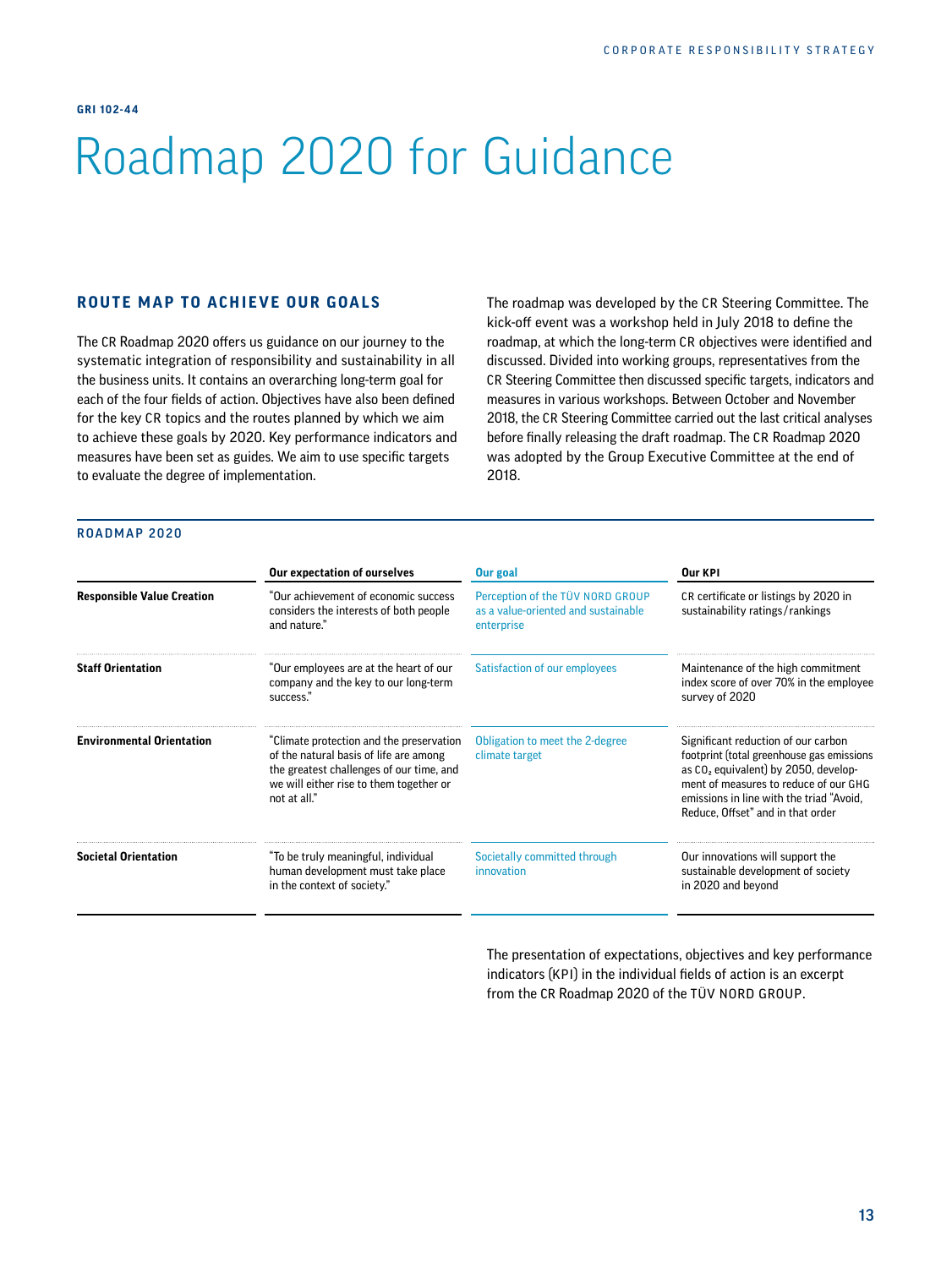GRI 102-44

# Roadmap 2020 for Guidance

## ROUTE MAP TO ACHIEVE OUR GOALS

The CR Roadmap 2020 offers us guidance on our journey to the systematic integration of responsibility and sustainability in all the business units. It contains an overarching long-term goal for each of the four fields of action. Objectives have also been defined for the key CR topics and the routes planned by which we aim to achieve these goals by 2020. Key performance indicators and measures have been set as guides. We aim to use specific targets to evaluate the degree of implementation.

The roadmap was developed by the CR Steering Committee. The kick-off event was a workshop held in July 2018 to define the roadmap, at which the long-term CR objectives were identified and discussed. Divided into working groups, representatives from the CR Steering Committee then discussed specific targets, indicators and measures in various workshops. Between October and November 2018, the CR Steering Committee carried out the last critical analyses before finally releasing the draft roadmap. The CR Roadmap 2020 was adopted by the Group Executive Committee at the end of 2018.

### ROADMAP 2020

| | Our expectation of ourselves | Our goal | Our KPI |
|---|---|---|---|
| **Responsible Value Creation** | "Our achievement of economic success considers the interests of both people and nature." | Perception of the TÜV NORD GROUP as a value-oriented and sustainable enterprise | CR certificate or listings by 2020 in sustainability ratings/rankings |
| **Staff Orientation** | "Our employees are at the heart of our company and the key to our long-term success." | Satisfaction of our employees | Maintenance of the high commitment index score of over 70% in the employee survey of 2020 |
| **Environmental Orientation** | "Climate protection and the preservation of the natural basis of life are among the greatest challenges of our time, and we will either rise to them together or not at all." | Obligation to meet the 2-degree climate target | Significant reduction of our carbon footprint (total greenhouse gas emissions as $CO_2$ equivalent) by 2050, development of measures to reduce of our GHG emissions in line with the triad "Avoid, Reduce, Offset" and in that order |
| **Societal Orientation** | "To be truly meaningful, individual human development must take place in the context of society." | Societally committed through innovation | Our innovations will support the sustainable development of society in 2020 and beyond |

The presentation of expectations, objectives and key performance indicators (KPI) in the individual fields of action is an excerpt from the CR Roadmap 2020 of the TÜV NORD GROUP.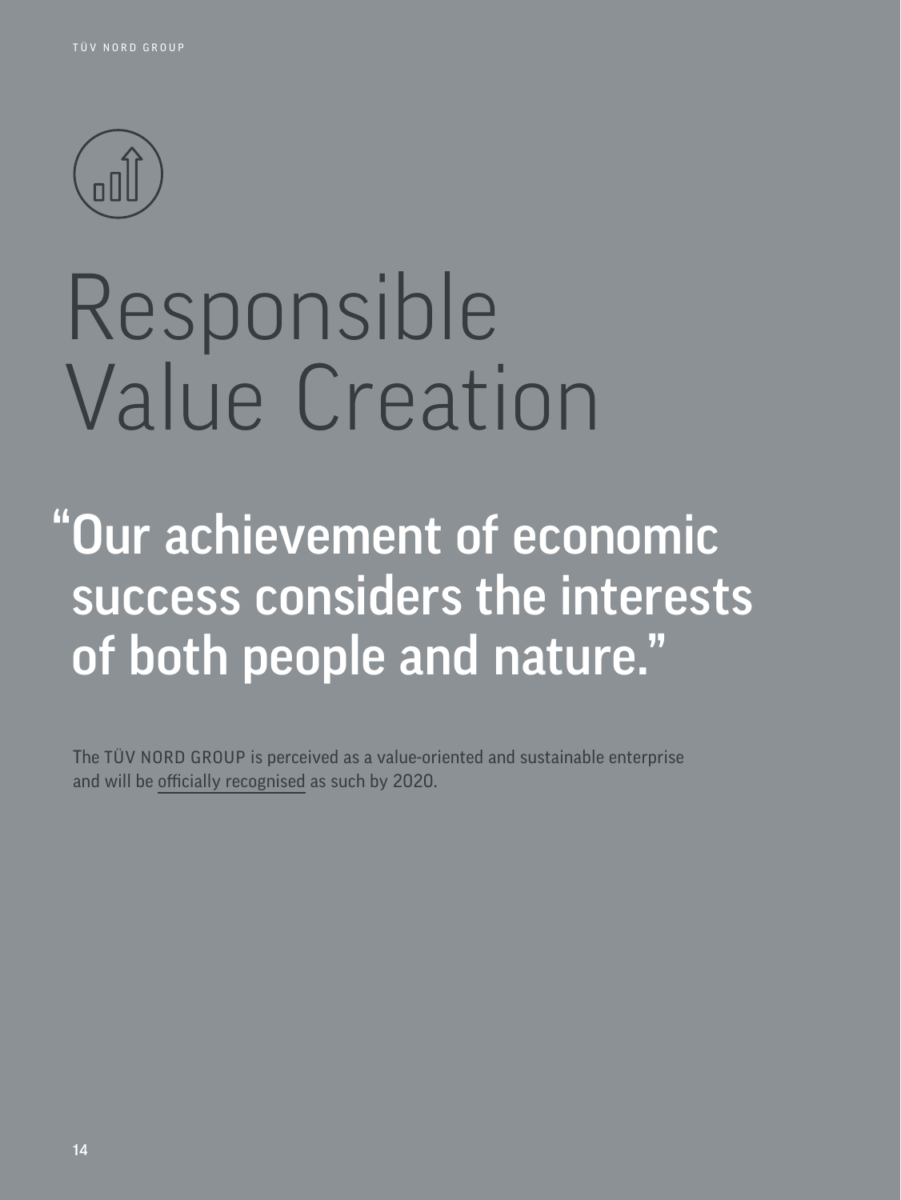# Responsible Value Creation

**"Our achievement of economic success considers the interests of both people and nature."**

The TÜV NORD GROUP is perceived as a value-oriented and sustainable enterprise and will be officially recognised as such by 2020.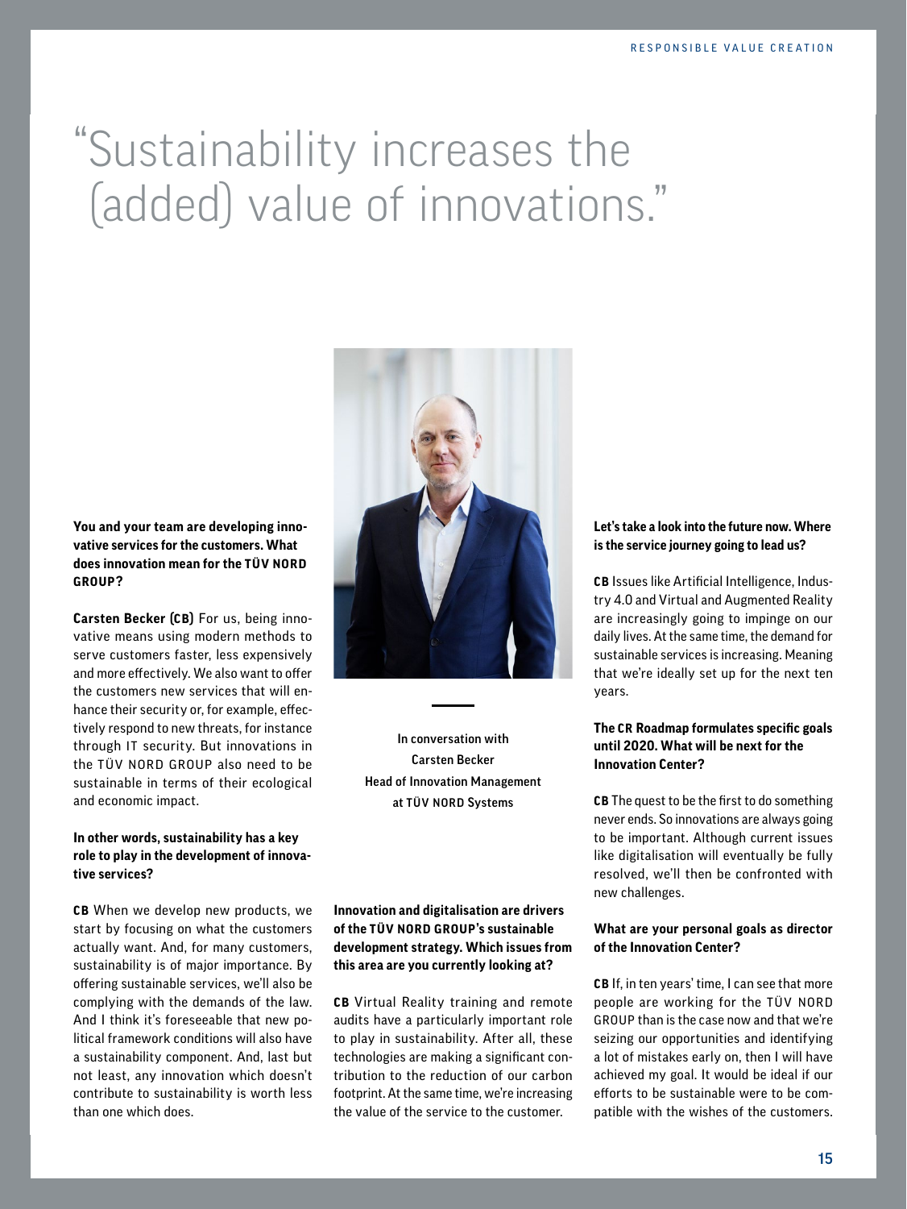# “Sustainability increases the (added) value of innovations.”

In conversation with
Carsten Becker
Head of Innovation Management
at TÜV NORD Systems

**You and your team are developing innovative services for the customers. What does innovation mean for the TÜV NORD GROUP?**

**Carsten Becker (CB)** For us, being innovative means using modern methods to serve customers faster, less expensively and more effectively. We also want to offer the customers new services that will enhance their security or, for example, effectively respond to new threats, for instance through IT security. But innovations in the TÜV NORD GROUP also need to be sustainable in terms of their ecological and economic impact.

**In other words, sustainability has a key role to play in the development of innovative services?**

**CB** When we develop new products, we start by focusing on what the customers actually want. And, for many customers, sustainability is of major importance. By offering sustainable services, we'll also be complying with the demands of the law. And I think it's foreseeable that new political framework conditions will also have a sustainability component. And, last but not least, any innovation which doesn't contribute to sustainability is worth less than one which does.

**Innovation and digitalisation are drivers of the TÜV NORD GROUP's sustainable development strategy. Which issues from this area are you currently looking at?**

**CB** Virtual Reality training and remote audits have a particularly important role to play in sustainability. After all, these technologies are making a significant contribution to the reduction of our carbon footprint. At the same time, we're increasing the value of the service to the customer.

**Let's take a look into the future now. Where is the service journey going to lead us?**

**CB** Issues like Artificial Intelligence, Industry 4.0 and Virtual and Augmented Reality are increasingly going to impinge on our daily lives. At the same time, the demand for sustainable services is increasing. Meaning that we're ideally set up for the next ten years.

**The CR Roadmap formulates specific goals until 2020. What will be next for the Innovation Center?**

**CB** The quest to be the first to do something never ends. So innovations are always going to be important. Although current issues like digitalisation will eventually be fully resolved, we'll then be confronted with new challenges.

**What are your personal goals as director of the Innovation Center?**

**CB** If, in ten years' time, I can see that more people are working for the TÜV NORD GROUP than is the case now and that we're seizing our opportunities and identifying a lot of mistakes early on, then I will have achieved my goal. It would be ideal if our efforts to be sustainable were to be compatible with the wishes of the customers.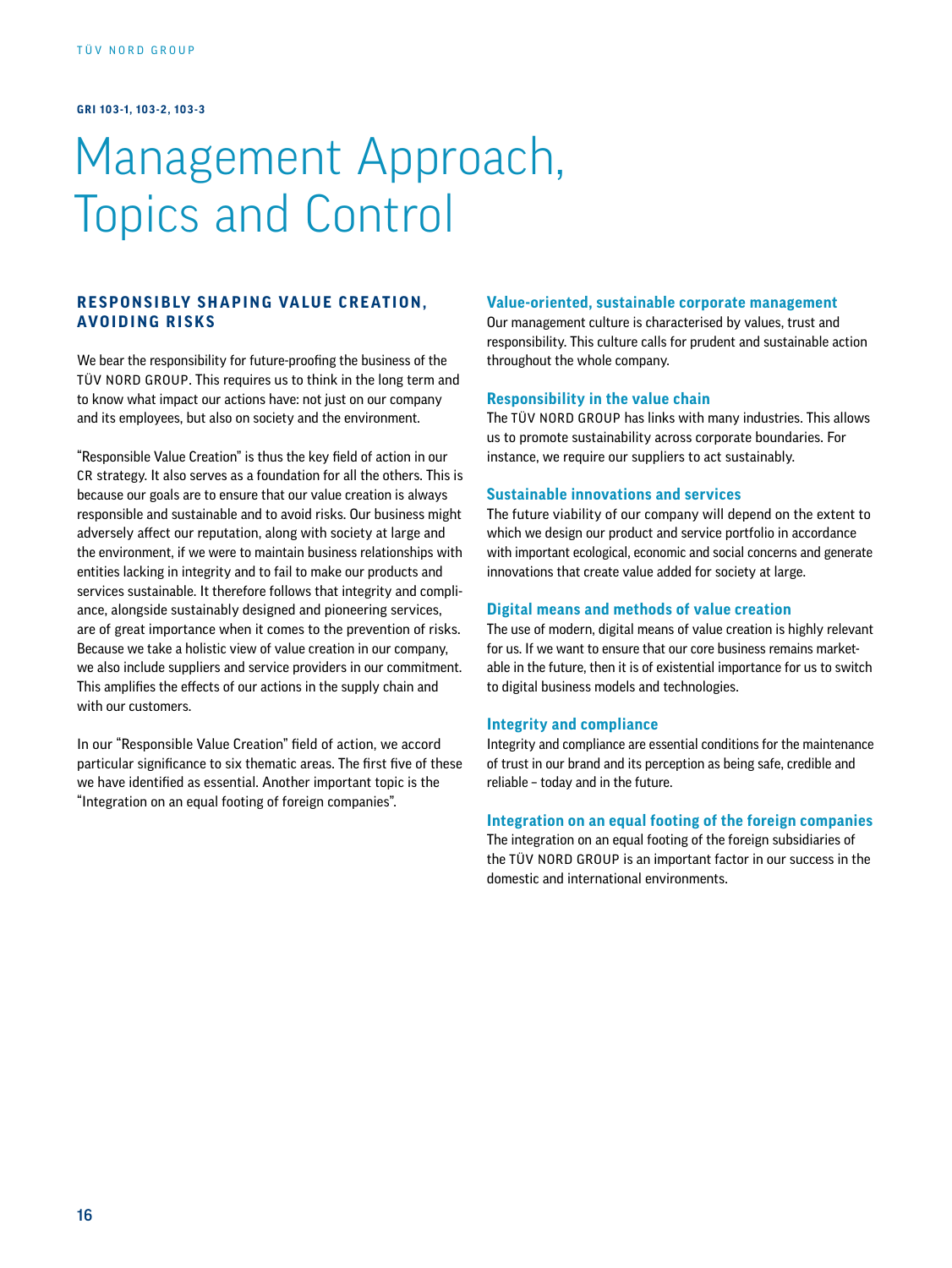GRI 103-1, 103-2, 103-3

# Management Approach, Topics and Control

## RESPONSIBLY SHAPING VALUE CREATION, AVOIDING RISKS

We bear the responsibility for future-proofing the business of the TÜV NORD GROUP. This requires us to think in the long term and to know what impact our actions have: not just on our company and its employees, but also on society and the environment.

"Responsible Value Creation" is thus the key field of action in our CR strategy. It also serves as a foundation for all the others. This is because our goals are to ensure that our value creation is always responsible and sustainable and to avoid risks. Our business might adversely affect our reputation, along with society at large and the environment, if we were to maintain business relationships with entities lacking in integrity and to fail to make our products and services sustainable. It therefore follows that integrity and compliance, alongside sustainably designed and pioneering services, are of great importance when it comes to the prevention of risks. Because we take a holistic view of value creation in our company, we also include suppliers and service providers in our commitment. This amplifies the effects of our actions in the supply chain and with our customers.

In our "Responsible Value Creation" field of action, we accord particular significance to six thematic areas. The first five of these we have identified as essential. Another important topic is the "Integration on an equal footing of foreign companies".

### Value-oriented, sustainable corporate management

Our management culture is characterised by values, trust and responsibility. This culture calls for prudent and sustainable action throughout the whole company.

### Responsibility in the value chain

The TÜV NORD GROUP has links with many industries. This allows us to promote sustainability across corporate boundaries. For instance, we require our suppliers to act sustainably.

### Sustainable innovations and services

The future viability of our company will depend on the extent to which we design our product and service portfolio in accordance with important ecological, economic and social concerns and generate innovations that create value added for society at large.

### Digital means and methods of value creation

The use of modern, digital means of value creation is highly relevant for us. If we want to ensure that our core business remains marketable in the future, then it is of existential importance for us to switch to digital business models and technologies.

### Integrity and compliance

Integrity and compliance are essential conditions for the maintenance of trust in our brand and its perception as being safe, credible and reliable – today and in the future.

### Integration on an equal footing of the foreign companies

The integration on an equal footing of the foreign subsidiaries of the TÜV NORD GROUP is an important factor in our success in the domestic and international environments.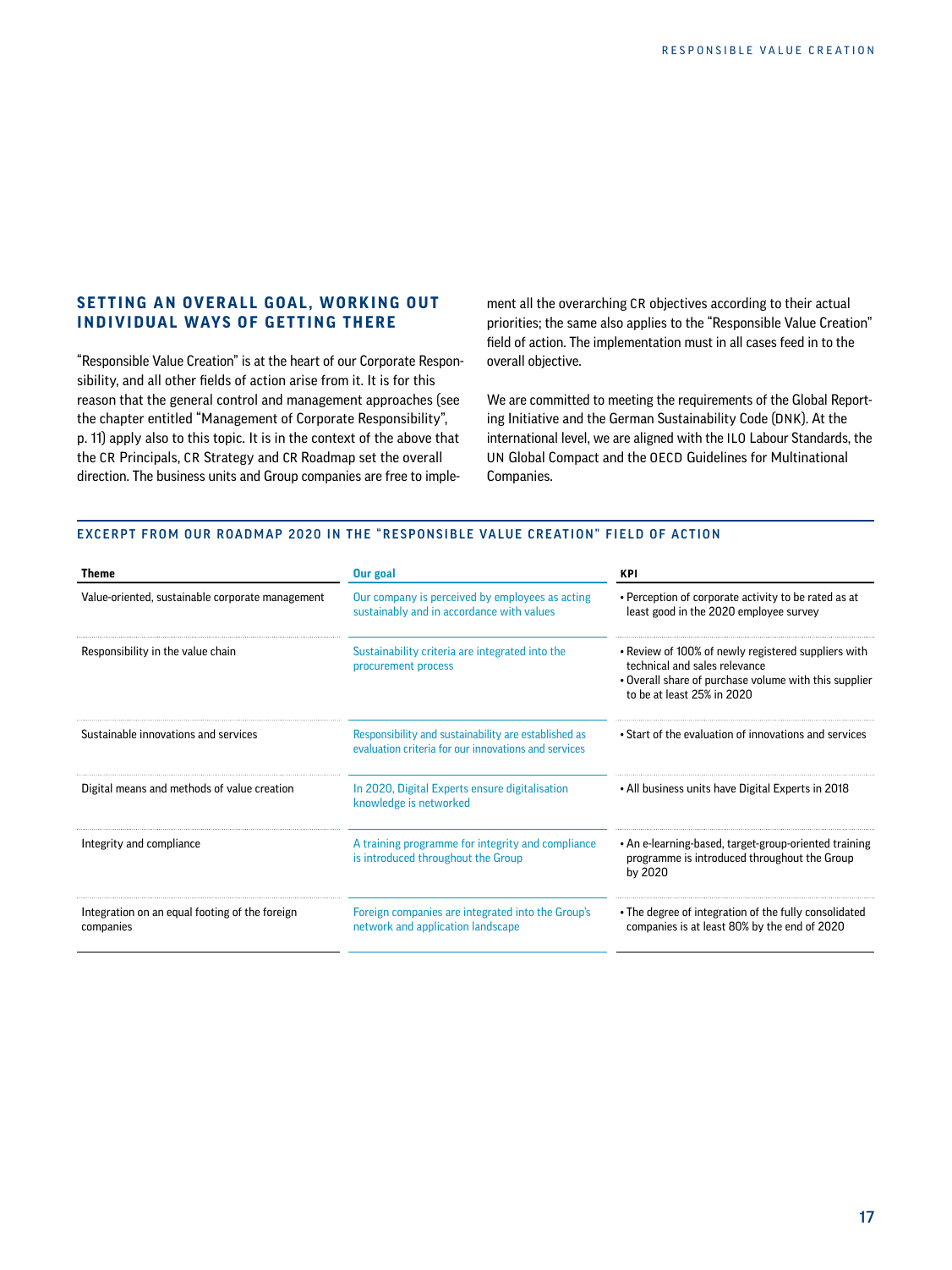## SETTING AN OVERALL GOAL, WORKING OUT INDIVIDUAL WAYS OF GETTING THERE

"Responsible Value Creation" is at the heart of our Corporate Responsibility, and all other fields of action arise from it. It is for this reason that the general control and management approaches (see the chapter entitled "Management of Corporate Responsibility", p. 11) apply also to this topic. It is in the context of the above that the CR Principals, CR Strategy and CR Roadmap set the overall direction. The business units and Group companies are free to implement all the overarching CR objectives according to their actual priorities; the same also applies to the "Responsible Value Creation" field of action. The implementation must in all cases feed in to the overall objective.

We are committed to meeting the requirements of the Global Reporting Initiative and the German Sustainability Code (DNK). At the international level, we are aligned with the ILO Labour Standards, the UN Global Compact and the OECD Guidelines for Multinational Companies.

### EXCERPT FROM OUR ROADMAP 2020 IN THE "RESPONSIBLE VALUE CREATION" FIELD OF ACTION

| Theme | Our goal | KPI |
|---|---|---|
| Value-oriented, sustainable corporate management | Our company is perceived by employees as acting sustainably and in accordance with values | • Perception of corporate activity to be rated as at least good in the 2020 employee survey |
| Responsibility in the value chain | Sustainability criteria are integrated into the procurement process | • Review of 100% of newly registered suppliers with technical and sales relevance<br>• Overall share of purchase volume with this supplier to be at least 25% in 2020 |
| Sustainable innovations and services | Responsibility and sustainability are established as evaluation criteria for our innovations and services | • Start of the evaluation of innovations and services |
| Digital means and methods of value creation | In 2020, Digital Experts ensure digitalisation knowledge is networked | • All business units have Digital Experts in 2018 |
| Integrity and compliance | A training programme for integrity and compliance is introduced throughout the Group | • An e-learning-based, target-group-oriented training programme is introduced throughout the Group by 2020 |
| Integration on an equal footing of the foreign companies | Foreign companies are integrated into the Group's network and application landscape | • The degree of integration of the fully consolidated companies is at least 80% by the end of 2020 |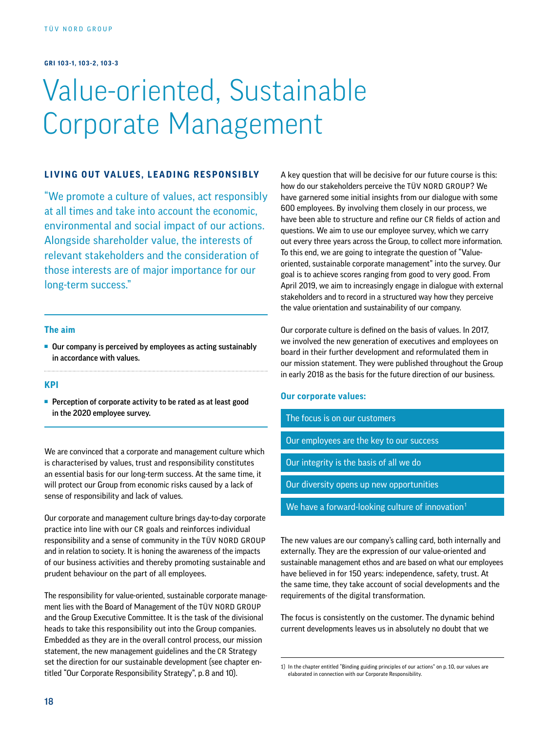GRI 103-1, 103-2, 103-3

# Value-oriented, Sustainable Corporate Management

## LIVING OUT VALUES, LEADING RESPONSIBLY

"We promote a culture of values, act responsibly at all times and take into account the economic, environmental and social impact of our actions. Alongside shareholder value, the interests of relevant stakeholders and the consideration of those interests are of major importance for our long-term success."

### The aim

- **Our company is perceived by employees as acting sustainably in accordance with values.**

### KPI

- **Perception of corporate activity to be rated as at least good in the 2020 employee survey.**

We are convinced that a corporate and management culture which is characterised by values, trust and responsibility constitutes an essential basis for our long-term success. At the same time, it will protect our Group from economic risks caused by a lack of sense of responsibility and lack of values.

Our corporate and management culture brings day-to-day corporate practice into line with our CR goals and reinforces individual responsibility and a sense of community in the TÜV NORD GROUP and in relation to society. It is honing the awareness of the impacts of our business activities and thereby promoting sustainable and prudent behaviour on the part of all employees.

The responsibility for value-oriented, sustainable corporate management lies with the Board of Management of the TÜV NORD GROUP and the Group Executive Committee. It is the task of the divisional heads to take this responsibility out into the Group companies. Embedded as they are in the overall control process, our mission statement, the new management guidelines and the CR Strategy set the direction for our sustainable development (see chapter entitled "Our Corporate Responsibility Strategy", p. 8 and 10).

A key question that will be decisive for our future course is this: how do our stakeholders perceive the TÜV NORD GROUP? We have garnered some initial insights from our dialogue with some 600 employees. By involving them closely in our process, we have been able to structure and refine our CR fields of action and questions. We aim to use our employee survey, which we carry out every three years across the Group, to collect more information. To this end, we are going to integrate the question of "Value-oriented, sustainable corporate management" into the survey. Our goal is to achieve scores ranging from good to very good. From April 2019, we aim to increasingly engage in dialogue with external stakeholders and to record in a structured way how they perceive the value orientation and sustainability of our company.

Our corporate culture is defined on the basis of values. In 2017, we involved the new generation of executives and employees on board in their further development and reformulated them in our mission statement. They were published throughout the Group in early 2018 as the basis for the future direction of our business.

### Our corporate values:

- The focus is on our customers
- Our employees are the key to our success
- Our integrity is the basis of all we do
- Our diversity opens up new opportunities
- We have a forward-looking culture of innovation[1]

The new values are our company's calling card, both internally and externally. They are the expression of our value-oriented and sustainable management ethos and are based on what our employees have believed in for 150 years: independence, safety, trust. At the same time, they take account of social developments and the requirements of the digital transformation.

The focus is consistently on the customer. The dynamic behind current developments leaves us in absolutely no doubt that we

1) In the chapter entitled "Binding guiding principles of our actions" on p. 10, our values are elaborated in connection with our Corporate Responsibility.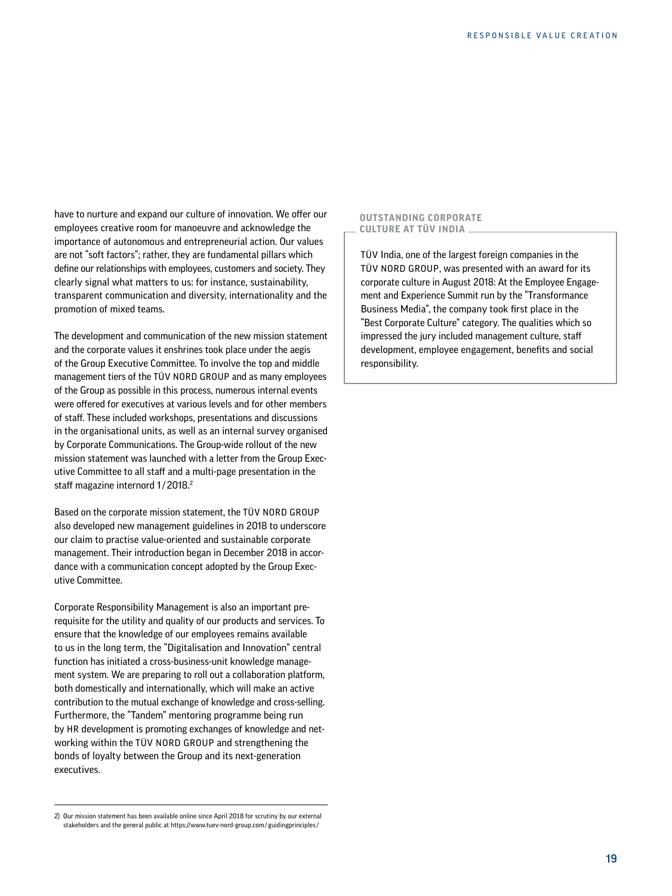have to nurture and expand our culture of innovation. We offer our employees creative room for manoeuvre and acknowledge the importance of autonomous and entrepreneurial action. Our values are not "soft factors"; rather, they are fundamental pillars which define our relationships with employees, customers and society. They clearly signal what matters to us: for instance, sustainability, transparent communication and diversity, internationality and the promotion of mixed teams.

The development and communication of the new mission statement and the corporate values it enshrines took place under the aegis of the Group Executive Committee. To involve the top and middle management tiers of the TÜV NORD GROUP and as many employees of the Group as possible in this process, numerous internal events were offered for executives at various levels and for other members of staff. These included workshops, presentations and discussions in the organisational units, as well as an internal survey organised by Corporate Communications. The Group-wide rollout of the new mission statement was launched with a letter from the Group Executive Committee to all staff and a multi-page presentation in the staff magazine internord 1/2018.[2]

Based on the corporate mission statement, the TÜV NORD GROUP also developed new management guidelines in 2018 to underscore our claim to practise value-oriented and sustainable corporate management. Their introduction began in December 2018 in accordance with a communication concept adopted by the Group Executive Committee.

Corporate Responsibility Management is also an important prerequisite for the utility and quality of our products and services. To ensure that the knowledge of our employees remains available to us in the long term, the "Digitalisation and Innovation" central function has initiated a cross-business-unit knowledge management system. We are preparing to roll out a collaboration platform, both domestically and internationally, which will make an active contribution to the mutual exchange of knowledge and cross-selling. Furthermore, the "Tandem" mentoring programme being run by HR development is promoting exchanges of knowledge and networking within the TÜV NORD GROUP and strengthening the bonds of loyalty between the Group and its next-generation executives.

2) Our mission statement has been available online since April 2018 for scrutiny by our external stakeholders and the general public at https://www.tuev-nord-group.com/guidingprinciples/

### OUTSTANDING CORPORATE CULTURE AT TÜV INDIA

TÜV India, one of the largest foreign companies in the TÜV NORD GROUP, was presented with an award for its corporate culture in August 2018: At the Employee Engagement and Experience Summit run by the "Transformance Business Media", the company took first place in the "Best Corporate Culture" category. The qualities which so impressed the jury included management culture, staff development, employee engagement, benefits and social responsibility.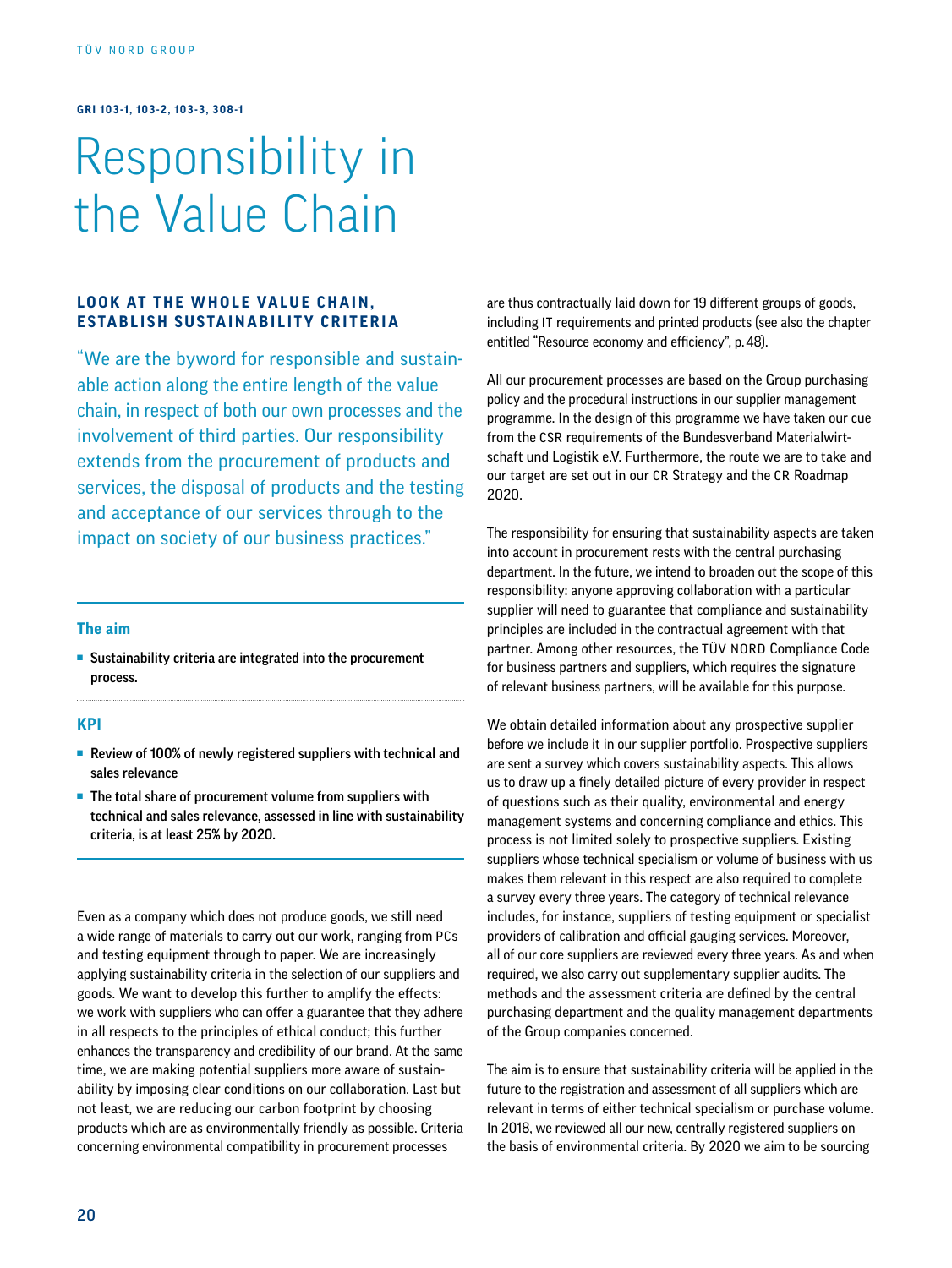**GRI 103-1, 103-2, 103-3, 308-1**

# Responsibility in the Value Chain

## LOOK AT THE WHOLE VALUE CHAIN, ESTABLISH SUSTAINABILITY CRITERIA

"We are the byword for responsible and sustainable action along the entire length of the value chain, in respect of both our own processes and the involvement of third parties. Our responsibility extends from the procurement of products and services, the disposal of products and the testing and acceptance of our services through to the impact on society of our business practices."

### The aim

- **Sustainability criteria are integrated into the procurement process.**

### KPI

- **Review of 100% of newly registered suppliers with technical and sales relevance**
- **The total share of procurement volume from suppliers with technical and sales relevance, assessed in line with sustainability criteria, is at least 25% by 2020.**

Even as a company which does not produce goods, we still need a wide range of materials to carry out our work, ranging from PCs and testing equipment through to paper. We are increasingly applying sustainability criteria in the selection of our suppliers and goods. We want to develop this further to amplify the effects: we work with suppliers who can offer a guarantee that they adhere in all respects to the principles of ethical conduct; this further enhances the transparency and credibility of our brand. At the same time, we are making potential suppliers more aware of sustainability by imposing clear conditions on our collaboration. Last but not least, we are reducing our carbon footprint by choosing products which are as environmentally friendly as possible. Criteria concerning environmental compatibility in procurement processes are thus contractually laid down for 19 different groups of goods, including IT requirements and printed products (see also the chapter entitled "Resource economy and efficiency", p. 48).

All our procurement processes are based on the Group purchasing policy and the procedural instructions in our supplier management programme. In the design of this programme we have taken our cue from the CSR requirements of the Bundesverband Materialwirtschaft und Logistik e.V. Furthermore, the route we are to take and our target are set out in our CR Strategy and the CR Roadmap 2020.

The responsibility for ensuring that sustainability aspects are taken into account in procurement rests with the central purchasing department. In the future, we intend to broaden out the scope of this responsibility: anyone approving collaboration with a particular supplier will need to guarantee that compliance and sustainability principles are included in the contractual agreement with that partner. Among other resources, the TÜV NORD Compliance Code for business partners and suppliers, which requires the signature of relevant business partners, will be available for this purpose.

We obtain detailed information about any prospective supplier before we include it in our supplier portfolio. Prospective suppliers are sent a survey which covers sustainability aspects. This allows us to draw up a finely detailed picture of every provider in respect of questions such as their quality, environmental and energy management systems and concerning compliance and ethics. This process is not limited solely to prospective suppliers. Existing suppliers whose technical specialism or volume of business with us makes them relevant in this respect are also required to complete a survey every three years. The category of technical relevance includes, for instance, suppliers of testing equipment or specialist providers of calibration and official gauging services. Moreover, all of our core suppliers are reviewed every three years. As and when required, we also carry out supplementary supplier audits. The methods and the assessment criteria are defined by the central purchasing department and the quality management departments of the Group companies concerned.

The aim is to ensure that sustainability criteria will be applied in the future to the registration and assessment of all suppliers which are relevant in terms of either technical specialism or purchase volume. In 2018, we reviewed all our new, centrally registered suppliers on the basis of environmental criteria. By 2020 we aim to be sourcing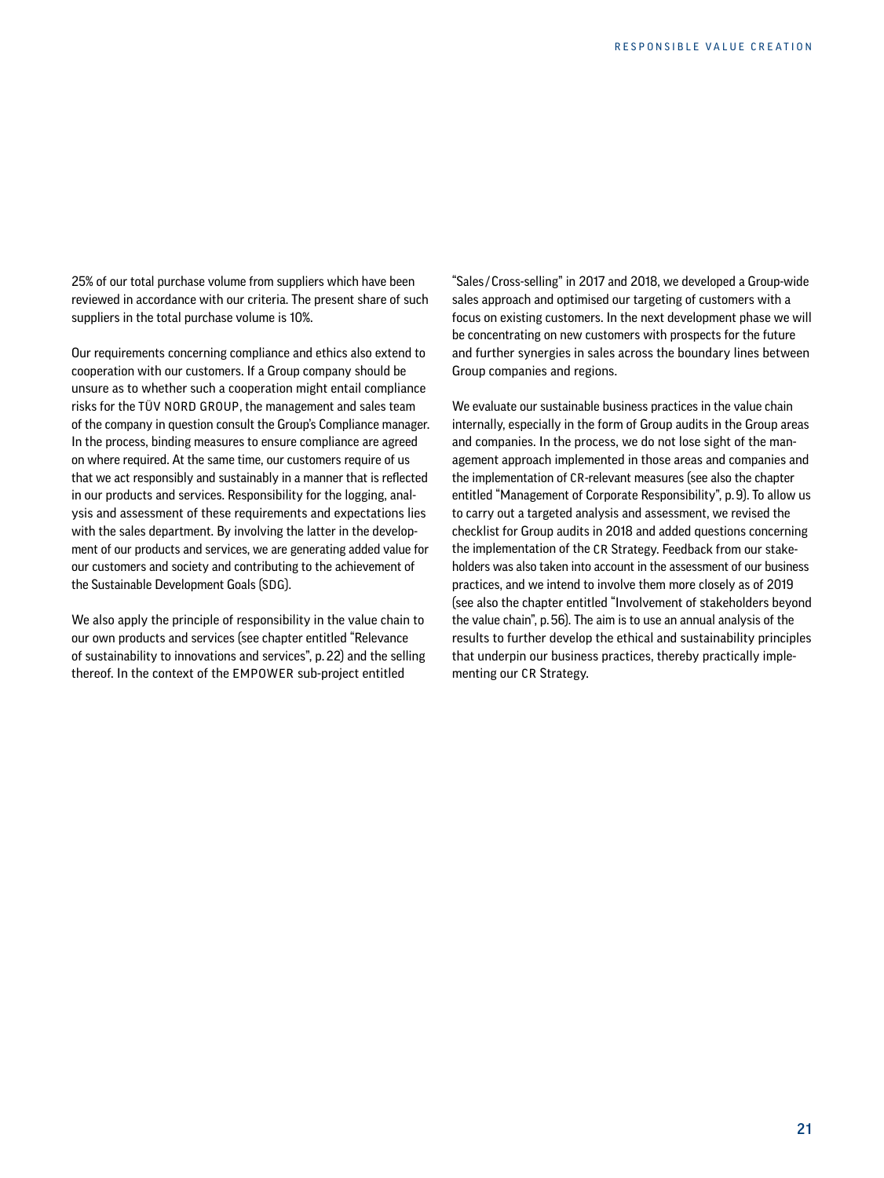25% of our total purchase volume from suppliers which have been reviewed in accordance with our criteria. The present share of such suppliers in the total purchase volume is 10%.

Our requirements concerning compliance and ethics also extend to cooperation with our customers. If a Group company should be unsure as to whether such a cooperation might entail compliance risks for the TÜV NORD GROUP, the management and sales team of the company in question consult the Group's Compliance manager. In the process, binding measures to ensure compliance are agreed on where required. At the same time, our customers require of us that we act responsibly and sustainably in a manner that is reflected in our products and services. Responsibility for the logging, analysis and assessment of these requirements and expectations lies with the sales department. By involving the latter in the development of our products and services, we are generating added value for our customers and society and contributing to the achievement of the Sustainable Development Goals (SDG).

We also apply the principle of responsibility in the value chain to our own products and services (see chapter entitled "Relevance of sustainability to innovations and services", p. 22) and the selling thereof. In the context of the EMPOWER sub-project entitled "Sales / Cross-selling" in 2017 and 2018, we developed a Group-wide sales approach and optimised our targeting of customers with a focus on existing customers. In the next development phase we will be concentrating on new customers with prospects for the future and further synergies in sales across the boundary lines between Group companies and regions.

We evaluate our sustainable business practices in the value chain internally, especially in the form of Group audits in the Group areas and companies. In the process, we do not lose sight of the management approach implemented in those areas and companies and the implementation of CR-relevant measures (see also the chapter entitled "Management of Corporate Responsibility", p. 9). To allow us to carry out a targeted analysis and assessment, we revised the checklist for Group audits in 2018 and added questions concerning the implementation of the CR Strategy. Feedback from our stakeholders was also taken into account in the assessment of our business practices, and we intend to involve them more closely as of 2019 (see also the chapter entitled "Involvement of stakeholders beyond the value chain", p. 56). The aim is to use an annual analysis of the results to further develop the ethical and sustainability principles that underpin our business practices, thereby practically implementing our CR Strategy.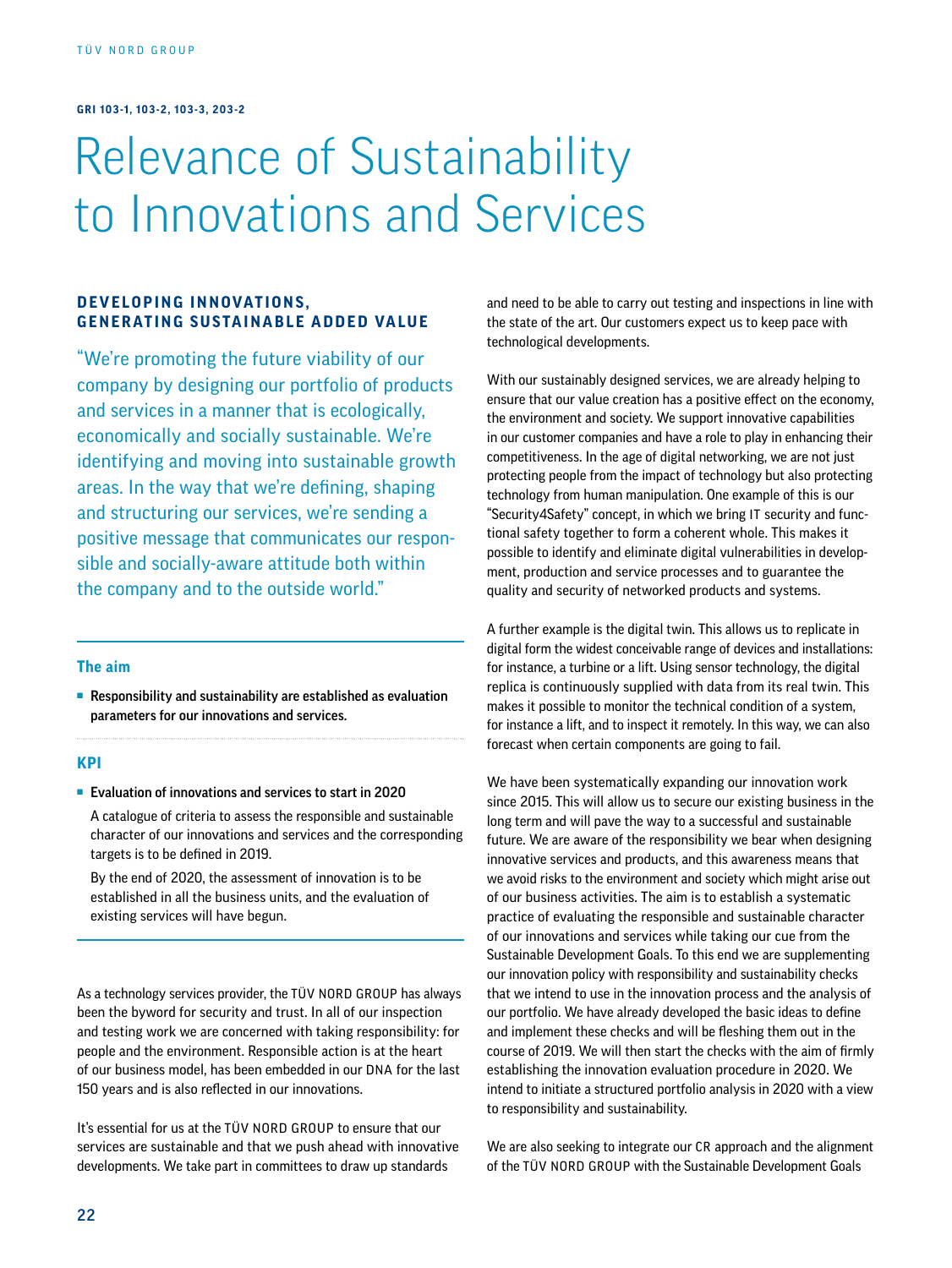GRI 103-1, 103-2, 103-3, 203-2

# Relevance of Sustainability to Innovations and Services

## DEVELOPING INNOVATIONS, GENERATING SUSTAINABLE ADDED VALUE

"We're promoting the future viability of our company by designing our portfolio of products and services in a manner that is ecologically, economically and socially sustainable. We're identifying and moving into sustainable growth areas. In the way that we're defining, shaping and structuring our services, we're sending a positive message that communicates our responsible and socially-aware attitude both within the company and to the outside world."

### The aim

- **Responsibility and sustainability are established as evaluation parameters for our innovations and services.**

### KPI

- **Evaluation of innovations and services to start in 2020**

  A catalogue of criteria to assess the responsible and sustainable character of our innovations and services and the corresponding targets is to be defined in 2019.

  By the end of 2020, the assessment of innovation is to be established in all the business units, and the evaluation of existing services will have begun.

As a technology services provider, the TÜV NORD GROUP has always been the byword for security and trust. In all of our inspection and testing work we are concerned with taking responsibility: for people and the environment. Responsible action is at the heart of our business model, has been embedded in our DNA for the last 150 years and is also reflected in our innovations.

It's essential for us at the TÜV NORD GROUP to ensure that our services are sustainable and that we push ahead with innovative developments. We take part in committees to draw up standards and need to be able to carry out testing and inspections in line with the state of the art. Our customers expect us to keep pace with technological developments.

With our sustainably designed services, we are already helping to ensure that our value creation has a positive effect on the economy, the environment and society. We support innovative capabilities in our customer companies and have a role to play in enhancing their competitiveness. In the age of digital networking, we are not just protecting people from the impact of technology but also protecting technology from human manipulation. One example of this is our "Security4Safety" concept, in which we bring IT security and functional safety together to form a coherent whole. This makes it possible to identify and eliminate digital vulnerabilities in development, production and service processes and to guarantee the quality and security of networked products and systems.

A further example is the digital twin. This allows us to replicate in digital form the widest conceivable range of devices and installations: for instance, a turbine or a lift. Using sensor technology, the digital replica is continuously supplied with data from its real twin. This makes it possible to monitor the technical condition of a system, for instance a lift, and to inspect it remotely. In this way, we can also forecast when certain components are going to fail.

We have been systematically expanding our innovation work since 2015. This will allow us to secure our existing business in the long term and will pave the way to a successful and sustainable future. We are aware of the responsibility we bear when designing innovative services and products, and this awareness means that we avoid risks to the environment and society which might arise out of our business activities. The aim is to establish a systematic practice of evaluating the responsible and sustainable character of our innovations and services while taking our cue from the Sustainable Development Goals. To this end we are supplementing our innovation policy with responsibility and sustainability checks that we intend to use in the innovation process and the analysis of our portfolio. We have already developed the basic ideas to define and implement these checks and will be fleshing them out in the course of 2019. We will then start the checks with the aim of firmly establishing the innovation evaluation procedure in 2020. We intend to initiate a structured portfolio analysis in 2020 with a view to responsibility and sustainability.

We are also seeking to integrate our CR approach and the alignment of the TÜV NORD GROUP with the Sustainable Development Goals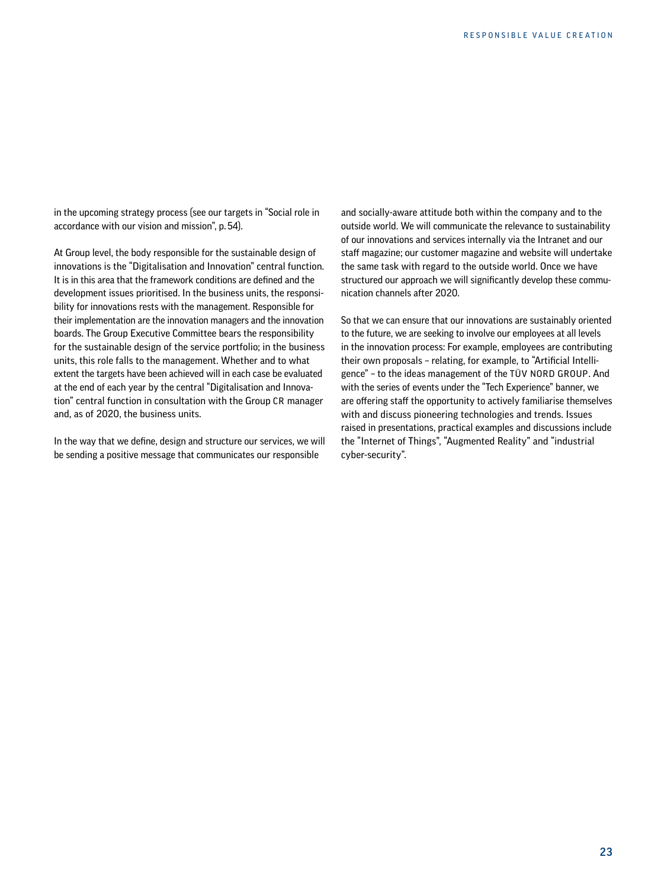in the upcoming strategy process (see our targets in "Social role in accordance with our vision and mission", p. 54).

At Group level, the body responsible for the sustainable design of innovations is the "Digitalisation and Innovation" central function. It is in this area that the framework conditions are defined and the development issues prioritised. In the business units, the responsibility for innovations rests with the management. Responsible for their implementation are the innovation managers and the innovation boards. The Group Executive Committee bears the responsibility for the sustainable design of the service portfolio; in the business units, this role falls to the management. Whether and to what extent the targets have been achieved will in each case be evaluated at the end of each year by the central "Digitalisation and Innovation" central function in consultation with the Group CR manager and, as of 2020, the business units.

In the way that we define, design and structure our services, we will be sending a positive message that communicates our responsible and socially-aware attitude both within the company and to the outside world. We will communicate the relevance to sustainability of our innovations and services internally via the Intranet and our staff magazine; our customer magazine and website will undertake the same task with regard to the outside world. Once we have structured our approach we will significantly develop these communication channels after 2020.

So that we can ensure that our innovations are sustainably oriented to the future, we are seeking to involve our employees at all levels in the innovation process: For example, employees are contributing their own proposals – relating, for example, to "Artificial Intelligence" – to the ideas management of the TÜV NORD GROUP. And with the series of events under the "Tech Experience" banner, we are offering staff the opportunity to actively familiarise themselves with and discuss pioneering technologies and trends. Issues raised in presentations, practical examples and discussions include the "Internet of Things", "Augmented Reality" and "industrial cyber-security".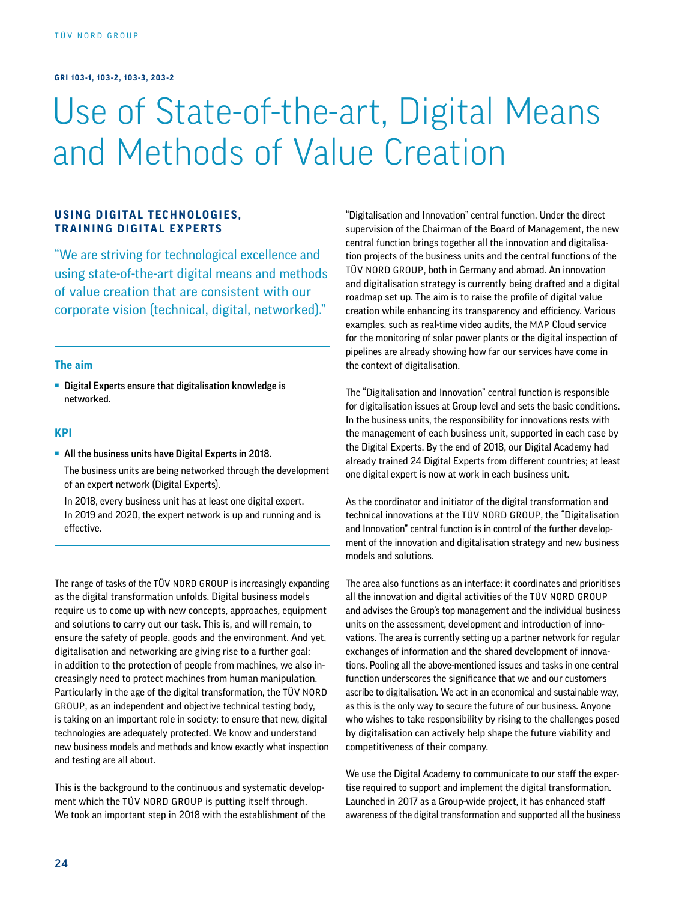GRI 103-1, 103-2, 103-3, 203-2

# Use of State-of-the-art, Digital Means and Methods of Value Creation

## USING DIGITAL TECHNOLOGIES, TRAINING DIGITAL EXPERTS

"We are striving for technological excellence and using state-of-the-art digital means and methods of value creation that are consistent with our corporate vision (technical, digital, networked)."

### The aim

- **Digital Experts ensure that digitalisation knowledge is networked.**

### KPI

- **All the business units have Digital Experts in 2018.**

  The business units are being networked through the development of an expert network (Digital Experts).

  In 2018, every business unit has at least one digital expert. In 2019 and 2020, the expert network is up and running and is effective.

The range of tasks of the TÜV NORD GROUP is increasingly expanding as the digital transformation unfolds. Digital business models require us to come up with new concepts, approaches, equipment and solutions to carry out our task. This is, and will remain, to ensure the safety of people, goods and the environment. And yet, digitalisation and networking are giving rise to a further goal: in addition to the protection of people from machines, we also increasingly need to protect machines from human manipulation. Particularly in the age of the digital transformation, the TÜV NORD GROUP, as an independent and objective technical testing body, is taking on an important role in society: to ensure that new, digital technologies are adequately protected. We know and understand new business models and methods and know exactly what inspection and testing are all about.

This is the background to the continuous and systematic development which the TÜV NORD GROUP is putting itself through. We took an important step in 2018 with the establishment of the "Digitalisation and Innovation" central function. Under the direct supervision of the Chairman of the Board of Management, the new central function brings together all the innovation and digitalisation projects of the business units and the central functions of the TÜV NORD GROUP, both in Germany and abroad. An innovation and digitalisation strategy is currently being drafted and a digital roadmap set up. The aim is to raise the profile of digital value creation while enhancing its transparency and efficiency. Various examples, such as real-time video audits, the MAP Cloud service for the monitoring of solar power plants or the digital inspection of pipelines are already showing how far our services have come in the context of digitalisation.

The "Digitalisation and Innovation" central function is responsible for digitalisation issues at Group level and sets the basic conditions. In the business units, the responsibility for innovations rests with the management of each business unit, supported in each case by the Digital Experts. By the end of 2018, our Digital Academy had already trained 24 Digital Experts from different countries; at least one digital expert is now at work in each business unit.

As the coordinator and initiator of the digital transformation and technical innovations at the TÜV NORD GROUP, the "Digitalisation and Innovation" central function is in control of the further development of the innovation and digitalisation strategy and new business models and solutions.

The area also functions as an interface: it coordinates and prioritises all the innovation and digital activities of the TÜV NORD GROUP and advises the Group's top management and the individual business units on the assessment, development and introduction of innovations. The area is currently setting up a partner network for regular exchanges of information and the shared development of innovations. Pooling all the above-mentioned issues and tasks in one central function underscores the significance that we and our customers ascribe to digitalisation. We act in an economical and sustainable way, as this is the only way to secure the future of our business. Anyone who wishes to take responsibility by rising to the challenges posed by digitalisation can actively help shape the future viability and competitiveness of their company.

We use the Digital Academy to communicate to our staff the expertise required to support and implement the digital transformation. Launched in 2017 as a Group-wide project, it has enhanced staff awareness of the digital transformation and supported all the business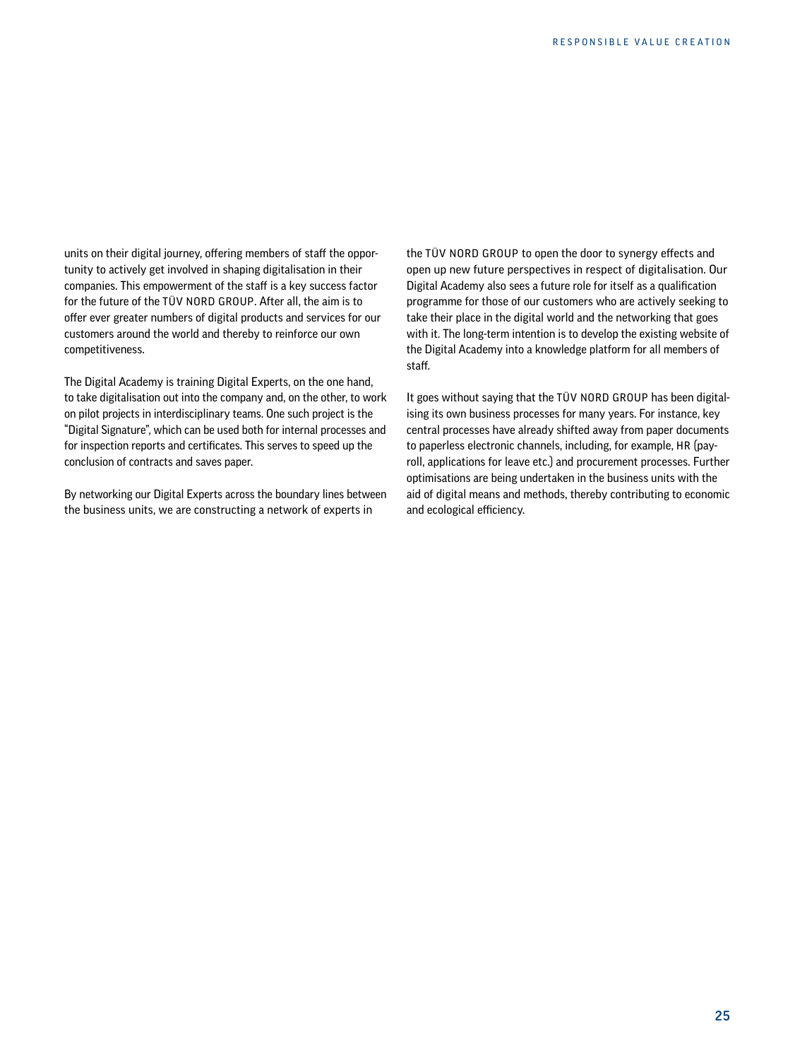units on their digital journey, offering members of staff the opportunity to actively get involved in shaping digitalisation in their companies. This empowerment of the staff is a key success factor for the future of the TÜV NORD GROUP. After all, the aim is to offer ever greater numbers of digital products and services for our customers around the world and thereby to reinforce our own competitiveness.

The Digital Academy is training Digital Experts, on the one hand, to take digitalisation out into the company and, on the other, to work on pilot projects in interdisciplinary teams. One such project is the "Digital Signature", which can be used both for internal processes and for inspection reports and certificates. This serves to speed up the conclusion of contracts and saves paper.

By networking our Digital Experts across the boundary lines between the business units, we are constructing a network of experts in the TÜV NORD GROUP to open the door to synergy effects and open up new future perspectives in respect of digitalisation. Our Digital Academy also sees a future role for itself as a qualification programme for those of our customers who are actively seeking to take their place in the digital world and the networking that goes with it. The long-term intention is to develop the existing website of the Digital Academy into a knowledge platform for all members of staff.

It goes without saying that the TÜV NORD GROUP has been digitalising its own business processes for many years. For instance, key central processes have already shifted away from paper documents to paperless electronic channels, including, for example, HR (payroll, applications for leave etc.) and procurement processes. Further optimisations are being undertaken in the business units with the aid of digital means and methods, thereby contributing to economic and ecological efficiency.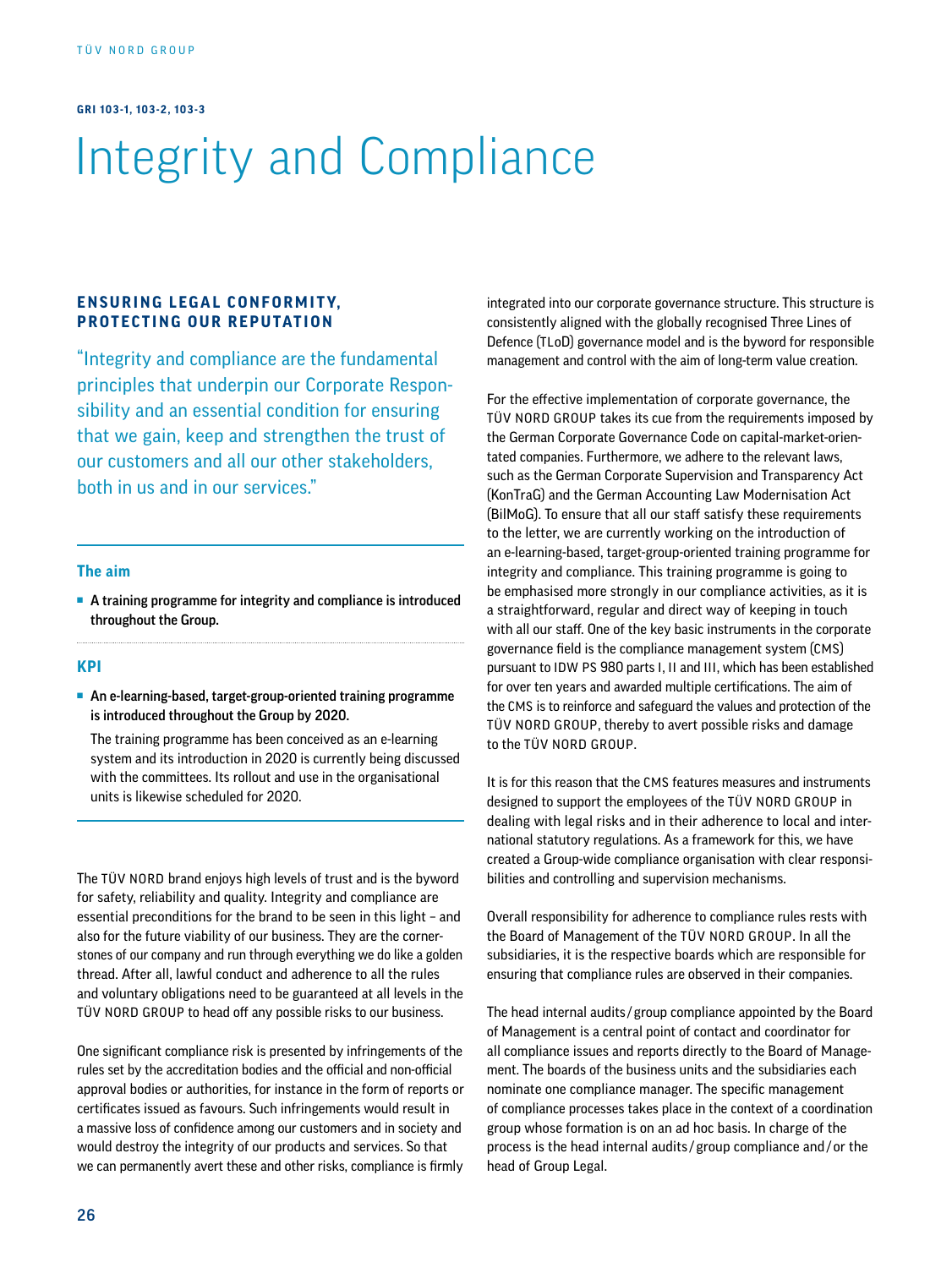GRI 103-1, 103-2, 103-3

# Integrity and Compliance

## ENSURING LEGAL CONFORMITY, PROTECTING OUR REPUTATION

"Integrity and compliance are the fundamental principles that underpin our Corporate Responsibility and an essential condition for ensuring that we gain, keep and strengthen the trust of our customers and all our other stakeholders, both in us and in our services."

### The aim

- **A training programme for integrity and compliance is introduced throughout the Group.**

### KPI

- **An e-learning-based, target-group-oriented training programme is introduced throughout the Group by 2020.**

  The training programme has been conceived as an e-learning system and its introduction in 2020 is currently being discussed with the committees. Its rollout and use in the organisational units is likewise scheduled for 2020.

The TÜV NORD brand enjoys high levels of trust and is the byword for safety, reliability and quality. Integrity and compliance are essential preconditions for the brand to be seen in this light – and also for the future viability of our business. They are the cornerstones of our company and run through everything we do like a golden thread. After all, lawful conduct and adherence to all the rules and voluntary obligations need to be guaranteed at all levels in the TÜV NORD GROUP to head off any possible risks to our business.

One significant compliance risk is presented by infringements of the rules set by the accreditation bodies and the official and non-official approval bodies or authorities, for instance in the form of reports or certificates issued as favours. Such infringements would result in a massive loss of confidence among our customers and in society and would destroy the integrity of our products and services. So that we can permanently avert these and other risks, compliance is firmly integrated into our corporate governance structure. This structure is consistently aligned with the globally recognised Three Lines of Defence (TLoD) governance model and is the byword for responsible management and control with the aim of long-term value creation.

For the effective implementation of corporate governance, the TÜV NORD GROUP takes its cue from the requirements imposed by the German Corporate Governance Code on capital-market-orientated companies. Furthermore, we adhere to the relevant laws, such as the German Corporate Supervision and Transparency Act (KonTraG) and the German Accounting Law Modernisation Act (BilMoG). To ensure that all our staff satisfy these requirements to the letter, we are currently working on the introduction of an e-learning-based, target-group-oriented training programme for integrity and compliance. This training programme is going to be emphasised more strongly in our compliance activities, as it is a straightforward, regular and direct way of keeping in touch with all our staff. One of the key basic instruments in the corporate governance field is the compliance management system (CMS) pursuant to IDW PS 980 parts I, II and III, which has been established for over ten years and awarded multiple certifications. The aim of the CMS is to reinforce and safeguard the values and protection of the TÜV NORD GROUP, thereby to avert possible risks and damage to the TÜV NORD GROUP.

It is for this reason that the CMS features measures and instruments designed to support the employees of the TÜV NORD GROUP in dealing with legal risks and in their adherence to local and international statutory regulations. As a framework for this, we have created a Group-wide compliance organisation with clear responsibilities and controlling and supervision mechanisms.

Overall responsibility for adherence to compliance rules rests with the Board of Management of the TÜV NORD GROUP. In all the subsidiaries, it is the respective boards which are responsible for ensuring that compliance rules are observed in their companies.

The head internal audits / group compliance appointed by the Board of Management is a central point of contact and coordinator for all compliance issues and reports directly to the Board of Management. The boards of the business units and the subsidiaries each nominate one compliance manager. The specific management of compliance processes takes place in the context of a coordination group whose formation is on an ad hoc basis. In charge of the process is the head internal audits / group compliance and / or the head of Group Legal.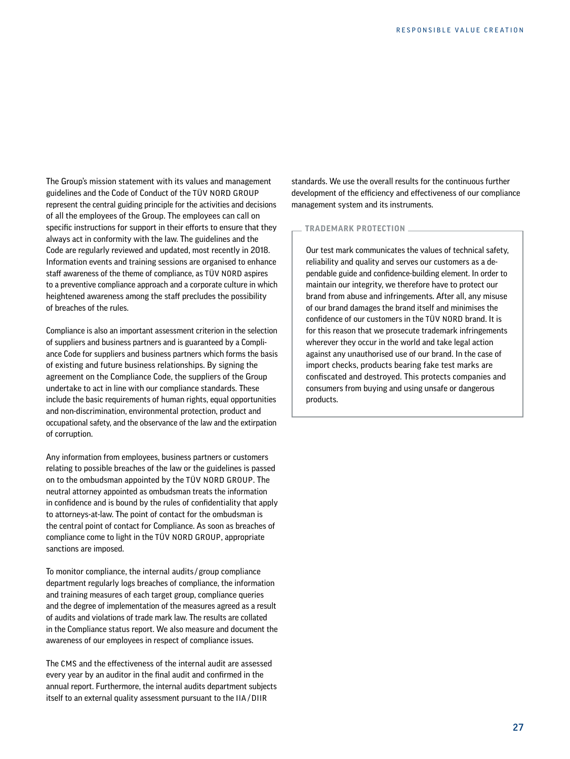The Group's mission statement with its values and management guidelines and the Code of Conduct of the TÜV NORD GROUP represent the central guiding principle for the activities and decisions of all the employees of the Group. The employees can call on specific instructions for support in their efforts to ensure that they always act in conformity with the law. The guidelines and the Code are regularly reviewed and updated, most recently in 2018. Information events and training sessions are organised to enhance staff awareness of the theme of compliance, as TÜV NORD aspires to a preventive compliance approach and a corporate culture in which heightened awareness among the staff precludes the possibility of breaches of the rules.

Compliance is also an important assessment criterion in the selection of suppliers and business partners and is guaranteed by a Compliance Code for suppliers and business partners which forms the basis of existing and future business relationships. By signing the agreement on the Compliance Code, the suppliers of the Group undertake to act in line with our compliance standards. These include the basic requirements of human rights, equal opportunities and non-discrimination, environmental protection, product and occupational safety, and the observance of the law and the extirpation of corruption.

Any information from employees, business partners or customers relating to possible breaches of the law or the guidelines is passed on to the ombudsman appointed by the TÜV NORD GROUP. The neutral attorney appointed as ombudsman treats the information in confidence and is bound by the rules of confidentiality that apply to attorneys-at-law. The point of contact for the ombudsman is the central point of contact for Compliance. As soon as breaches of compliance come to light in the TÜV NORD GROUP, appropriate sanctions are imposed.

To monitor compliance, the internal audits / group compliance department regularly logs breaches of compliance, the information and training measures of each target group, compliance queries and the degree of implementation of the measures agreed as a result of audits and violations of trade mark law. The results are collated in the Compliance status report. We also measure and document the awareness of our employees in respect of compliance issues.

The CMS and the effectiveness of the internal audit are assessed every year by an auditor in the final audit and confirmed in the annual report. Furthermore, the internal audits department subjects itself to an external quality assessment pursuant to the IIA / DIIR standards. We use the overall results for the continuous further development of the efficiency and effectiveness of our compliance management system and its instruments.

**TRADEMARK PROTECTION**

Our test mark communicates the values of technical safety, reliability and quality and serves our customers as a dependable guide and confidence-building element. In order to maintain our integrity, we therefore have to protect our brand from abuse and infringements. After all, any misuse of our brand damages the brand itself and minimises the confidence of our customers in the TÜV NORD brand. It is for this reason that we prosecute trademark infringements wherever they occur in the world and take legal action against any unauthorised use of our brand. In the case of import checks, products bearing fake test marks are confiscated and destroyed. This protects companies and consumers from buying and using unsafe or dangerous products.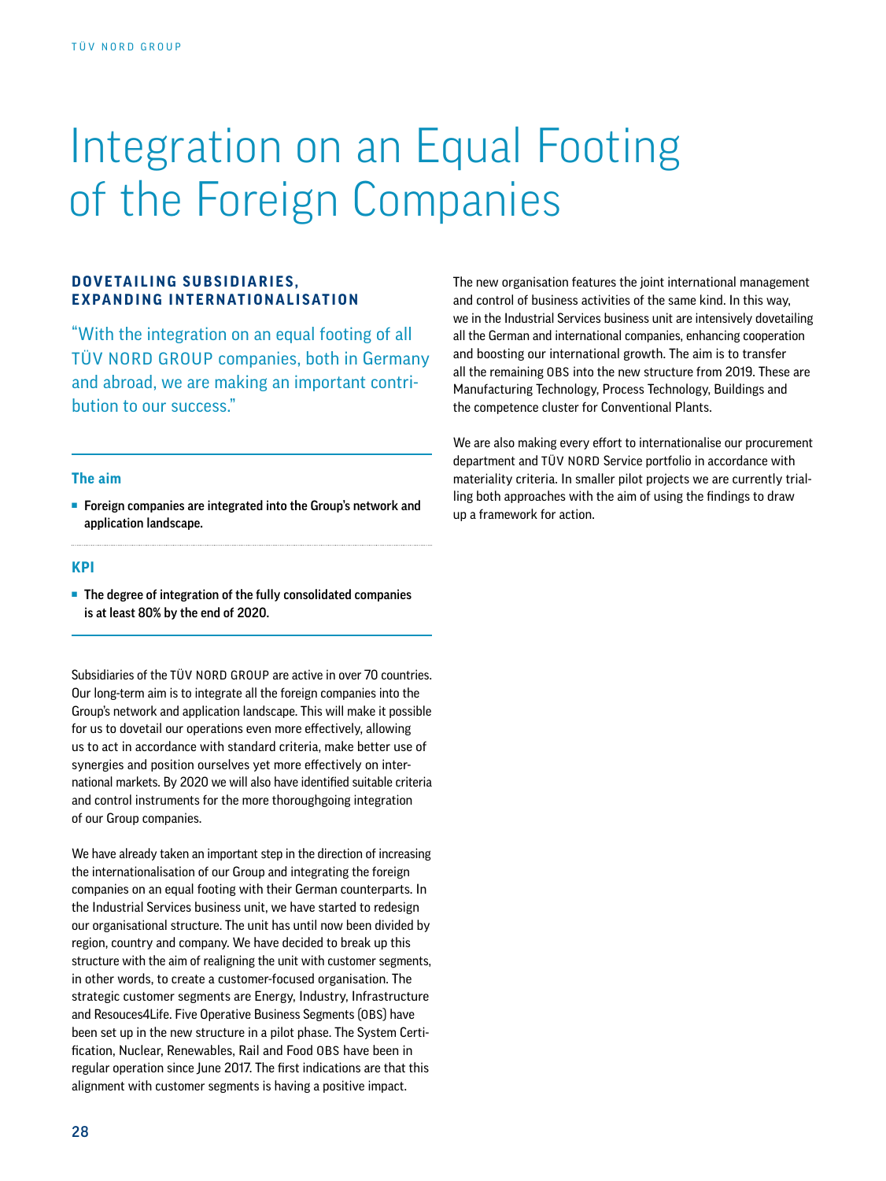# Integration on an Equal Footing of the Foreign Companies

## DOVETAILING SUBSIDIARIES, EXPANDING INTERNATIONALISATION

"With the integration on an equal footing of all TÜV NORD GROUP companies, both in Germany and abroad, we are making an important contribution to our success."

### The aim

- **Foreign companies are integrated into the Group's network and application landscape.**

### KPI

- **The degree of integration of the fully consolidated companies is at least 80% by the end of 2020.**

Subsidiaries of the TÜV NORD GROUP are active in over 70 countries. Our long-term aim is to integrate all the foreign companies into the Group's network and application landscape. This will make it possible for us to dovetail our operations even more effectively, allowing us to act in accordance with standard criteria, make better use of synergies and position ourselves yet more effectively on international markets. By 2020 we will also have identified suitable criteria and control instruments for the more thoroughgoing integration of our Group companies.

We have already taken an important step in the direction of increasing the internationalisation of our Group and integrating the foreign companies on an equal footing with their German counterparts. In the Industrial Services business unit, we have started to redesign our organisational structure. The unit has until now been divided by region, country and company. We have decided to break up this structure with the aim of realigning the unit with customer segments, in other words, to create a customer-focused organisation. The strategic customer segments are Energy, Industry, Infrastructure and Resouces4Life. Five Operative Business Segments (OBS) have been set up in the new structure in a pilot phase. The System Certification, Nuclear, Renewables, Rail and Food OBS have been in regular operation since June 2017. The first indications are that this alignment with customer segments is having a positive impact.

The new organisation features the joint international management and control of business activities of the same kind. In this way, we in the Industrial Services business unit are intensively dovetailing all the German and international companies, enhancing cooperation and boosting our international growth. The aim is to transfer all the remaining OBS into the new structure from 2019. These are Manufacturing Technology, Process Technology, Buildings and the competence cluster for Conventional Plants.

We are also making every effort to internationalise our procurement department and TÜV NORD Service portfolio in accordance with materiality criteria. In smaller pilot projects we are currently trialling both approaches with the aim of using the findings to draw up a framework for action.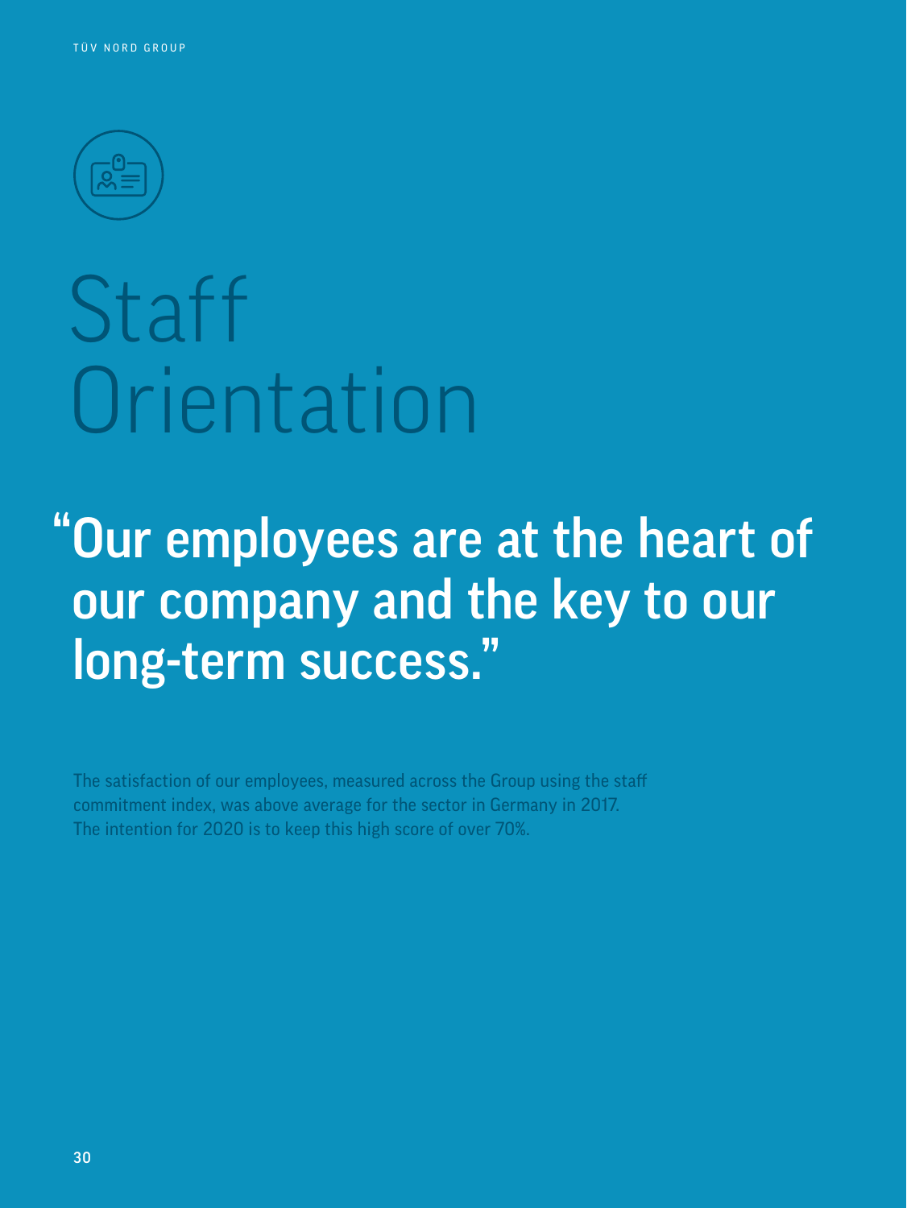# Staff Orientation

**"Our employees are at the heart of our company and the key to our long-term success."**

The satisfaction of our employees, measured across the Group using the staff commitment index, was above average for the sector in Germany in 2017. The intention for 2020 is to keep this high score of over 70%.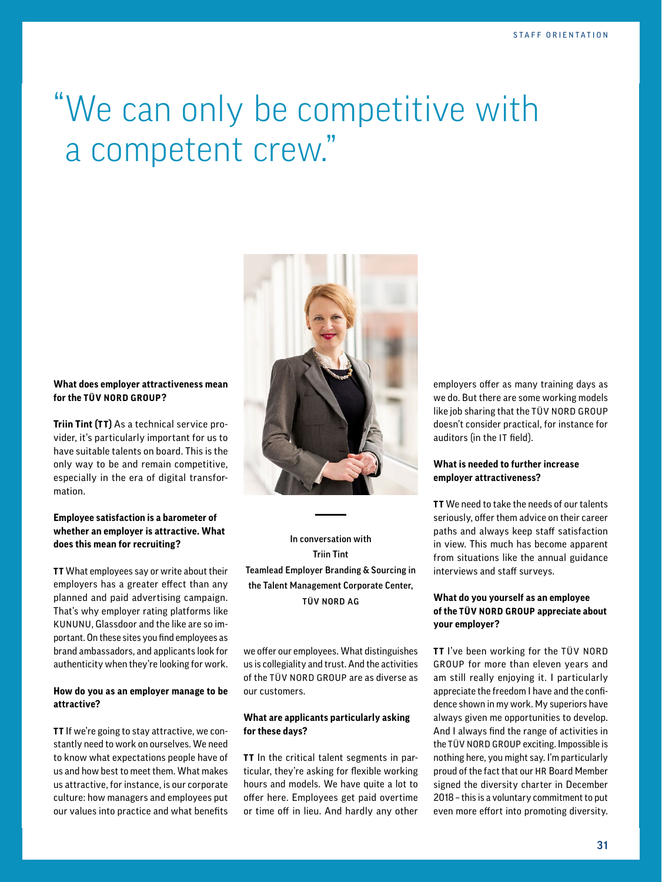# "We can only be competitive with a competent crew."

In conversation with
Triin Tint
Teamlead Employer Branding & Sourcing in the Talent Management Corporate Center, TÜV NORD AG

**What does employer attractiveness mean for the TÜV NORD GROUP?**

**Triin Tint (TT)** As a technical service provider, it's particularly important for us to have suitable talents on board. This is the only way to be and remain competitive, especially in the era of digital transformation.

**Employee satisfaction is a barometer of whether an employer is attractive. What does this mean for recruiting?**

**TT** What employees say or write about their employers has a greater effect than any planned and paid advertising campaign. That's why employer rating platforms like KUNUNU, Glassdoor and the like are so important. On these sites you find employees as brand ambassadors, and applicants look for authenticity when they're looking for work.

**How do you as an employer manage to be attractive?**

**TT** If we're going to stay attractive, we constantly need to work on ourselves. We need to know what expectations people have of us and how best to meet them. What makes us attractive, for instance, is our corporate culture: how managers and employees put our values into practice and what benefits we offer our employees. What distinguishes us is collegiality and trust. And the activities of the TÜV NORD GROUP are as diverse as our customers.

**What are applicants particularly asking for these days?**

**TT** In the critical talent segments in particular, they're asking for flexible working hours and models. We have quite a lot to offer here. Employees get paid overtime or time off in lieu. And hardly any other employers offer as many training days as we do. But there are some working models like job sharing that the TÜV NORD GROUP doesn't consider practical, for instance for auditors (in the IT field).

**What is needed to further increase employer attractiveness?**

**TT** We need to take the needs of our talents seriously, offer them advice on their career paths and always keep staff satisfaction in view. This much has become apparent from situations like the annual guidance interviews and staff surveys.

**What do you yourself as an employee of the TÜV NORD GROUP appreciate about your employer?**

**TT** I've been working for the TÜV NORD GROUP for more than eleven years and am still really enjoying it. I particularly appreciate the freedom I have and the confidence shown in my work. My superiors have always given me opportunities to develop. And I always find the range of activities in the TÜV NORD GROUP exciting. Impossible is nothing here, you might say. I'm particularly proud of the fact that our HR Board Member signed the diversity charter in December 2018 – this is a voluntary commitment to put even more effort into promoting diversity.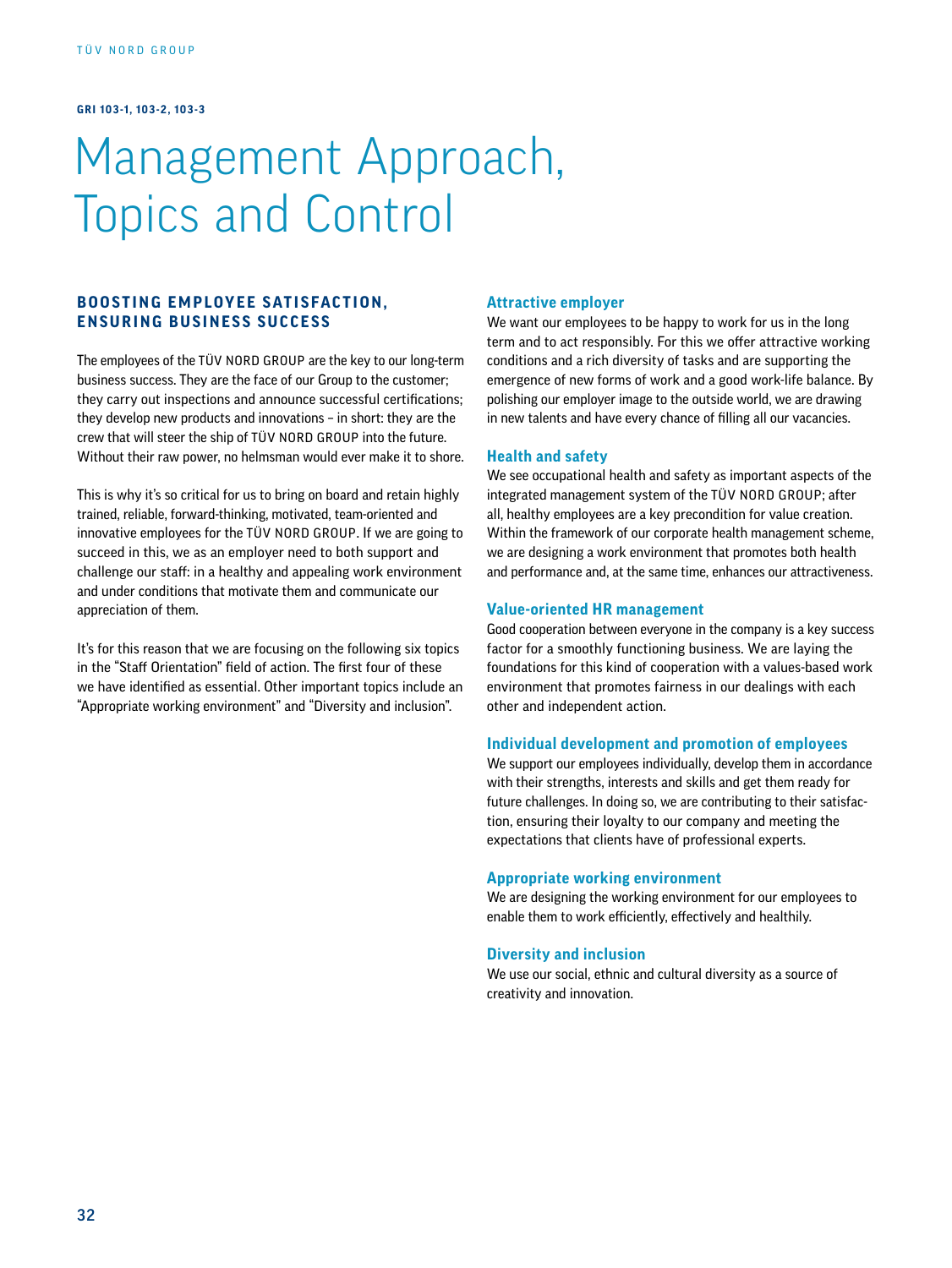**GRI 103-1, 103-2, 103-3**

# Management Approach, Topics and Control

## BOOSTING EMPLOYEE SATISFACTION, ENSURING BUSINESS SUCCESS

The employees of the TÜV NORD GROUP are the key to our long-term business success. They are the face of our Group to the customer; they carry out inspections and announce successful certifications; they develop new products and innovations – in short: they are the crew that will steer the ship of TÜV NORD GROUP into the future. Without their raw power, no helmsman would ever make it to shore.

This is why it's so critical for us to bring on board and retain highly trained, reliable, forward-thinking, motivated, team-oriented and innovative employees for the TÜV NORD GROUP. If we are going to succeed in this, we as an employer need to both support and challenge our staff: in a healthy and appealing work environment and under conditions that motivate them and communicate our appreciation of them.

It's for this reason that we are focusing on the following six topics in the "Staff Orientation" field of action. The first four of these we have identified as essential. Other important topics include an "Appropriate working environment" and "Diversity and inclusion".

### Attractive employer

We want our employees to be happy to work for us in the long term and to act responsibly. For this we offer attractive working conditions and a rich diversity of tasks and are supporting the emergence of new forms of work and a good work-life balance. By polishing our employer image to the outside world, we are drawing in new talents and have every chance of filling all our vacancies.

### Health and safety

We see occupational health and safety as important aspects of the integrated management system of the TÜV NORD GROUP; after all, healthy employees are a key precondition for value creation. Within the framework of our corporate health management scheme, we are designing a work environment that promotes both health and performance and, at the same time, enhances our attractiveness.

### Value-oriented HR management

Good cooperation between everyone in the company is a key success factor for a smoothly functioning business. We are laying the foundations for this kind of cooperation with a values-based work environment that promotes fairness in our dealings with each other and independent action.

### Individual development and promotion of employees

We support our employees individually, develop them in accordance with their strengths, interests and skills and get them ready for future challenges. In doing so, we are contributing to their satisfaction, ensuring their loyalty to our company and meeting the expectations that clients have of professional experts.

### Appropriate working environment

We are designing the working environment for our employees to enable them to work efficiently, effectively and healthily.

### Diversity and inclusion

We use our social, ethnic and cultural diversity as a source of creativity and innovation.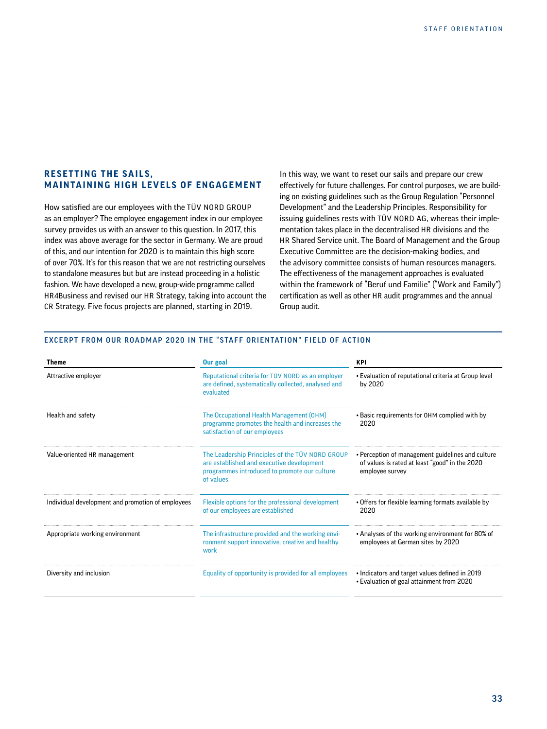## RESETTING THE SAILS, MAINTAINING HIGH LEVELS OF ENGAGEMENT

How satisfied are our employees with the TÜV NORD GROUP as an employer? The employee engagement index in our employee survey provides us with an answer to this question. In 2017, this index was above average for the sector in Germany. We are proud of this, and our intention for 2020 is to maintain this high score of over 70%. It's for this reason that we are not restricting ourselves to standalone measures but but are instead proceeding in a holistic fashion. We have developed a new, group-wide programme called HR4Business and revised our HR Strategy, taking into account the CR Strategy. Five focus projects are planned, starting in 2019.

In this way, we want to reset our sails and prepare our crew effectively for future challenges. For control purposes, we are building on existing guidelines such as the Group Regulation "Personnel Development" and the Leadership Principles. Responsibility for issuing guidelines rests with TÜV NORD AG, whereas their implementation takes place in the decentralised HR divisions and the HR Shared Service unit. The Board of Management and the Group Executive Committee are the decision-making bodies, and the advisory committee consists of human resources managers. The effectiveness of the management approaches is evaluated within the framework of "Beruf und Familie" ("Work and Family") certification as well as other HR audit programmes and the annual Group audit.

### EXCERPT FROM OUR ROADMAP 2020 IN THE "STAFF ORIENTATION" FIELD OF ACTION

| Theme | Our goal | KPI |
|---|---|---|
| Attractive employer | Reputational criteria for TÜV NORD as an employer are defined, systematically collected, analysed and evaluated | • Evaluation of reputational criteria at Group level by 2020 |
| Health and safety | The Occupational Health Management (OHM) programme promotes the health and increases the satisfaction of our employees | • Basic requirements for OHM complied with by 2020 |
| Value-oriented HR management | The Leadership Principles of the TÜV NORD GROUP are established and executive development programmes introduced to promote our culture of values | • Perception of management guidelines and culture of values is rated at least "good" in the 2020 employee survey |
| Individual development and promotion of employees | Flexible options for the professional development of our employees are established | • Offers for flexible learning formats available by 2020 |
| Appropriate working environment | The infrastructure provided and the working environment support innovative, creative and healthy work | • Analyses of the working environment for 80% of employees at German sites by 2020 |
| Diversity and inclusion | Equality of opportunity is provided for all employees | • Indicators and target values defined in 2019<br>• Evaluation of goal attainment from 2020 |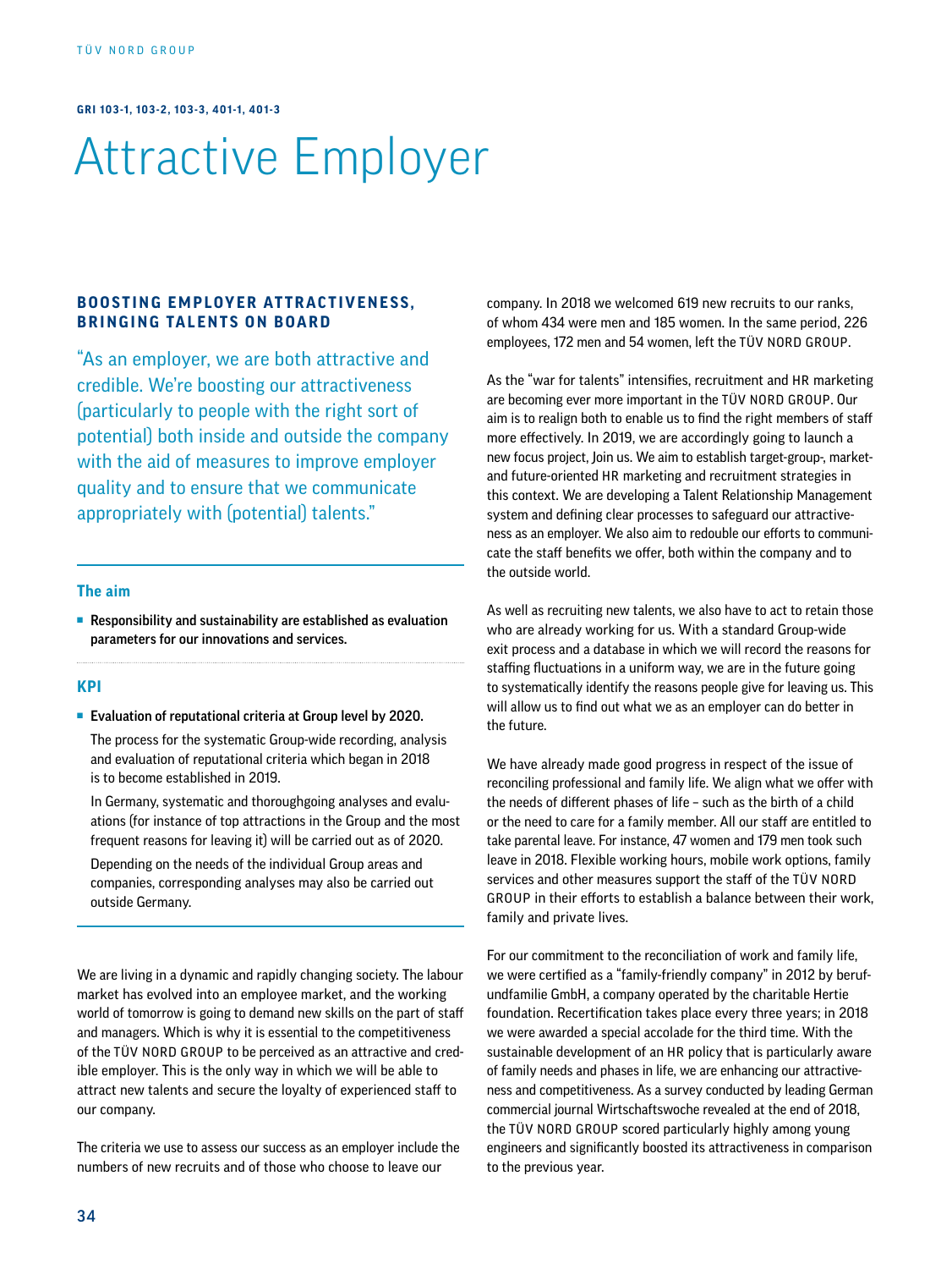**GRI 103-1, 103-2, 103-3, 401-1, 401-3**

# Attractive Employer

## BOOSTING EMPLOYER ATTRACTIVENESS, BRINGING TALENTS ON BOARD

"As an employer, we are both attractive and credible. We're boosting our attractiveness (particularly to people with the right sort of potential) both inside and outside the company with the aid of measures to improve employer quality and to ensure that we communicate appropriately with (potential) talents."

### The aim

- **Responsibility and sustainability are established as evaluation parameters for our innovations and services.**

### KPI

- **Evaluation of reputational criteria at Group level by 2020.**

  The process for the systematic Group-wide recording, analysis and evaluation of reputational criteria which began in 2018 is to become established in 2019.

  In Germany, systematic and thoroughgoing analyses and evaluations (for instance of top attractions in the Group and the most frequent reasons for leaving it) will be carried out as of 2020.

  Depending on the needs of the individual Group areas and companies, corresponding analyses may also be carried out outside Germany.

We are living in a dynamic and rapidly changing society. The labour market has evolved into an employee market, and the working world of tomorrow is going to demand new skills on the part of staff and managers. Which is why it is essential to the competitiveness of the TÜV NORD GROUP to be perceived as an attractive and credible employer. This is the only way in which we will be able to attract new talents and secure the loyalty of experienced staff to our company.

The criteria we use to assess our success as an employer include the numbers of new recruits and of those who choose to leave our company. In 2018 we welcomed 619 new recruits to our ranks, of whom 434 were men and 185 women. In the same period, 226 employees, 172 men and 54 women, left the TÜV NORD GROUP.

As the "war for talents" intensifies, recruitment and HR marketing are becoming ever more important in the TÜV NORD GROUP. Our aim is to realign both to enable us to find the right members of staff more effectively. In 2019, we are accordingly going to launch a new focus project, Join us. We aim to establish target-group-, market- and future-oriented HR marketing and recruitment strategies in this context. We are developing a Talent Relationship Management system and defining clear processes to safeguard our attractiveness as an employer. We also aim to redouble our efforts to communicate the staff benefits we offer, both within the company and to the outside world.

As well as recruiting new talents, we also have to act to retain those who are already working for us. With a standard Group-wide exit process and a database in which we will record the reasons for staffing fluctuations in a uniform way, we are in the future going to systematically identify the reasons people give for leaving us. This will allow us to find out what we as an employer can do better in the future.

We have already made good progress in respect of the issue of reconciling professional and family life. We align what we offer with the needs of different phases of life – such as the birth of a child or the need to care for a family member. All our staff are entitled to take parental leave. For instance, 47 women and 179 men took such leave in 2018. Flexible working hours, mobile work options, family services and other measures support the staff of the TÜV NORD GROUP in their efforts to establish a balance between their work, family and private lives.

For our commitment to the reconciliation of work and family life, we were certified as a "family-friendly company" in 2012 by berufundfamilie GmbH, a company operated by the charitable Hertie foundation. Recertification takes place every three years; in 2018 we were awarded a special accolade for the third time. With the sustainable development of an HR policy that is particularly aware of family needs and phases in life, we are enhancing our attractiveness and competitiveness. As a survey conducted by leading German commercial journal Wirtschaftswoche revealed at the end of 2018, the TÜV NORD GROUP scored particularly highly among young engineers and significantly boosted its attractiveness in comparison to the previous year.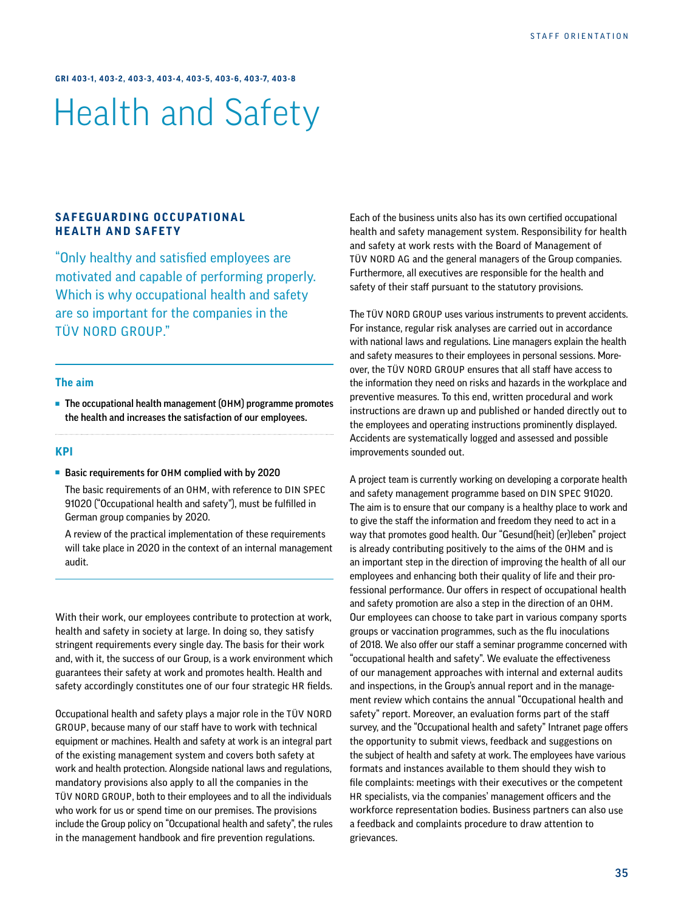GRI 403-1, 403-2, 403-3, 403-4, 403-5, 403-6, 403-7, 403-8

# Health and Safety

## SAFEGUARDING OCCUPATIONAL HEALTH AND SAFETY

"Only healthy and satisfied employees are motivated and capable of performing properly. Which is why occupational health and safety are so important for the companies in the TÜV NORD GROUP."

### The aim

- **The occupational health management (OHM) programme promotes the health and increases the satisfaction of our employees.**

### KPI

- **Basic requirements for OHM complied with by 2020**

  The basic requirements of an OHM, with reference to DIN SPEC 91020 ("Occupational health and safety"), must be fulfilled in German group companies by 2020.

  A review of the practical implementation of these requirements will take place in 2020 in the context of an internal management audit.

With their work, our employees contribute to protection at work, health and safety in society at large. In doing so, they satisfy stringent requirements every single day. The basis for their work and, with it, the success of our Group, is a work environment which guarantees their safety at work and promotes health. Health and safety accordingly constitutes one of our four strategic HR fields.

Occupational health and safety plays a major role in the TÜV NORD GROUP, because many of our staff have to work with technical equipment or machines. Health and safety at work is an integral part of the existing management system and covers both safety at work and health protection. Alongside national laws and regulations, mandatory provisions also apply to all the companies in the TÜV NORD GROUP, both to their employees and to all the individuals who work for us or spend time on our premises. The provisions include the Group policy on "Occupational health and safety", the rules in the management handbook and fire prevention regulations.

Each of the business units also has its own certified occupational health and safety management system. Responsibility for health and safety at work rests with the Board of Management of TÜV NORD AG and the general managers of the Group companies. Furthermore, all executives are responsible for the health and safety of their staff pursuant to the statutory provisions.

The TÜV NORD GROUP uses various instruments to prevent accidents. For instance, regular risk analyses are carried out in accordance with national laws and regulations. Line managers explain the health and safety measures to their employees in personal sessions. Moreover, the TÜV NORD GROUP ensures that all staff have access to the information they need on risks and hazards in the workplace and preventive measures. To this end, written procedural and work instructions are drawn up and published or handed directly out to the employees and operating instructions prominently displayed. Accidents are systematically logged and assessed and possible improvements sounded out.

A project team is currently working on developing a corporate health and safety management programme based on DIN SPEC 91020. The aim is to ensure that our company is a healthy place to work and to give the staff the information and freedom they need to act in a way that promotes good health. Our "Gesund(heit) (er)leben" project is already contributing positively to the aims of the OHM and is an important step in the direction of improving the health of all our employees and enhancing both their quality of life and their professional performance. Our offers in respect of occupational health and safety promotion are also a step in the direction of an OHM. Our employees can choose to take part in various company sports groups or vaccination programmes, such as the flu inoculations of 2018. We also offer our staff a seminar programme concerned with "occupational health and safety". We evaluate the effectiveness of our management approaches with internal and external audits and inspections, in the Group's annual report and in the management review which contains the annual "Occupational health and safety" report. Moreover, an evaluation forms part of the staff survey, and the "Occupational health and safety" Intranet page offers the opportunity to submit views, feedback and suggestions on the subject of health and safety at work. The employees have various formats and instances available to them should they wish to file complaints: meetings with their executives or the competent HR specialists, via the companies' management officers and the workforce representation bodies. Business partners can also use a feedback and complaints procedure to draw attention to grievances.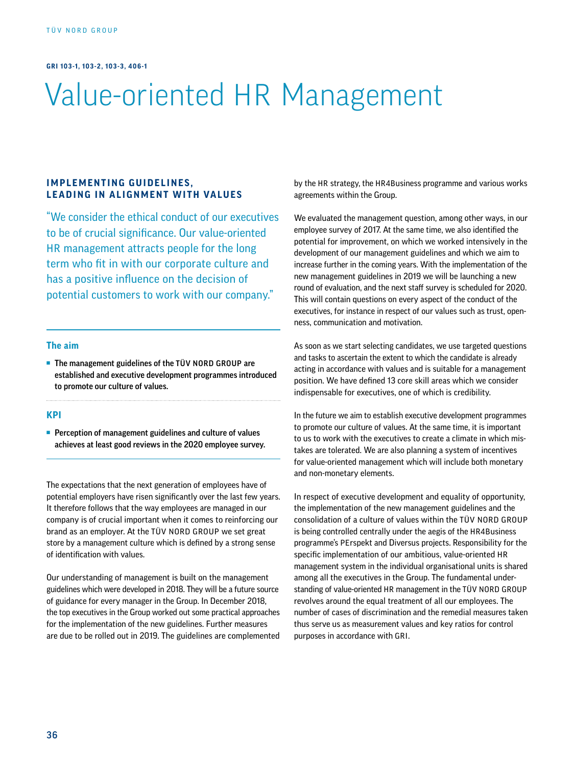**GRI 103-1, 103-2, 103-3, 406-1**

# Value-oriented HR Management

## IMPLEMENTING GUIDELINES, LEADING IN ALIGNMENT WITH VALUES

"We consider the ethical conduct of our executives to be of crucial significance. Our value-oriented HR management attracts people for the long term who fit in with our corporate culture and has a positive influence on the decision of potential customers to work with our company."

### The aim

- **The management guidelines of the TÜV NORD GROUP are established and executive development programmes introduced to promote our culture of values.**

### KPI

- **Perception of management guidelines and culture of values achieves at least good reviews in the 2020 employee survey.**

The expectations that the next generation of employees have of potential employers have risen significantly over the last few years. It therefore follows that the way employees are managed in our company is of crucial important when it comes to reinforcing our brand as an employer. At the TÜV NORD GROUP we set great store by a management culture which is defined by a strong sense of identification with values.

Our understanding of management is built on the management guidelines which were developed in 2018. They will be a future source of guidance for every manager in the Group. In December 2018, the top executives in the Group worked out some practical approaches for the implementation of the new guidelines. Further measures are due to be rolled out in 2019. The guidelines are complemented by the HR strategy, the HR4Business programme and various works agreements within the Group.

We evaluated the management question, among other ways, in our employee survey of 2017. At the same time, we also identified the potential for improvement, on which we worked intensively in the development of our management guidelines and which we aim to increase further in the coming years. With the implementation of the new management guidelines in 2019 we will be launching a new round of evaluation, and the next staff survey is scheduled for 2020. This will contain questions on every aspect of the conduct of the executives, for instance in respect of our values such as trust, openness, communication and motivation.

As soon as we start selecting candidates, we use targeted questions and tasks to ascertain the extent to which the candidate is already acting in accordance with values and is suitable for a management position. We have defined 13 core skill areas which we consider indispensable for executives, one of which is credibility.

In the future we aim to establish executive development programmes to promote our culture of values. At the same time, it is important to us to work with the executives to create a climate in which mistakes are tolerated. We are also planning a system of incentives for value-oriented management which will include both monetary and non-monetary elements.

In respect of executive development and equality of opportunity, the implementation of the new management guidelines and the consolidation of a culture of values within the TÜV NORD GROUP is being controlled centrally under the aegis of the HR4Business programme's PErspekt and Diversus projects. Responsibility for the specific implementation of our ambitious, value-oriented HR management system in the individual organisational units is shared among all the executives in the Group. The fundamental understanding of value-oriented HR management in the TÜV NORD GROUP revolves around the equal treatment of all our employees. The number of cases of discrimination and the remedial measures taken thus serve us as measurement values and key ratios for control purposes in accordance with GRI.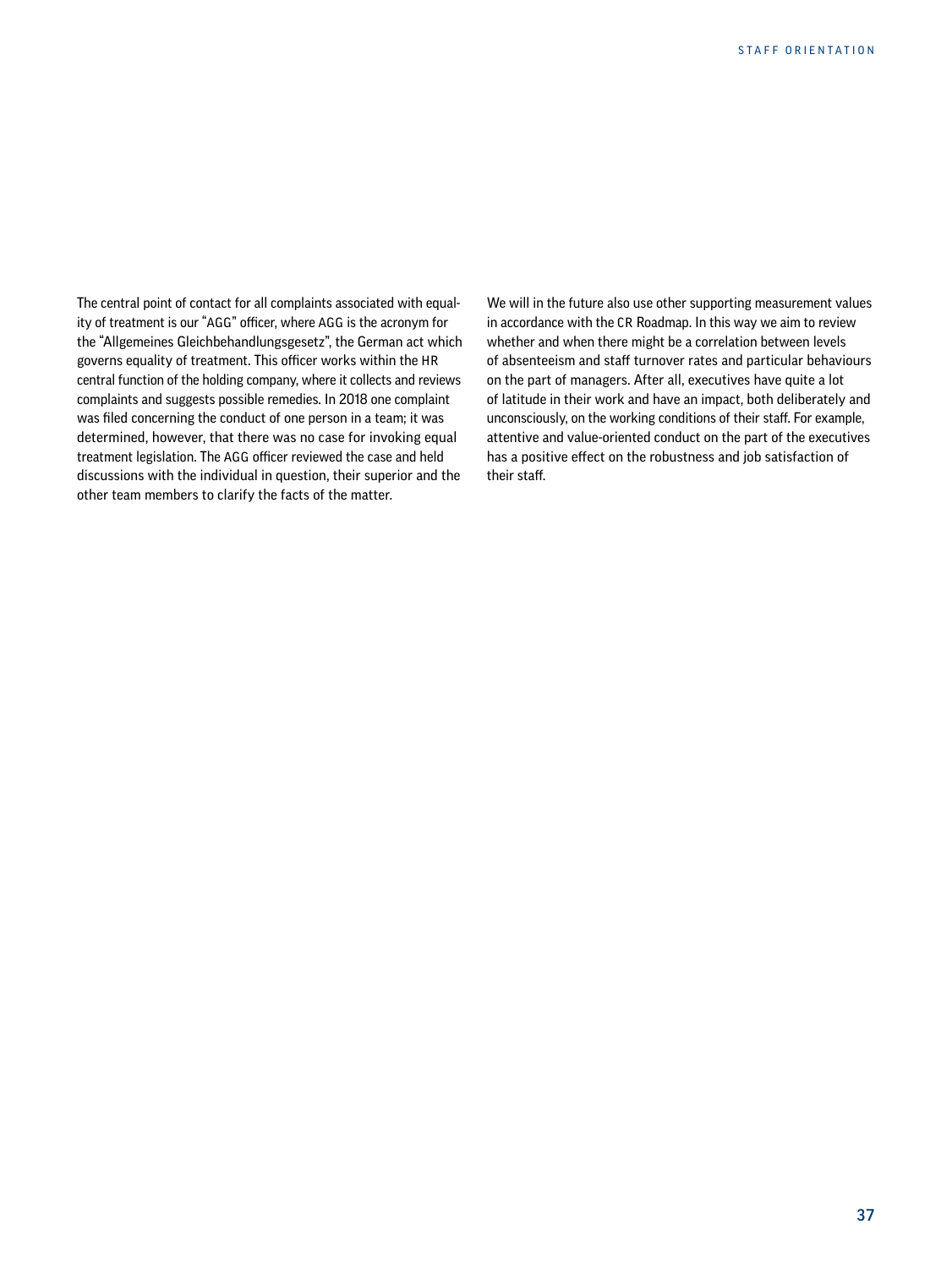The central point of contact for all complaints associated with equality of treatment is our “AGG” officer, where AGG is the acronym for the “Allgemeines Gleichbehandlungsgesetz”, the German act which governs equality of treatment. This officer works within the HR central function of the holding company, where it collects and reviews complaints and suggests possible remedies. In 2018 one complaint was filed concerning the conduct of one person in a team; it was determined, however, that there was no case for invoking equal treatment legislation. The AGG officer reviewed the case and held discussions with the individual in question, their superior and the other team members to clarify the facts of the matter.

We will in the future also use other supporting measurement values in accordance with the CR Roadmap. In this way we aim to review whether and when there might be a correlation between levels of absenteeism and staff turnover rates and particular behaviours on the part of managers. After all, executives have quite a lot of latitude in their work and have an impact, both deliberately and unconsciously, on the working conditions of their staff. For example, attentive and value-oriented conduct on the part of the executives has a positive effect on the robustness and job satisfaction of their staff.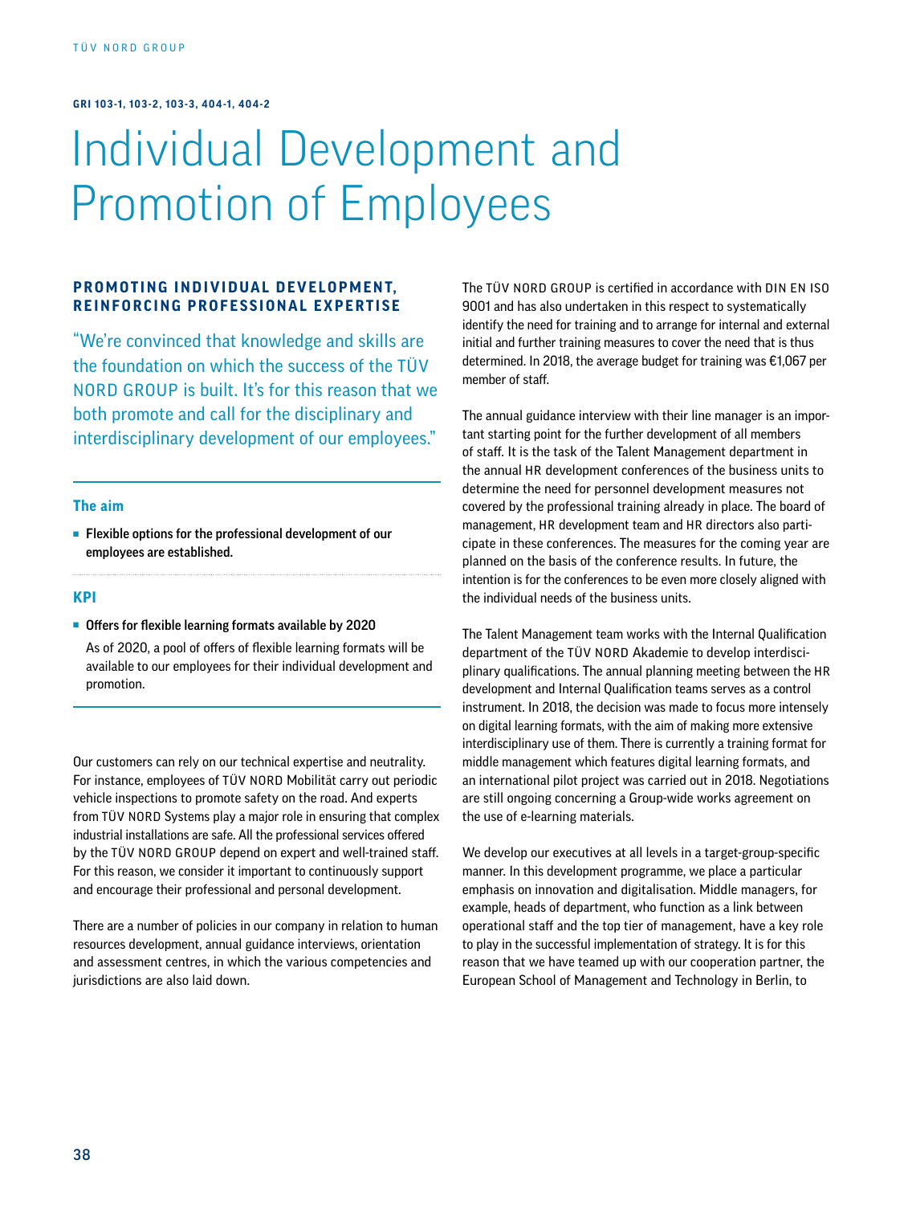GRI 103-1, 103-2, 103-3, 404-1, 404-2

# Individual Development and Promotion of Employees

## PROMOTING INDIVIDUAL DEVELOPMENT, REINFORCING PROFESSIONAL EXPERTISE

"We're convinced that knowledge and skills are the foundation on which the success of the TÜV NORD GROUP is built. It's for this reason that we both promote and call for the disciplinary and interdisciplinary development of our employees."

### The aim

- **Flexible options for the professional development of our employees are established.**

### KPI

- **Offers for flexible learning formats available by 2020**

  As of 2020, a pool of offers of flexible learning formats will be available to our employees for their individual development and promotion.

Our customers can rely on our technical expertise and neutrality. For instance, employees of TÜV NORD Mobilität carry out periodic vehicle inspections to promote safety on the road. And experts from TÜV NORD Systems play a major role in ensuring that complex industrial installations are safe. All the professional services offered by the TÜV NORD GROUP depend on expert and well-trained staff. For this reason, we consider it important to continuously support and encourage their professional and personal development.

There are a number of policies in our company in relation to human resources development, annual guidance interviews, orientation and assessment centres, in which the various competencies and jurisdictions are also laid down.

The TÜV NORD GROUP is certified in accordance with DIN EN ISO 9001 and has also undertaken in this respect to systematically identify the need for training and to arrange for internal and external initial and further training measures to cover the need that is thus determined. In 2018, the average budget for training was €1,067 per member of staff.

The annual guidance interview with their line manager is an important starting point for the further development of all members of staff. It is the task of the Talent Management department in the annual HR development conferences of the business units to determine the need for personnel development measures not covered by the professional training already in place. The board of management, HR development team and HR directors also participate in these conferences. The measures for the coming year are planned on the basis of the conference results. In future, the intention is for the conferences to be even more closely aligned with the individual needs of the business units.

The Talent Management team works with the Internal Qualification department of the TÜV NORD Akademie to develop interdisciplinary qualifications. The annual planning meeting between the HR development and Internal Qualification teams serves as a control instrument. In 2018, the decision was made to focus more intensely on digital learning formats, with the aim of making more extensive interdisciplinary use of them. There is currently a training format for middle management which features digital learning formats, and an international pilot project was carried out in 2018. Negotiations are still ongoing concerning a Group-wide works agreement on the use of e-learning materials.

We develop our executives at all levels in a target-group-specific manner. In this development programme, we place a particular emphasis on innovation and digitalisation. Middle managers, for example, heads of department, who function as a link between operational staff and the top tier of management, have a key role to play in the successful implementation of strategy. It is for this reason that we have teamed up with our cooperation partner, the European School of Management and Technology in Berlin, to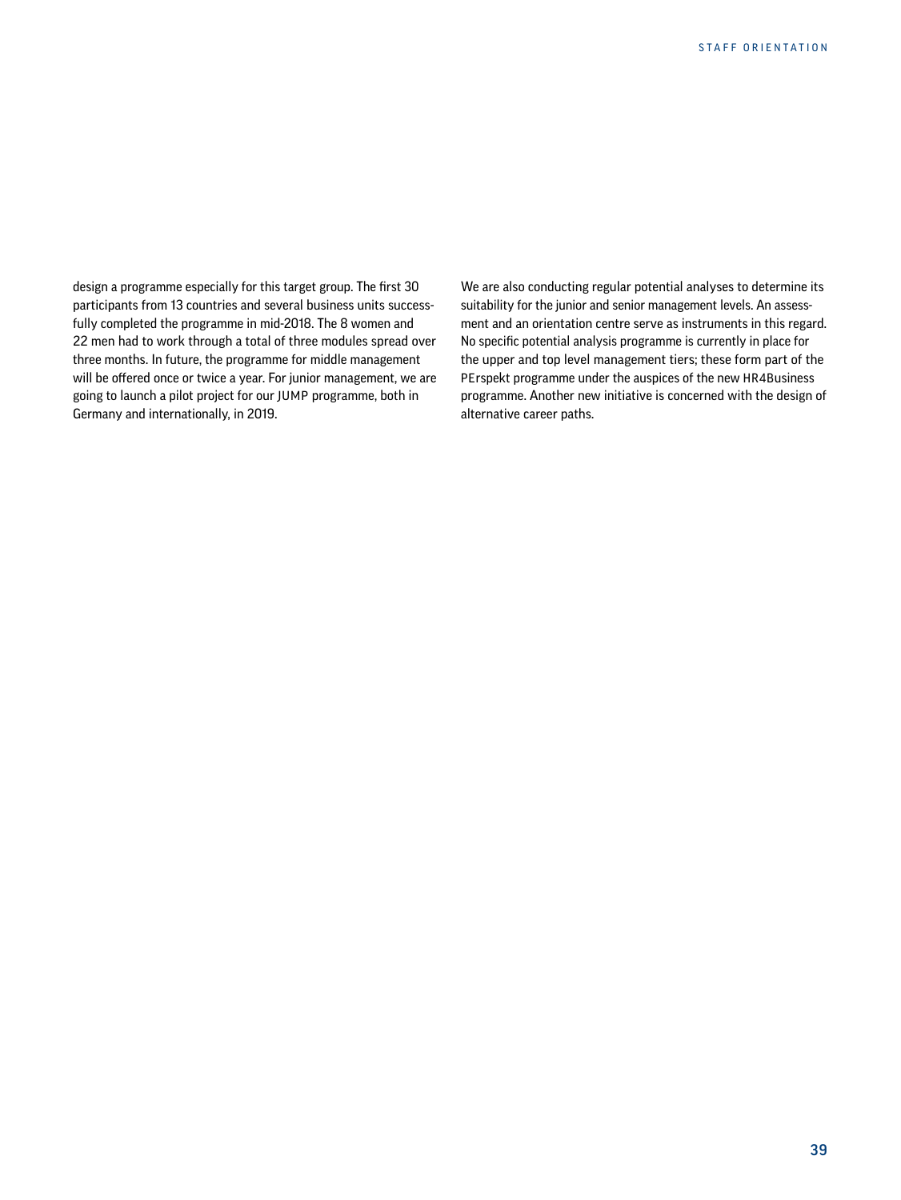design a programme especially for this target group. The first 30 participants from 13 countries and several business units successfully completed the programme in mid-2018. The 8 women and 22 men had to work through a total of three modules spread over three months. In future, the programme for middle management will be offered once or twice a year. For junior management, we are going to launch a pilot project for our JUMP programme, both in Germany and internationally, in 2019.

We are also conducting regular potential analyses to determine its suitability for the junior and senior management levels. An assessment and an orientation centre serve as instruments in this regard. No specific potential analysis programme is currently in place for the upper and top level management tiers; these form part of the PErspekt programme under the auspices of the new HR4Business programme. Another new initiative is concerned with the design of alternative career paths.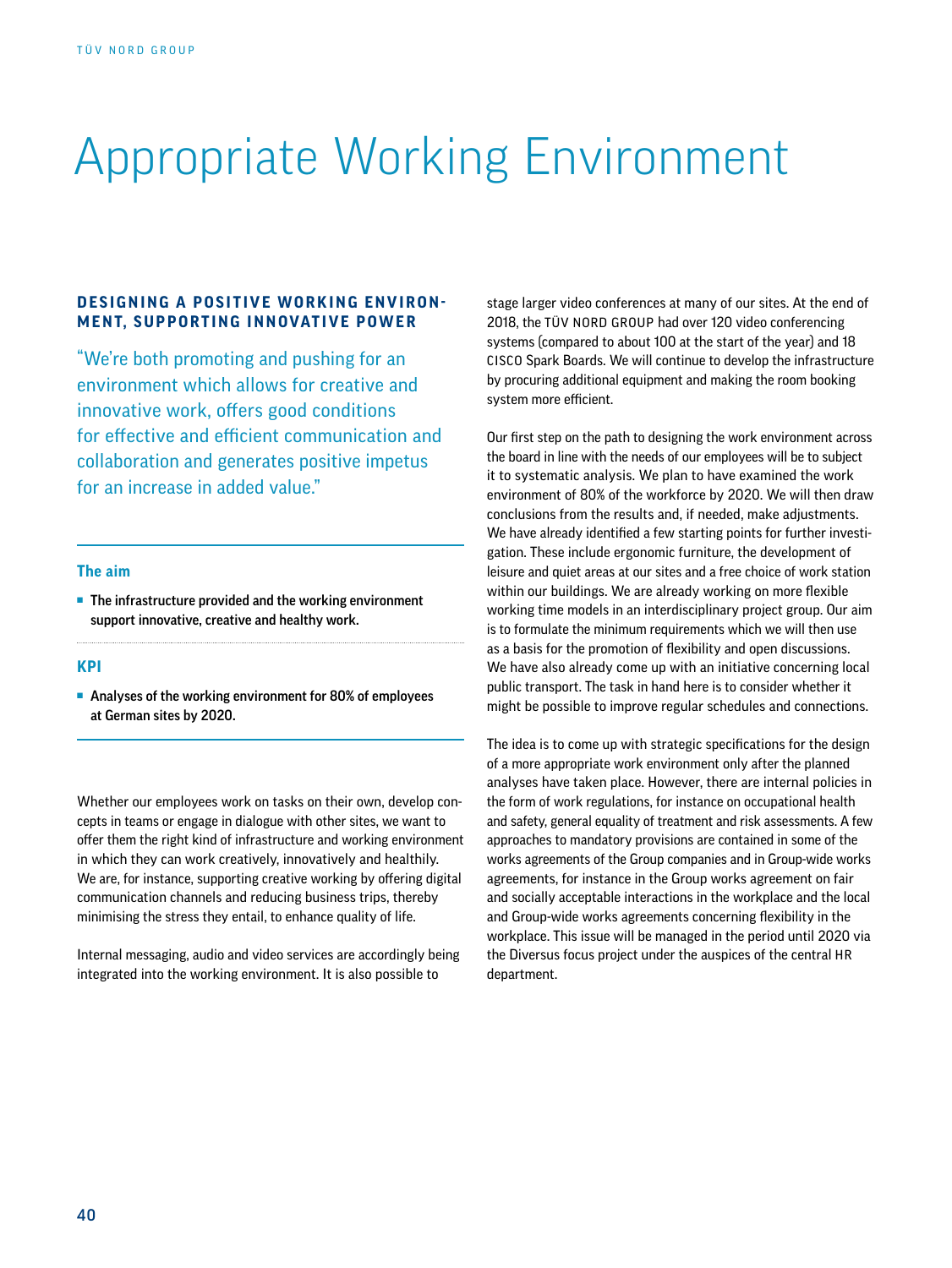# Appropriate Working Environment

## DESIGNING A POSITIVE WORKING ENVIRONMENT, SUPPORTING INNOVATIVE POWER

"We're both promoting and pushing for an environment which allows for creative and innovative work, offers good conditions for effective and efficient communication and collaboration and generates positive impetus for an increase in added value."

### The aim

- **The infrastructure provided and the working environment support innovative, creative and healthy work.**

### KPI

- **Analyses of the working environment for 80% of employees at German sites by 2020.**

Whether our employees work on tasks on their own, develop concepts in teams or engage in dialogue with other sites, we want to offer them the right kind of infrastructure and working environment in which they can work creatively, innovatively and healthily. We are, for instance, supporting creative working by offering digital communication channels and reducing business trips, thereby minimising the stress they entail, to enhance quality of life.

Internal messaging, audio and video services are accordingly being integrated into the working environment. It is also possible to stage larger video conferences at many of our sites. At the end of 2018, the TÜV NORD GROUP had over 120 video conferencing systems (compared to about 100 at the start of the year) and 18 CISCO Spark Boards. We will continue to develop the infrastructure by procuring additional equipment and making the room booking system more efficient.

Our first step on the path to designing the work environment across the board in line with the needs of our employees will be to subject it to systematic analysis. We plan to have examined the work environment of 80% of the workforce by 2020. We will then draw conclusions from the results and, if needed, make adjustments. We have already identified a few starting points for further investigation. These include ergonomic furniture, the development of leisure and quiet areas at our sites and a free choice of work station within our buildings. We are already working on more flexible working time models in an interdisciplinary project group. Our aim is to formulate the minimum requirements which we will then use as a basis for the promotion of flexibility and open discussions. We have also already come up with an initiative concerning local public transport. The task in hand here is to consider whether it might be possible to improve regular schedules and connections.

The idea is to come up with strategic specifications for the design of a more appropriate work environment only after the planned analyses have taken place. However, there are internal policies in the form of work regulations, for instance on occupational health and safety, general equality of treatment and risk assessments. A few approaches to mandatory provisions are contained in some of the works agreements of the Group companies and in Group-wide works agreements, for instance in the Group works agreement on fair and socially acceptable interactions in the workplace and the local and Group-wide works agreements concerning flexibility in the workplace. This issue will be managed in the period until 2020 via the Diversus focus project under the auspices of the central HR department.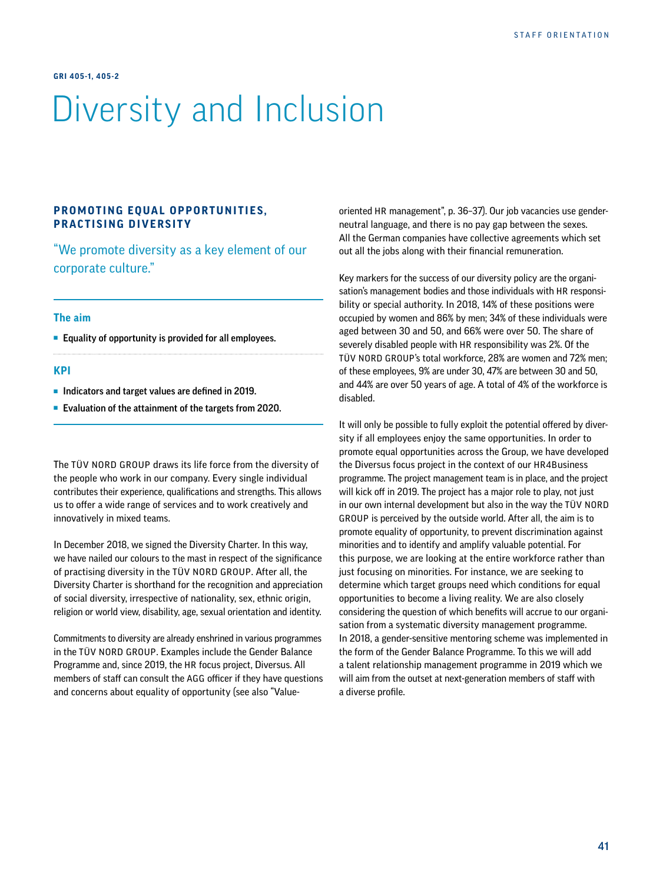GRI 405-1, 405-2

# Diversity and Inclusion

## PROMOTING EQUAL OPPORTUNITIES, PRACTISING DIVERSITY

"We promote diversity as a key element of our corporate culture."

### The aim

- **Equality of opportunity is provided for all employees.**

### KPI

- **Indicators and target values are defined in 2019.**
- **Evaluation of the attainment of the targets from 2020.**

The TÜV NORD GROUP draws its life force from the diversity of the people who work in our company. Every single individual contributes their experience, qualifications and strengths. This allows us to offer a wide range of services and to work creatively and innovatively in mixed teams.

In December 2018, we signed the Diversity Charter. In this way, we have nailed our colours to the mast in respect of the significance of practising diversity in the TÜV NORD GROUP. After all, the Diversity Charter is shorthand for the recognition and appreciation of social diversity, irrespective of nationality, sex, ethnic origin, religion or world view, disability, age, sexual orientation and identity.

Commitments to diversity are already enshrined in various programmes in the TÜV NORD GROUP. Examples include the Gender Balance Programme and, since 2019, the HR focus project, Diversus. All members of staff can consult the AGG officer if they have questions and concerns about equality of opportunity (see also "Value-oriented HR management", p. 36–37). Our job vacancies use gender-neutral language, and there is no pay gap between the sexes. All the German companies have collective agreements which set out all the jobs along with their financial remuneration.

Key markers for the success of our diversity policy are the organisation's management bodies and those individuals with HR responsibility or special authority. In 2018, 14% of these positions were occupied by women and 86% by men; 34% of these individuals were aged between 30 and 50, and 66% were over 50. The share of severely disabled people with HR responsibility was 2%. Of the TÜV NORD GROUP's total workforce, 28% are women and 72% men; of these employees, 9% are under 30, 47% are between 30 and 50, and 44% are over 50 years of age. A total of 4% of the workforce is disabled.

It will only be possible to fully exploit the potential offered by diversity if all employees enjoy the same opportunities. In order to promote equal opportunities across the Group, we have developed the Diversus focus project in the context of our HR4Business programme. The project management team is in place, and the project will kick off in 2019. The project has a major role to play, not just in our own internal development but also in the way the TÜV NORD GROUP is perceived by the outside world. After all, the aim is to promote equality of opportunity, to prevent discrimination against minorities and to identify and amplify valuable potential. For this purpose, we are looking at the entire workforce rather than just focusing on minorities. For instance, we are seeking to determine which target groups need which conditions for equal opportunities to become a living reality. We are also closely considering the question of which benefits will accrue to our organisation from a systematic diversity management programme. In 2018, a gender-sensitive mentoring scheme was implemented in the form of the Gender Balance Programme. To this we will add a talent relationship management programme in 2019 which we will aim from the outset at next-generation members of staff with a diverse profile.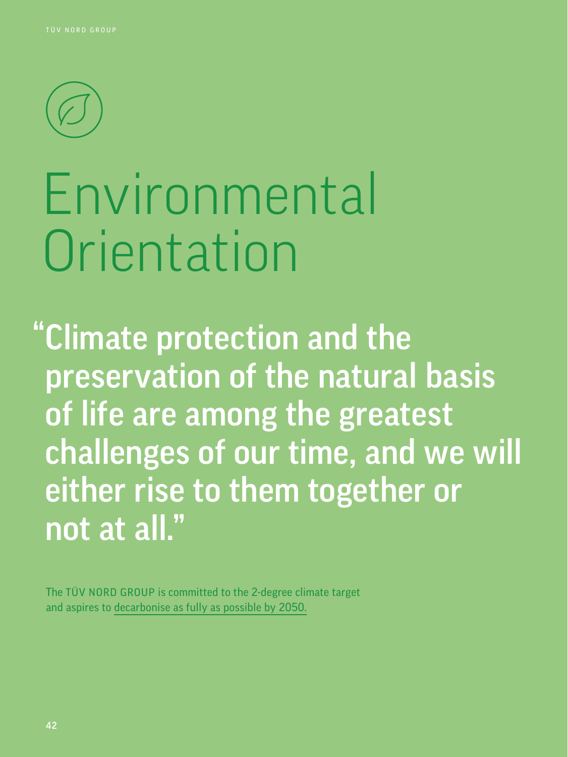# Environmental Orientation

**"Climate protection and the preservation of the natural basis of life are among the greatest challenges of our time, and we will either rise to them together or not at all."**

The TÜV NORD GROUP is committed to the 2-degree climate target and aspires to decarbonise as fully as possible by 2050.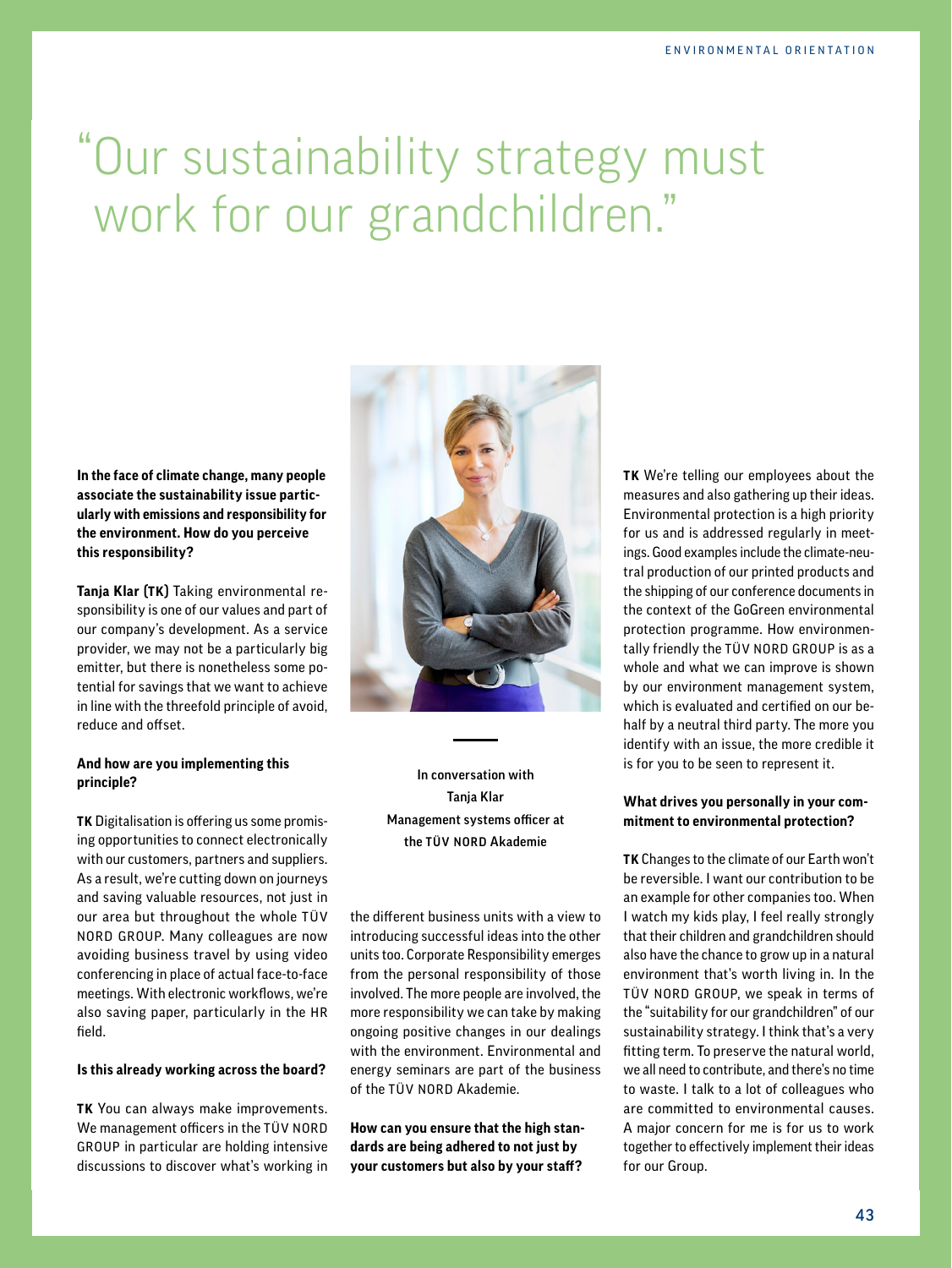# "Our sustainability strategy must work for our grandchildren."

**In the face of climate change, many people associate the sustainability issue particularly with emissions and responsibility for the environment. How do you perceive this responsibility?**

**Tanja Klar (TK)** Taking environmental responsibility is one of our values and part of our company's development. As a service provider, we may not be a particularly big emitter, but there is nonetheless some potential for savings that we want to achieve in line with the threefold principle of avoid, reduce and offset.

**And how are you implementing this principle?**

**TK** Digitalisation is offering us some promising opportunities to connect electronically with our customers, partners and suppliers. As a result, we're cutting down on journeys and saving valuable resources, not just in our area but throughout the whole TÜV NORD GROUP. Many colleagues are now avoiding business travel by using video conferencing in place of actual face-to-face meetings. With electronic workflows, we're also saving paper, particularly in the HR field.

**Is this already working across the board?**

**TK** You can always make improvements. We management officers in the TÜV NORD GROUP in particular are holding intensive discussions to discover what's working in the different business units with a view to introducing successful ideas into the other units too. Corporate Responsibility emerges from the personal responsibility of those involved. The more people are involved, the more responsibility we can take by making ongoing positive changes in our dealings with the environment. Environmental and energy seminars are part of the business of the TÜV NORD Akademie.

In conversation with Tanja Klar
Management systems officer at the TÜV NORD Akademie

**How can you ensure that the high standards are being adhered to not just by your customers but also by your staff?**

**TK** We're telling our employees about the measures and also gathering up their ideas. Environmental protection is a high priority for us and is addressed regularly in meetings. Good examples include the climate-neutral production of our printed products and the shipping of our conference documents in the context of the GoGreen environmental protection programme. How environmentally friendly the TÜV NORD GROUP is as a whole and what we can improve is shown by our environment management system, which is evaluated and certified on our behalf by a neutral third party. The more you identify with an issue, the more credible it is for you to be seen to represent it.

**What drives you personally in your commitment to environmental protection?**

**TK** Changes to the climate of our Earth won't be reversible. I want our contribution to be an example for other companies too. When I watch my kids play, I feel really strongly that their children and grandchildren should also have the chance to grow up in a natural environment that's worth living in. In the TÜV NORD GROUP, we speak in terms of the "suitability for our grandchildren" of our sustainability strategy. I think that's a very fitting term. To preserve the natural world, we all need to contribute, and there's no time to waste. I talk to a lot of colleagues who are committed to environmental causes. A major concern for me is for us to work together to effectively implement their ideas for our Group.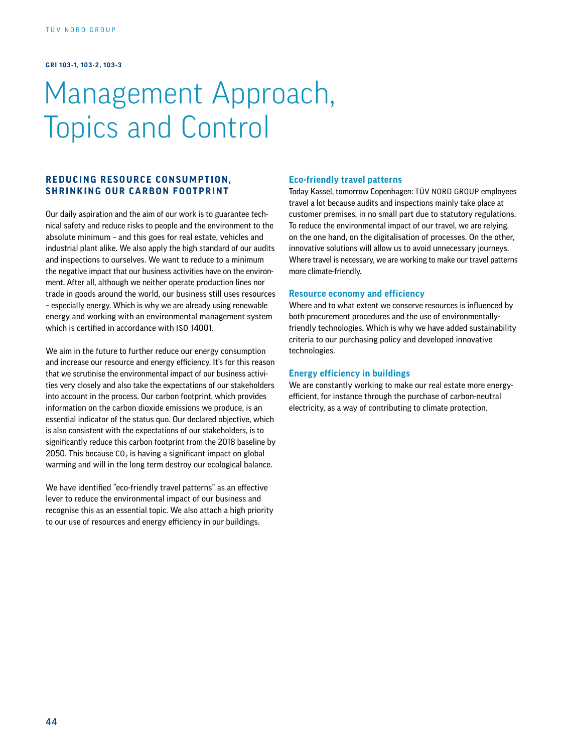GRI 103-1, 103-2, 103-3

# Management Approach, Topics and Control

## REDUCING RESOURCE CONSUMPTION, SHRINKING OUR CARBON FOOTPRINT

Our daily aspiration and the aim of our work is to guarantee technical safety and reduce risks to people and the environment to the absolute minimum – and this goes for real estate, vehicles and industrial plant alike. We also apply the high standard of our audits and inspections to ourselves. We want to reduce to a minimum the negative impact that our business activities have on the environment. After all, although we neither operate production lines nor trade in goods around the world, our business still uses resources – especially energy. Which is why we are already using renewable energy and working with an environmental management system which is certified in accordance with ISO 14001.

We aim in the future to further reduce our energy consumption and increase our resource and energy efficiency. It's for this reason that we scrutinise the environmental impact of our business activities very closely and also take the expectations of our stakeholders into account in the process. Our carbon footprint, which provides information on the carbon dioxide emissions we produce, is an essential indicator of the status quo. Our declared objective, which is also consistent with the expectations of our stakeholders, is to significantly reduce this carbon footprint from the 2018 baseline by 2050. This because $CO_2$ is having a significant impact on global warming and will in the long term destroy our ecological balance.

We have identified "eco-friendly travel patterns" as an effective lever to reduce the environmental impact of our business and recognise this as an essential topic. We also attach a high priority to our use of resources and energy efficiency in our buildings.

### Eco-friendly travel patterns

Today Kassel, tomorrow Copenhagen: TÜV NORD GROUP employees travel a lot because audits and inspections mainly take place at customer premises, in no small part due to statutory regulations. To reduce the environmental impact of our travel, we are relying, on the one hand, on the digitalisation of processes. On the other, innovative solutions will allow us to avoid unnecessary journeys. Where travel is necessary, we are working to make our travel patterns more climate-friendly.

### Resource economy and efficiency

Where and to what extent we conserve resources is influenced by both procurement procedures and the use of environmentally-friendly technologies. Which is why we have added sustainability criteria to our purchasing policy and developed innovative technologies.

### Energy efficiency in buildings

We are constantly working to make our real estate more energy-efficient, for instance through the purchase of carbon-neutral electricity, as a way of contributing to climate protection.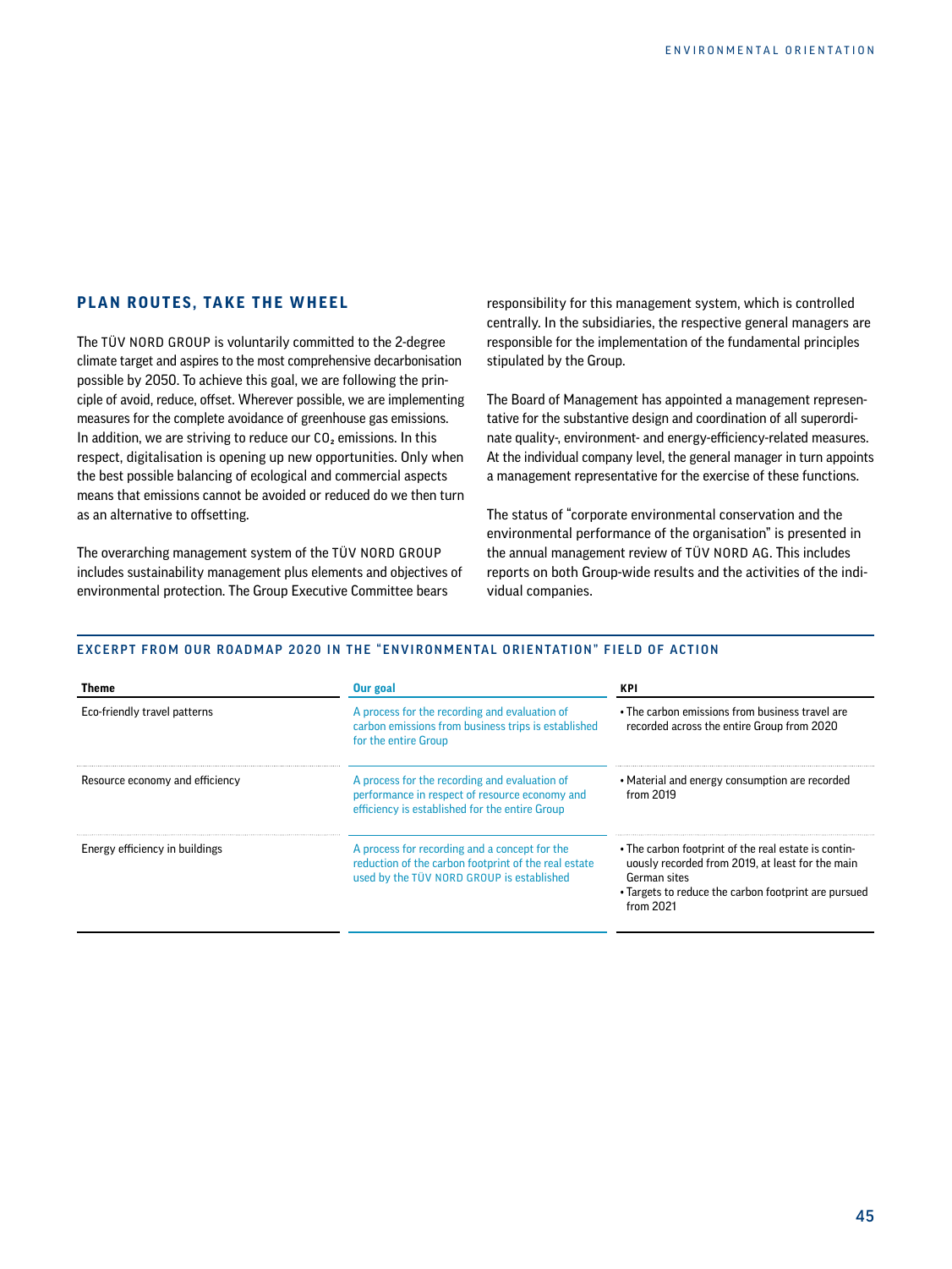## PLAN ROUTES, TAKE THE WHEEL

The TÜV NORD GROUP is voluntarily committed to the 2-degree climate target and aspires to the most comprehensive decarbonisation possible by 2050. To achieve this goal, we are following the principle of avoid, reduce, offset. Wherever possible, we are implementing measures for the complete avoidance of greenhouse gas emissions. In addition, we are striving to reduce our $CO_2$ emissions. In this respect, digitalisation is opening up new opportunities. Only when the best possible balancing of ecological and commercial aspects means that emissions cannot be avoided or reduced do we then turn as an alternative to offsetting.

The overarching management system of the TÜV NORD GROUP includes sustainability management plus elements and objectives of environmental protection. The Group Executive Committee bears responsibility for this management system, which is controlled centrally. In the subsidiaries, the respective general managers are responsible for the implementation of the fundamental principles stipulated by the Group.

The Board of Management has appointed a management representative for the substantive design and coordination of all superordinate quality-, environment- and energy-efficiency-related measures. At the individual company level, the general manager in turn appoints a management representative for the exercise of these functions.

The status of "corporate environmental conservation and the environmental performance of the organisation" is presented in the annual management review of TÜV NORD AG. This includes reports on both Group-wide results and the activities of the individual companies.

### EXCERPT FROM OUR ROADMAP 2020 IN THE "ENVIRONMENTAL ORIENTATION" FIELD OF ACTION

| Theme | Our goal | KPI |
|---|---|---|
| Eco-friendly travel patterns | A process for the recording and evaluation of carbon emissions from business trips is established for the entire Group | • The carbon emissions from business travel are recorded across the entire Group from 2020 |
| Resource economy and efficiency | A process for the recording and evaluation of performance in respect of resource economy and efficiency is established for the entire Group | • Material and energy consumption are recorded from 2019 |
| Energy efficiency in buildings | A process for recording and a concept for the reduction of the carbon footprint of the real estate used by the TÜV NORD GROUP is established | • The carbon footprint of the real estate is continuously recorded from 2019, at least for the main German sites<br>• Targets to reduce the carbon footprint are pursued from 2021 |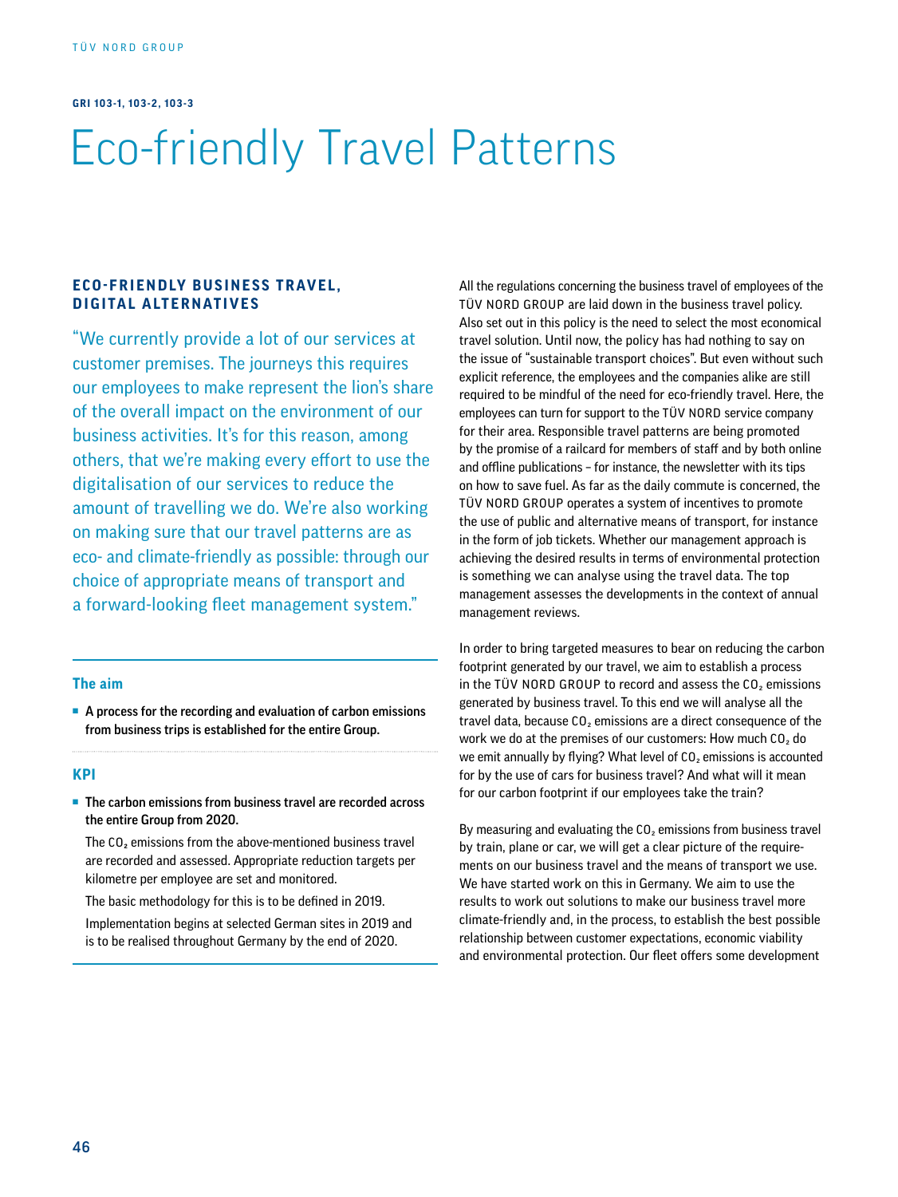GRI 103-1, 103-2, 103-3

# Eco-friendly Travel Patterns

## ECO-FRIENDLY BUSINESS TRAVEL, DIGITAL ALTERNATIVES

"We currently provide a lot of our services at customer premises. The journeys this requires our employees to make represent the lion's share of the overall impact on the environment of our business activities. It's for this reason, among others, that we're making every effort to use the digitalisation of our services to reduce the amount of travelling we do. We're also working on making sure that our travel patterns are as eco- and climate-friendly as possible: through our choice of appropriate means of transport and a forward-looking fleet management system."

### The aim

- **A process for the recording and evaluation of carbon emissions from business trips is established for the entire Group.**

### KPI

- **The carbon emissions from business travel are recorded across the entire Group from 2020.**

  The $CO_2$ emissions from the above-mentioned business travel are recorded and assessed. Appropriate reduction targets per kilometre per employee are set and monitored.

  The basic methodology for this is to be defined in 2019.

  Implementation begins at selected German sites in 2019 and is to be realised throughout Germany by the end of 2020.

All the regulations concerning the business travel of employees of the TÜV NORD GROUP are laid down in the business travel policy. Also set out in this policy is the need to select the most economical travel solution. Until now, the policy has had nothing to say on the issue of "sustainable transport choices". But even without such explicit reference, the employees and the companies alike are still required to be mindful of the need for eco-friendly travel. Here, the employees can turn for support to the TÜV NORD service company for their area. Responsible travel patterns are being promoted by the promise of a railcard for members of staff and by both online and offline publications – for instance, the newsletter with its tips on how to save fuel. As far as the daily commute is concerned, the TÜV NORD GROUP operates a system of incentives to promote the use of public and alternative means of transport, for instance in the form of job tickets. Whether our management approach is achieving the desired results in terms of environmental protection is something we can analyse using the travel data. The top management assesses the developments in the context of annual management reviews.

In order to bring targeted measures to bear on reducing the carbon footprint generated by our travel, we aim to establish a process in the TÜV NORD GROUP to record and assess the $CO_2$ emissions generated by business travel. To this end we will analyse all the travel data, because $CO_2$ emissions are a direct consequence of the work we do at the premises of our customers: How much $CO_2$ do we emit annually by flying? What level of $CO_2$ emissions is accounted for by the use of cars for business travel? And what will it mean for our carbon footprint if our employees take the train?

By measuring and evaluating the $CO_2$ emissions from business travel by train, plane or car, we will get a clear picture of the requirements on our business travel and the means of transport we use. We have started work on this in Germany. We aim to use the results to work out solutions to make our business travel more climate-friendly and, in the process, to establish the best possible relationship between customer expectations, economic viability and environmental protection. Our fleet offers some development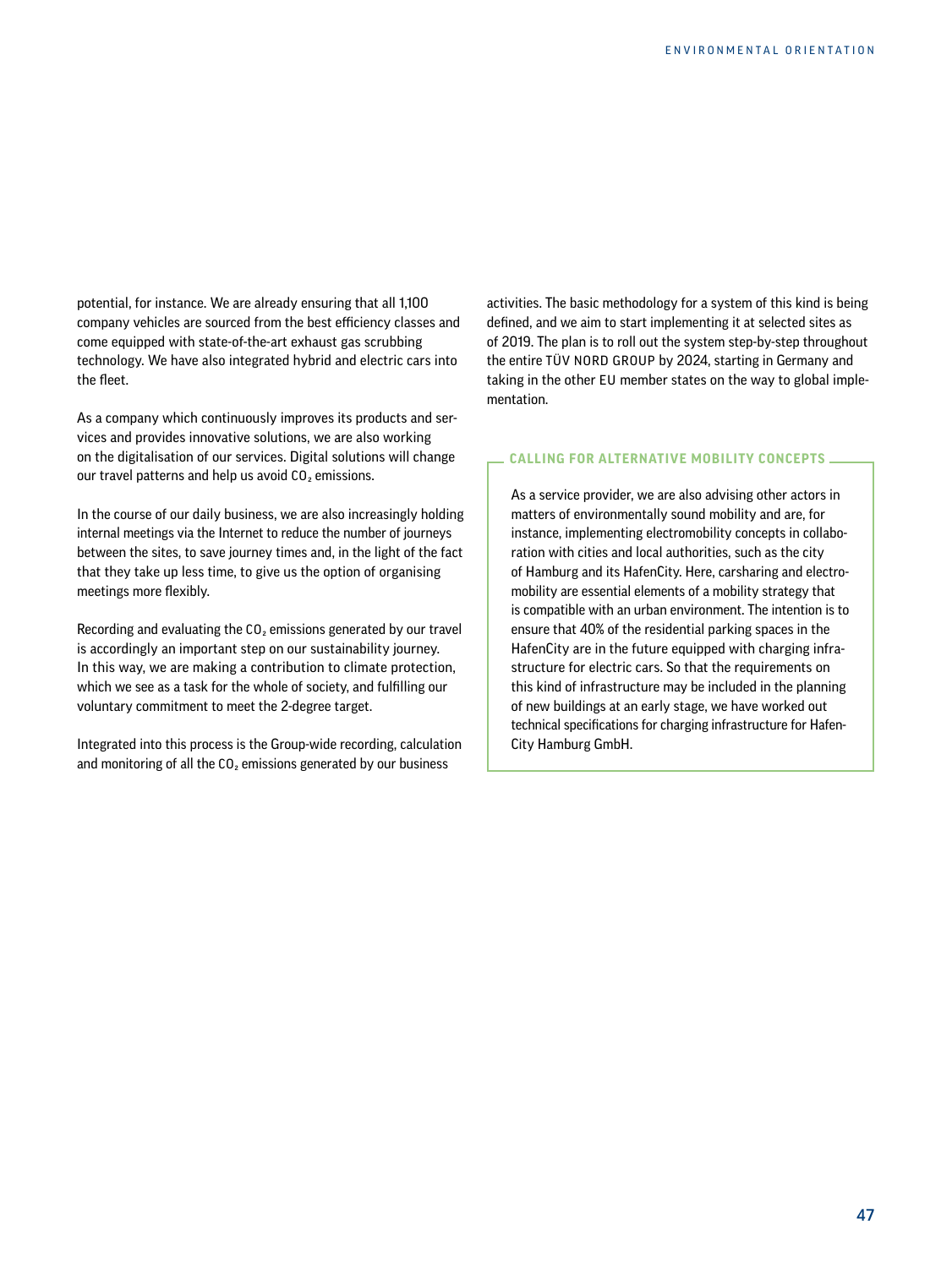potential, for instance. We are already ensuring that all 1,100 company vehicles are sourced from the best efficiency classes and come equipped with state-of-the-art exhaust gas scrubbing technology. We have also integrated hybrid and electric cars into the fleet.

As a company which continuously improves its products and services and provides innovative solutions, we are also working on the digitalisation of our services. Digital solutions will change our travel patterns and help us avoid $CO_2$ emissions.

In the course of our daily business, we are also increasingly holding internal meetings via the Internet to reduce the number of journeys between the sites, to save journey times and, in the light of the fact that they take up less time, to give us the option of organising meetings more flexibly.

Recording and evaluating the $CO_2$ emissions generated by our travel is accordingly an important step on our sustainability journey. In this way, we are making a contribution to climate protection, which we see as a task for the whole of society, and fulfilling our voluntary commitment to meet the 2-degree target.

Integrated into this process is the Group-wide recording, calculation and monitoring of all the $CO_2$ emissions generated by our business activities. The basic methodology for a system of this kind is being defined, and we aim to start implementing it at selected sites as of 2019. The plan is to roll out the system step-by-step throughout the entire TÜV NORD GROUP by 2024, starting in Germany and taking in the other EU member states on the way to global implementation.

### CALLING FOR ALTERNATIVE MOBILITY CONCEPTS

As a service provider, we are also advising other actors in matters of environmentally sound mobility and are, for instance, implementing electromobility concepts in collaboration with cities and local authorities, such as the city of Hamburg and its HafenCity. Here, carsharing and electromobility are essential elements of a mobility strategy that is compatible with an urban environment. The intention is to ensure that 40% of the residential parking spaces in the HafenCity are in the future equipped with charging infrastructure for electric cars. So that the requirements on this kind of infrastructure may be included in the planning of new buildings at an early stage, we have worked out technical specifications for charging infrastructure for HafenCity Hamburg GmbH.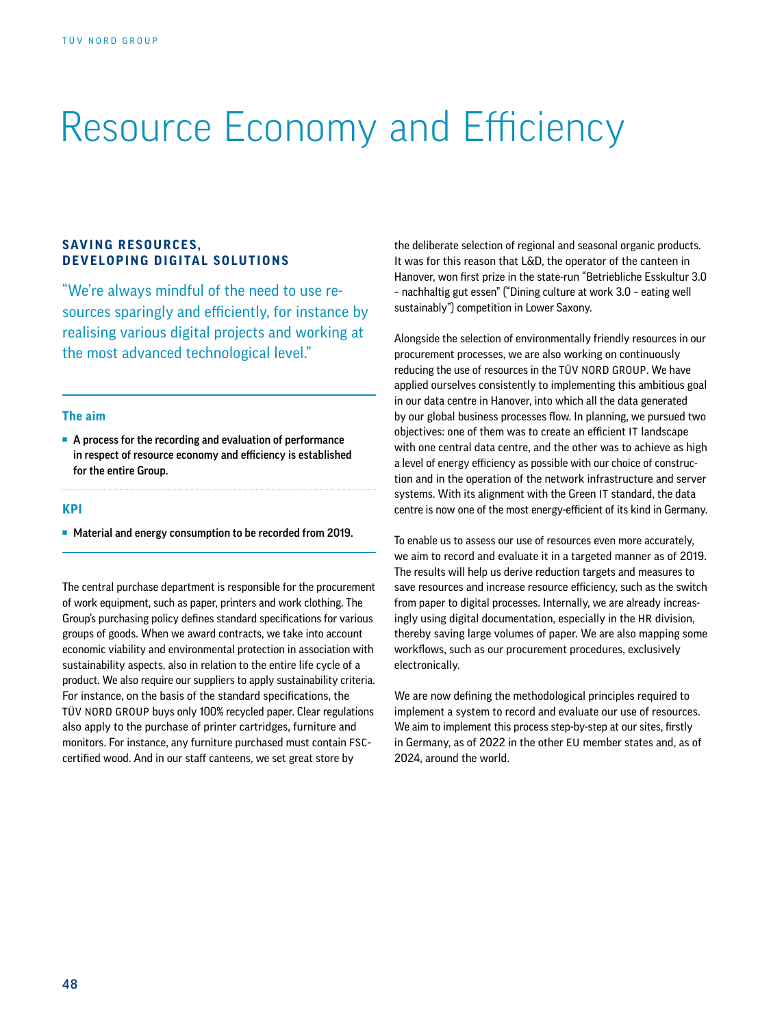# Resource Economy and Efficiency

## SAVING RESOURCES, DEVELOPING DIGITAL SOLUTIONS

"We're always mindful of the need to use resources sparingly and efficiently, for instance by realising various digital projects and working at the most advanced technological level."

### The aim

- **A process for the recording and evaluation of performance in respect of resource economy and efficiency is established for the entire Group.**

### KPI

- **Material and energy consumption to be recorded from 2019.**

The central purchase department is responsible for the procurement of work equipment, such as paper, printers and work clothing. The Group's purchasing policy defines standard specifications for various groups of goods. When we award contracts, we take into account economic viability and environmental protection in association with sustainability aspects, also in relation to the entire life cycle of a product. We also require our suppliers to apply sustainability criteria. For instance, on the basis of the standard specifications, the TÜV NORD GROUP buys only 100% recycled paper. Clear regulations also apply to the purchase of printer cartridges, furniture and monitors. For instance, any furniture purchased must contain FSC-certified wood. And in our staff canteens, we set great store by the deliberate selection of regional and seasonal organic products. It was for this reason that L&D, the operator of the canteen in Hanover, won first prize in the state-run "Betriebliche Esskultur 3.0 – nachhaltig gut essen" ("Dining culture at work 3.0 – eating well sustainably") competition in Lower Saxony.

Alongside the selection of environmentally friendly resources in our procurement processes, we are also working on continuously reducing the use of resources in the TÜV NORD GROUP. We have applied ourselves consistently to implementing this ambitious goal in our data centre in Hanover, into which all the data generated by our global business processes flow. In planning, we pursued two objectives: one of them was to create an efficient IT landscape with one central data centre, and the other was to achieve as high a level of energy efficiency as possible with our choice of construction and in the operation of the network infrastructure and server systems. With its alignment with the Green IT standard, the data centre is now one of the most energy-efficient of its kind in Germany.

To enable us to assess our use of resources even more accurately, we aim to record and evaluate it in a targeted manner as of 2019. The results will help us derive reduction targets and measures to save resources and increase resource efficiency, such as the switch from paper to digital processes. Internally, we are already increasingly using digital documentation, especially in the HR division, thereby saving large volumes of paper. We are also mapping some workflows, such as our procurement procedures, exclusively electronically.

We are now defining the methodological principles required to implement a system to record and evaluate our use of resources. We aim to implement this process step-by-step at our sites, firstly in Germany, as of 2022 in the other EU member states and, as of 2024, around the world.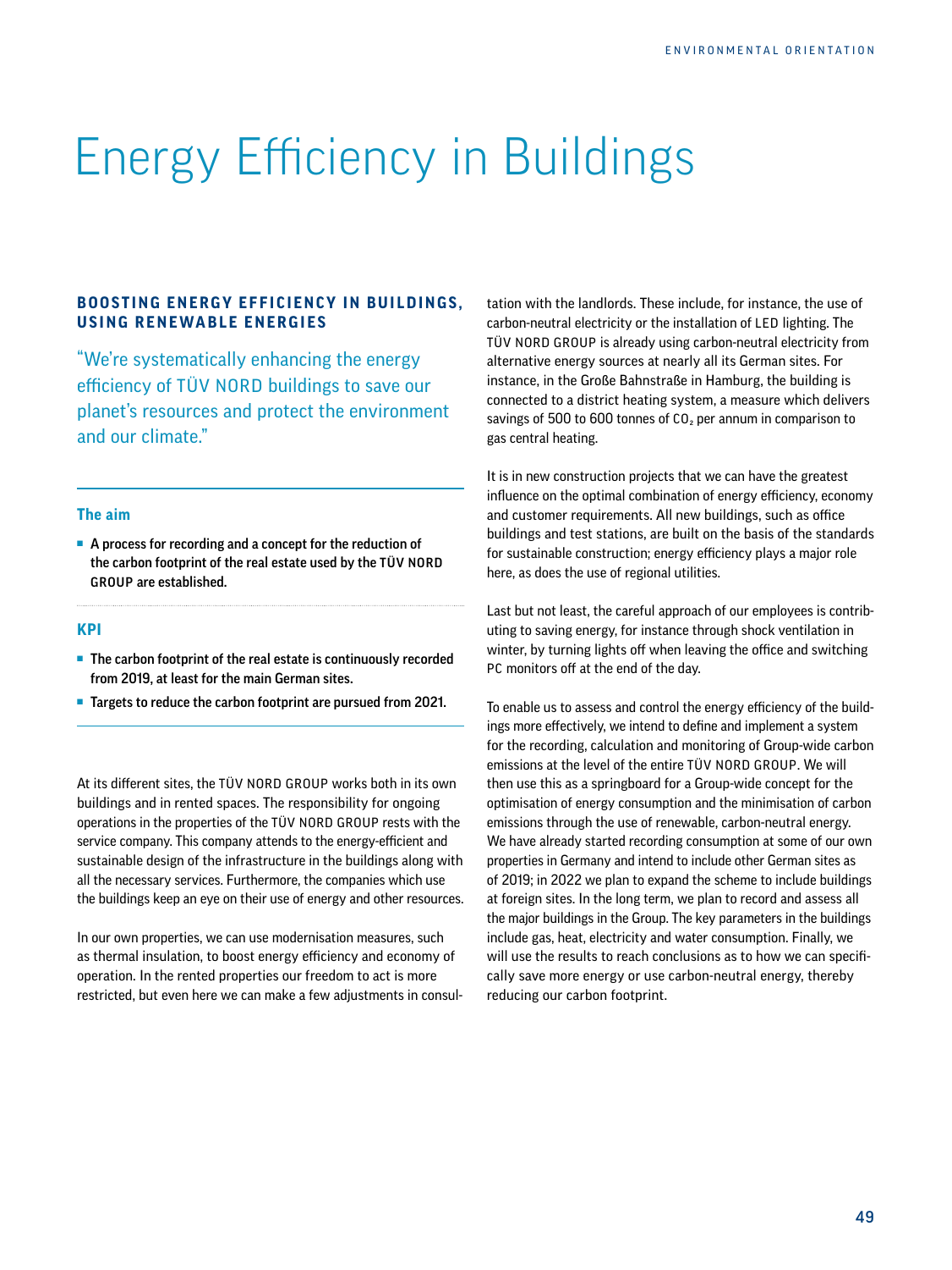# Energy Efficiency in Buildings

## BOOSTING ENERGY EFFICIENCY IN BUILDINGS, USING RENEWABLE ENERGIES

"We're systematically enhancing the energy efficiency of TÜV NORD buildings to save our planet's resources and protect the environment and our climate."

### The aim

- **A process for recording and a concept for the reduction of the carbon footprint of the real estate used by the TÜV NORD GROUP are established.**

### KPI

- **The carbon footprint of the real estate is continuously recorded from 2019, at least for the main German sites.**
- **Targets to reduce the carbon footprint are pursued from 2021.**

At its different sites, the TÜV NORD GROUP works both in its own buildings and in rented spaces. The responsibility for ongoing operations in the properties of the TÜV NORD GROUP rests with the service company. This company attends to the energy-efficient and sustainable design of the infrastructure in the buildings along with all the necessary services. Furthermore, the companies which use the buildings keep an eye on their use of energy and other resources.

In our own properties, we can use modernisation measures, such as thermal insulation, to boost energy efficiency and economy of operation. In the rented properties our freedom to act is more restricted, but even here we can make a few adjustments in consultation with the landlords. These include, for instance, the use of carbon-neutral electricity or the installation of LED lighting. The TÜV NORD GROUP is already using carbon-neutral electricity from alternative energy sources at nearly all its German sites. For instance, in the Große Bahnstraße in Hamburg, the building is connected to a district heating system, a measure which delivers savings of 500 to 600 tonnes of $CO_2$ per annum in comparison to gas central heating.

It is in new construction projects that we can have the greatest influence on the optimal combination of energy efficiency, economy and customer requirements. All new buildings, such as office buildings and test stations, are built on the basis of the standards for sustainable construction; energy efficiency plays a major role here, as does the use of regional utilities.

Last but not least, the careful approach of our employees is contributing to saving energy, for instance through shock ventilation in winter, by turning lights off when leaving the office and switching PC monitors off at the end of the day.

To enable us to assess and control the energy efficiency of the buildings more effectively, we intend to define and implement a system for the recording, calculation and monitoring of Group-wide carbon emissions at the level of the entire TÜV NORD GROUP. We will then use this as a springboard for a Group-wide concept for the optimisation of energy consumption and the minimisation of carbon emissions through the use of renewable, carbon-neutral energy. We have already started recording consumption at some of our own properties in Germany and intend to include other German sites as of 2019; in 2022 we plan to expand the scheme to include buildings at foreign sites. In the long term, we plan to record and assess all the major buildings in the Group. The key parameters in the buildings include gas, heat, electricity and water consumption. Finally, we will use the results to reach conclusions as to how we can specifically save more energy or use carbon-neutral energy, thereby reducing our carbon footprint.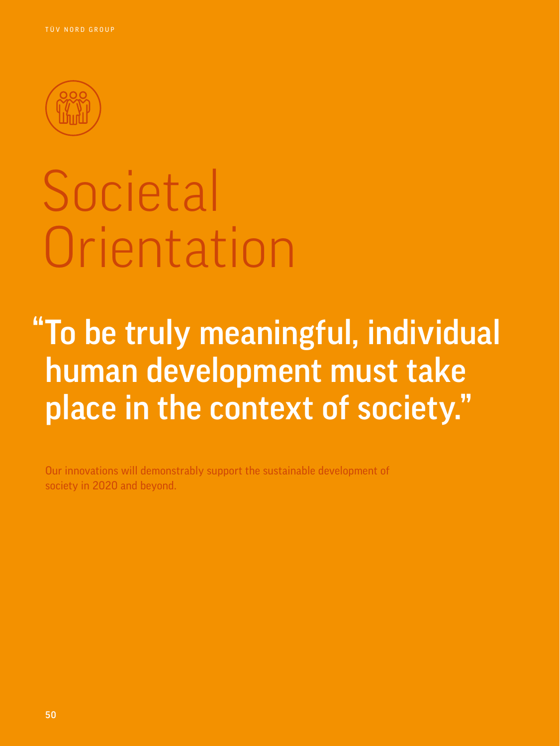# Societal Orientation

**“To be truly meaningful, individual human development must take place in the context of society.”**

Our innovations will demonstrably support the sustainable development of society in 2020 and beyond.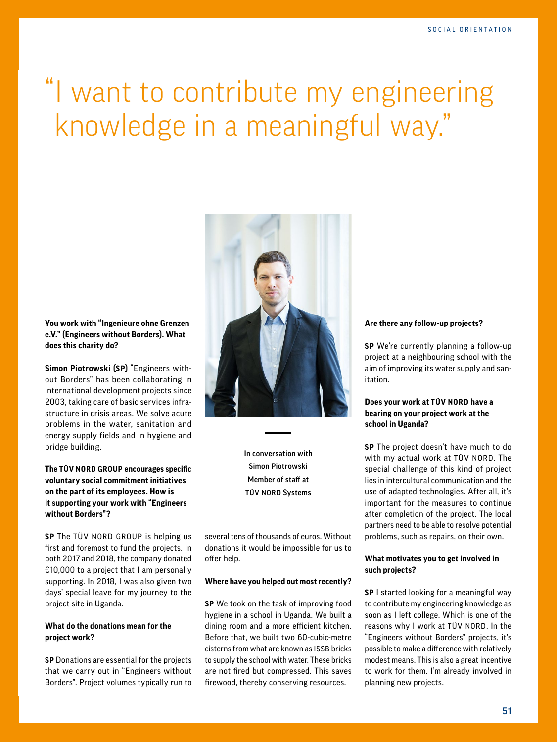# "I want to contribute my engineering knowledge in a meaningful way."

In conversation with Simon Piotrowski
Member of staff at TÜV NORD Systems

**You work with "Ingenieure ohne Grenzen e.V." (Engineers without Borders). What does this charity do?**

**Simon Piotrowski (SP)** "Engineers without Borders" has been collaborating in international development projects since 2003, taking care of basic services infrastructure in crisis areas. We solve acute problems in the water, sanitation and energy supply fields and in hygiene and bridge building.

**The TÜV NORD GROUP encourages specific voluntary social commitment initiatives on the part of its employees. How is it supporting your work with "Engineers without Borders"?**

**SP** The TÜV NORD GROUP is helping us first and foremost to fund the projects. In both 2017 and 2018, the company donated €10,000 to a project that I am personally supporting. In 2018, I was also given two days' special leave for my journey to the project site in Uganda.

**What do the donations mean for the project work?**

**SP** Donations are essential for the projects that we carry out in "Engineers without Borders". Project volumes typically run to several tens of thousands of euros. Without donations it would be impossible for us to offer help.

**Where have you helped out most recently?**

**SP** We took on the task of improving food hygiene in a school in Uganda. We built a dining room and a more efficient kitchen. Before that, we built two 60-cubic-metre cisterns from what are known as ISSB bricks to supply the school with water. These bricks are not fired but compressed. This saves firewood, thereby conserving resources.

**Are there any follow-up projects?**

**SP** We're currently planning a follow-up project at a neighbouring school with the aim of improving its water supply and sanitation.

**Does your work at TÜV NORD have a bearing on your project work at the school in Uganda?**

**SP** The project doesn't have much to do with my actual work at TÜV NORD. The special challenge of this kind of project lies in intercultural communication and the use of adapted technologies. After all, it's important for the measures to continue after completion of the project. The local partners need to be able to resolve potential problems, such as repairs, on their own.

**What motivates you to get involved in such projects?**

**SP** I started looking for a meaningful way to contribute my engineering knowledge as soon as I left college. Which is one of the reasons why I work at TÜV NORD. In the "Engineers without Borders" projects, it's possible to make a difference with relatively modest means. This is also a great incentive to work for them. I'm already involved in planning new projects.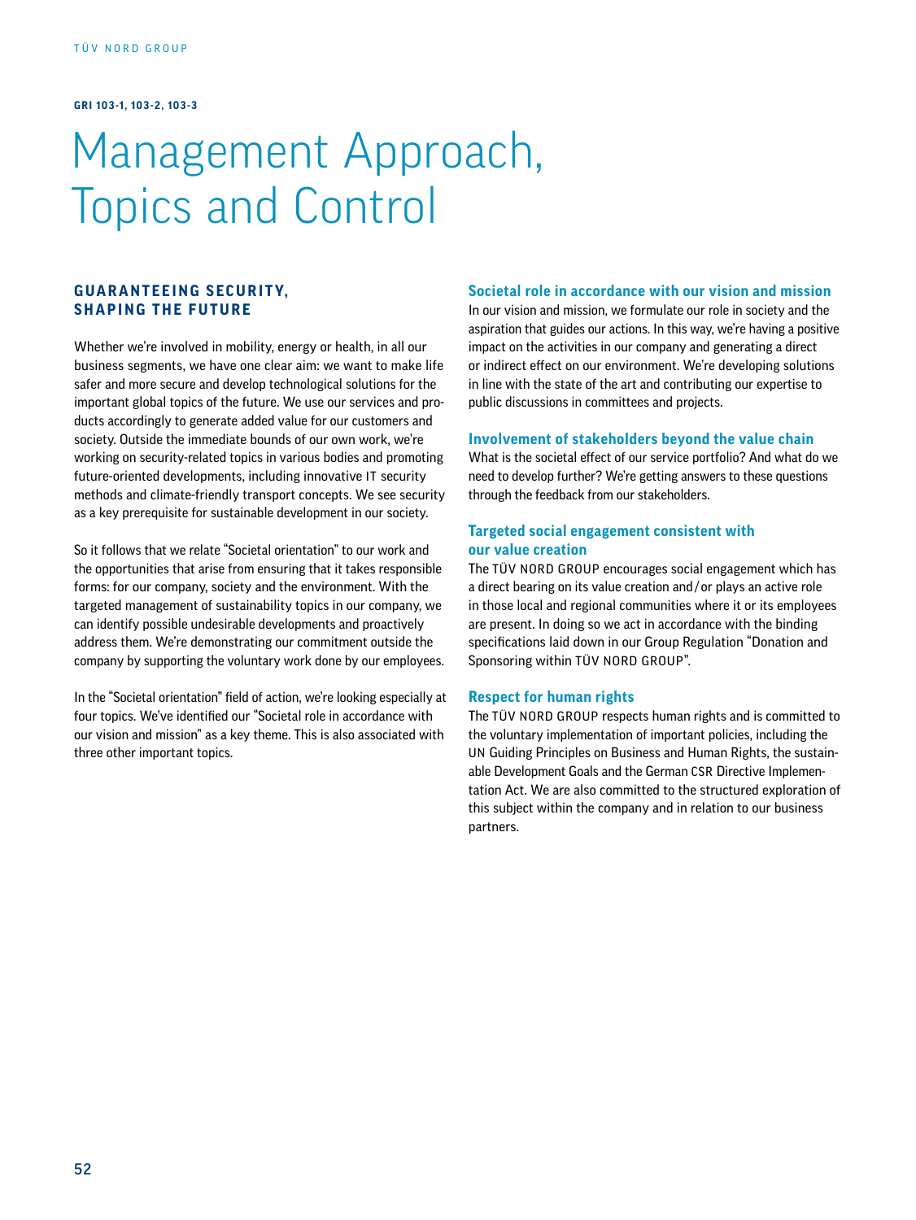GRI 103-1, 103-2, 103-3

# Management Approach, Topics and Control

## GUARANTEEING SECURITY, SHAPING THE FUTURE

Whether we're involved in mobility, energy or health, in all our business segments, we have one clear aim: we want to make life safer and more secure and develop technological solutions for the important global topics of the future. We use our services and products accordingly to generate added value for our customers and society. Outside the immediate bounds of our own work, we're working on security-related topics in various bodies and promoting future-oriented developments, including innovative IT security methods and climate-friendly transport concepts. We see security as a key prerequisite for sustainable development in our society.

So it follows that we relate "Societal orientation" to our work and the opportunities that arise from ensuring that it takes responsible forms: for our company, society and the environment. With the targeted management of sustainability topics in our company, we can identify possible undesirable developments and proactively address them. We're demonstrating our commitment outside the company by supporting the voluntary work done by our employees.

In the "Societal orientation" field of action, we're looking especially at four topics. We've identified our "Societal role in accordance with our vision and mission" as a key theme. This is also associated with three other important topics.

### Societal role in accordance with our vision and mission

In our vision and mission, we formulate our role in society and the aspiration that guides our actions. In this way, we're having a positive impact on the activities in our company and generating a direct or indirect effect on our environment. We're developing solutions in line with the state of the art and contributing our expertise to public discussions in committees and projects.

### Involvement of stakeholders beyond the value chain

What is the societal effect of our service portfolio? And what do we need to develop further? We're getting answers to these questions through the feedback from our stakeholders.

### Targeted social engagement consistent with our value creation

The TÜV NORD GROUP encourages social engagement which has a direct bearing on its value creation and / or plays an active role in those local and regional communities where it or its employees are present. In doing so we act in accordance with the binding specifications laid down in our Group Regulation "Donation and Sponsoring within TÜV NORD GROUP".

### Respect for human rights

The TÜV NORD GROUP respects human rights and is committed to the voluntary implementation of important policies, including the UN Guiding Principles on Business and Human Rights, the sustainable Development Goals and the German CSR Directive Implementation Act. We are also committed to the structured exploration of this subject within the company and in relation to our business partners.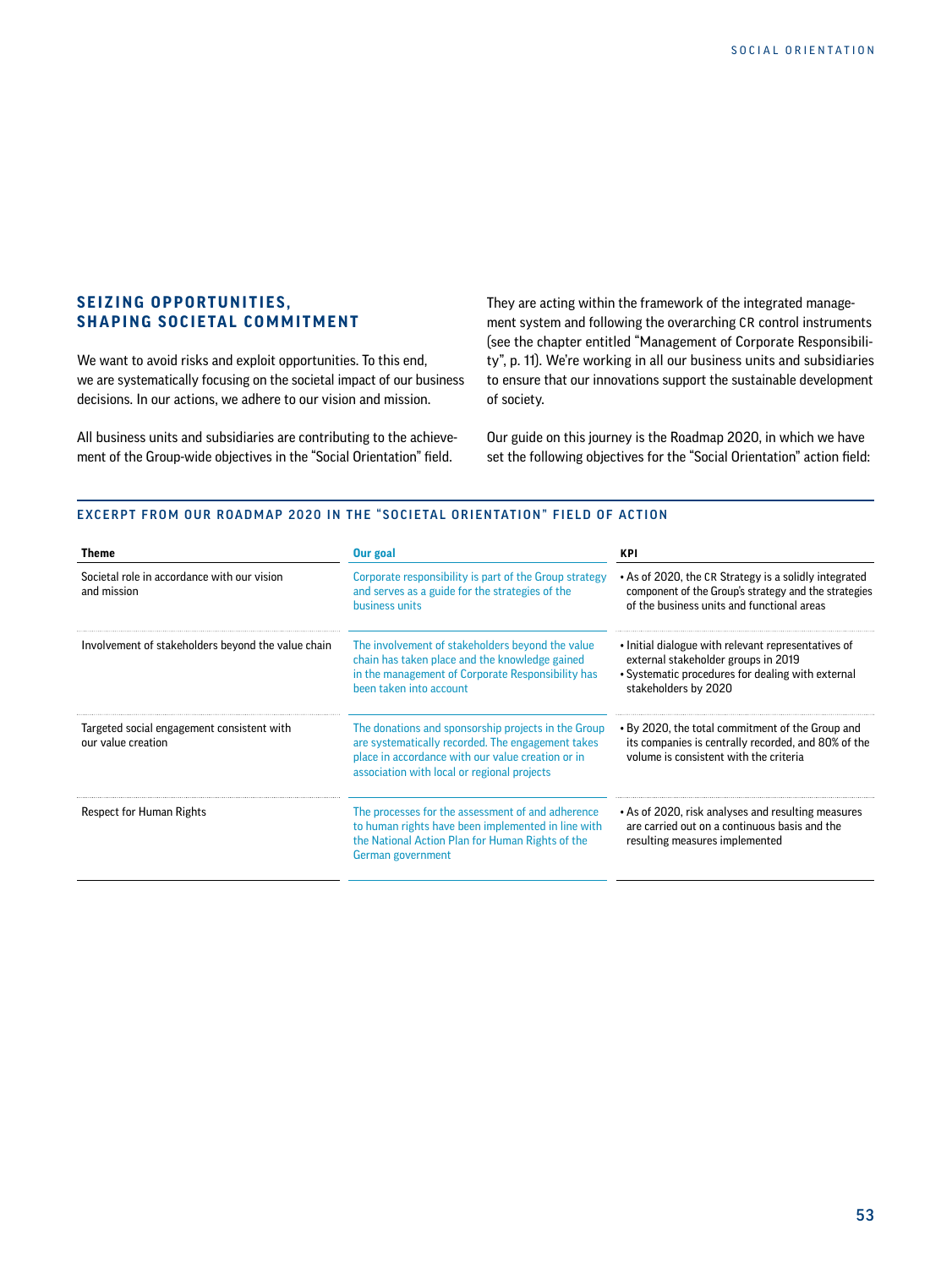## SEIZING OPPORTUNITIES, SHAPING SOCIETAL COMMITMENT

We want to avoid risks and exploit opportunities. To this end, we are systematically focusing on the societal impact of our business decisions. In our actions, we adhere to our vision and mission.

All business units and subsidiaries are contributing to the achievement of the Group-wide objectives in the "Social Orientation" field. They are acting within the framework of the integrated management system and following the overarching CR control instruments (see the chapter entitled "Management of Corporate Responsibility", p. 11). We're working in all our business units and subsidiaries to ensure that our innovations support the sustainable development of society.

Our guide on this journey is the Roadmap 2020, in which we have set the following objectives for the "Social Orientation" action field:

### EXCERPT FROM OUR ROADMAP 2020 IN THE "SOCIETAL ORIENTATION" FIELD OF ACTION

| Theme | Our goal | KPI |
|---|---|---|
| Societal role in accordance with our vision and mission | Corporate responsibility is part of the Group strategy and serves as a guide for the strategies of the business units | • As of 2020, the CR Strategy is a solidly integrated component of the Group's strategy and the strategies of the business units and functional areas |
| Involvement of stakeholders beyond the value chain | The involvement of stakeholders beyond the value chain has taken place and the knowledge gained in the management of Corporate Responsibility has been taken into account | • Initial dialogue with relevant representatives of external stakeholder groups in 2019<br>• Systematic procedures for dealing with external stakeholders by 2020 |
| Targeted social engagement consistent with our value creation | The donations and sponsorship projects in the Group are systematically recorded. The engagement takes place in accordance with our value creation or in association with local or regional projects | • By 2020, the total commitment of the Group and its companies is centrally recorded, and 80% of the volume is consistent with the criteria |
| Respect for Human Rights | The processes for the assessment of and adherence to human rights have been implemented in line with the National Action Plan for Human Rights of the German government | • As of 2020, risk analyses and resulting measures are carried out on a continuous basis and the resulting measures implemented |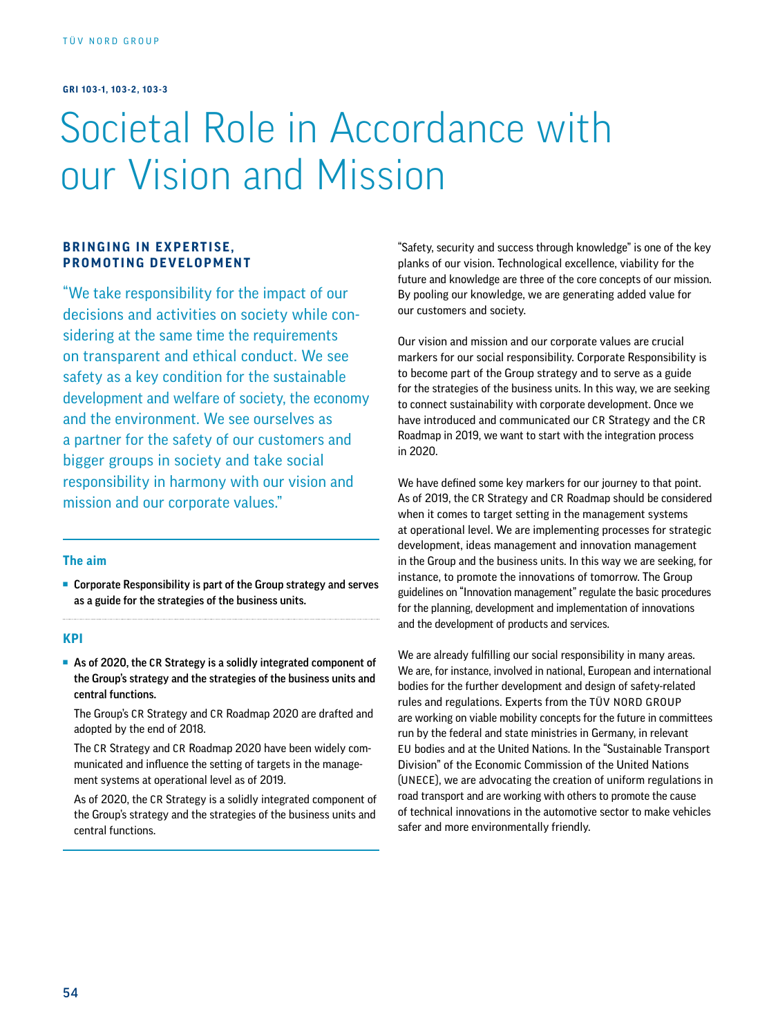GRI 103-1, 103-2, 103-3

# Societal Role in Accordance with our Vision and Mission

## BRINGING IN EXPERTISE, PROMOTING DEVELOPMENT

"We take responsibility for the impact of our decisions and activities on society while considering at the same time the requirements on transparent and ethical conduct. We see safety as a key condition for the sustainable development and welfare of society, the economy and the environment. We see ourselves as a partner for the safety of our customers and bigger groups in society and take social responsibility in harmony with our vision and mission and our corporate values."

### The aim

- **Corporate Responsibility is part of the Group strategy and serves as a guide for the strategies of the business units.**

### KPI

- **As of 2020, the CR Strategy is a solidly integrated component of the Group's strategy and the strategies of the business units and central functions.**

  The Group's CR Strategy and CR Roadmap 2020 are drafted and adopted by the end of 2018.

  The CR Strategy and CR Roadmap 2020 have been widely communicated and influence the setting of targets in the management systems at operational level as of 2019.

  As of 2020, the CR Strategy is a solidly integrated component of the Group's strategy and the strategies of the business units and central functions.

"Safety, security and success through knowledge" is one of the key planks of our vision. Technological excellence, viability for the future and knowledge are three of the core concepts of our mission. By pooling our knowledge, we are generating added value for our customers and society.

Our vision and mission and our corporate values are crucial markers for our social responsibility. Corporate Responsibility is to become part of the Group strategy and to serve as a guide for the strategies of the business units. In this way, we are seeking to connect sustainability with corporate development. Once we have introduced and communicated our CR Strategy and the CR Roadmap in 2019, we want to start with the integration process in 2020.

We have defined some key markers for our journey to that point. As of 2019, the CR Strategy and CR Roadmap should be considered when it comes to target setting in the management systems at operational level. We are implementing processes for strategic development, ideas management and innovation management in the Group and the business units. In this way we are seeking, for instance, to promote the innovations of tomorrow. The Group guidelines on "Innovation management" regulate the basic procedures for the planning, development and implementation of innovations and the development of products and services.

We are already fulfilling our social responsibility in many areas. We are, for instance, involved in national, European and international bodies for the further development and design of safety-related rules and regulations. Experts from the TÜV NORD GROUP are working on viable mobility concepts for the future in committees run by the federal and state ministries in Germany, in relevant EU bodies and at the United Nations. In the "Sustainable Transport Division" of the Economic Commission of the United Nations (UNECE), we are advocating the creation of uniform regulations in road transport and are working with others to promote the cause of technical innovations in the automotive sector to make vehicles safer and more environmentally friendly.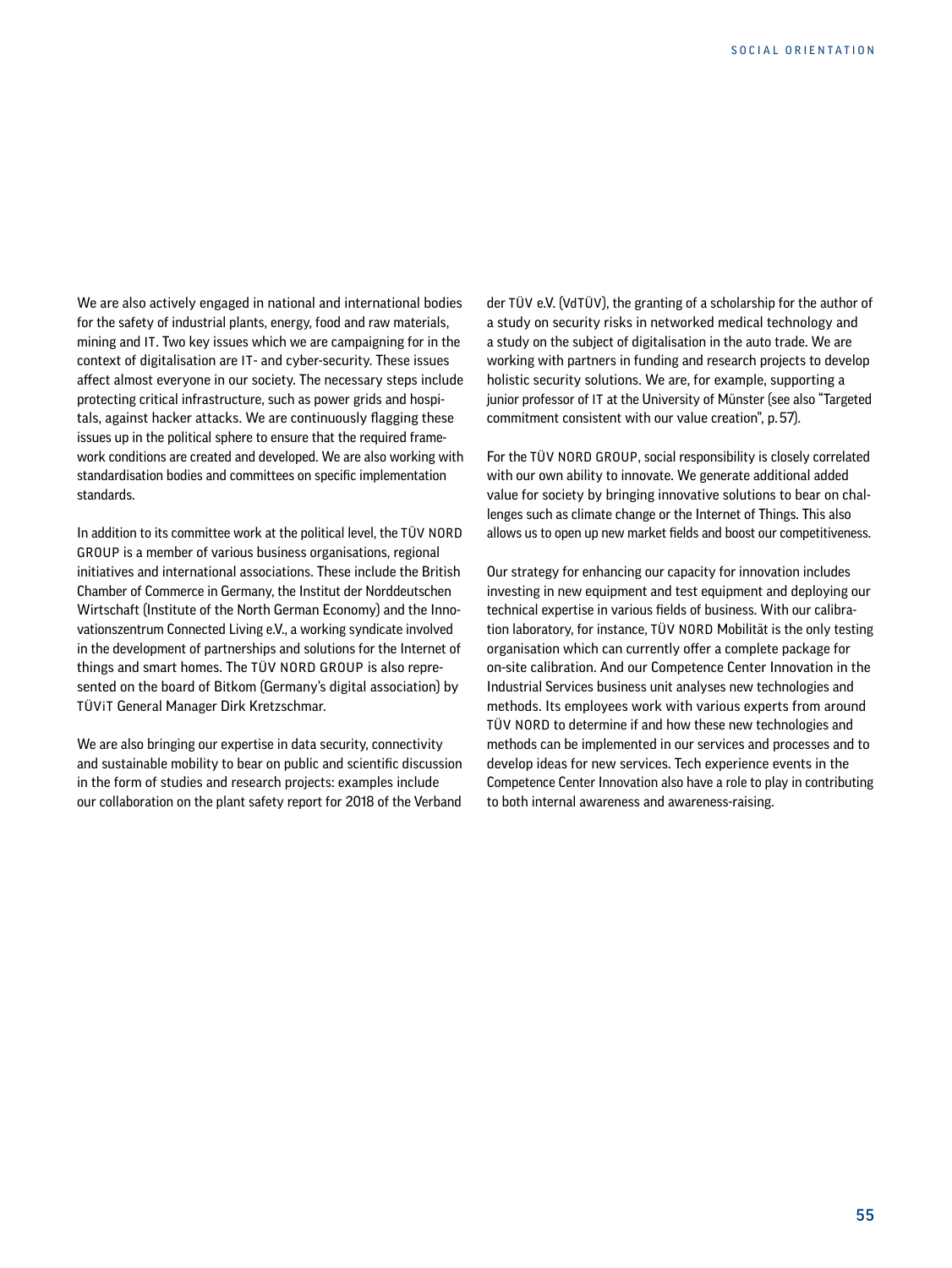We are also actively engaged in national and international bodies for the safety of industrial plants, energy, food and raw materials, mining and IT. Two key issues which we are campaigning for in the context of digitalisation are IT- and cyber-security. These issues affect almost everyone in our society. The necessary steps include protecting critical infrastructure, such as power grids and hospitals, against hacker attacks. We are continuously flagging these issues up in the political sphere to ensure that the required framework conditions are created and developed. We are also working with standardisation bodies and committees on specific implementation standards.

In addition to its committee work at the political level, the TÜV NORD GROUP is a member of various business organisations, regional initiatives and international associations. These include the British Chamber of Commerce in Germany, the Institut der Norddeutschen Wirtschaft (Institute of the North German Economy) and the Innovationszentrum Connected Living e.V., a working syndicate involved in the development of partnerships and solutions for the Internet of things and smart homes. The TÜV NORD GROUP is also represented on the board of Bitkom (Germany's digital association) by TÜViT General Manager Dirk Kretzschmar.

We are also bringing our expertise in data security, connectivity and sustainable mobility to bear on public and scientific discussion in the form of studies and research projects: examples include our collaboration on the plant safety report for 2018 of the Verband der TÜV e.V. (VdTÜV), the granting of a scholarship for the author of a study on security risks in networked medical technology and a study on the subject of digitalisation in the auto trade. We are working with partners in funding and research projects to develop holistic security solutions. We are, for example, supporting a junior professor of IT at the University of Münster (see also "Targeted commitment consistent with our value creation", p. 57).

For the TÜV NORD GROUP, social responsibility is closely correlated with our own ability to innovate. We generate additional added value for society by bringing innovative solutions to bear on challenges such as climate change or the Internet of Things. This also allows us to open up new market fields and boost our competitiveness.

Our strategy for enhancing our capacity for innovation includes investing in new equipment and test equipment and deploying our technical expertise in various fields of business. With our calibration laboratory, for instance, TÜV NORD Mobilität is the only testing organisation which can currently offer a complete package for on-site calibration. And our Competence Center Innovation in the Industrial Services business unit analyses new technologies and methods. Its employees work with various experts from around TÜV NORD to determine if and how these new technologies and methods can be implemented in our services and processes and to develop ideas for new services. Tech experience events in the Competence Center Innovation also have a role to play in contributing to both internal awareness and awareness-raising.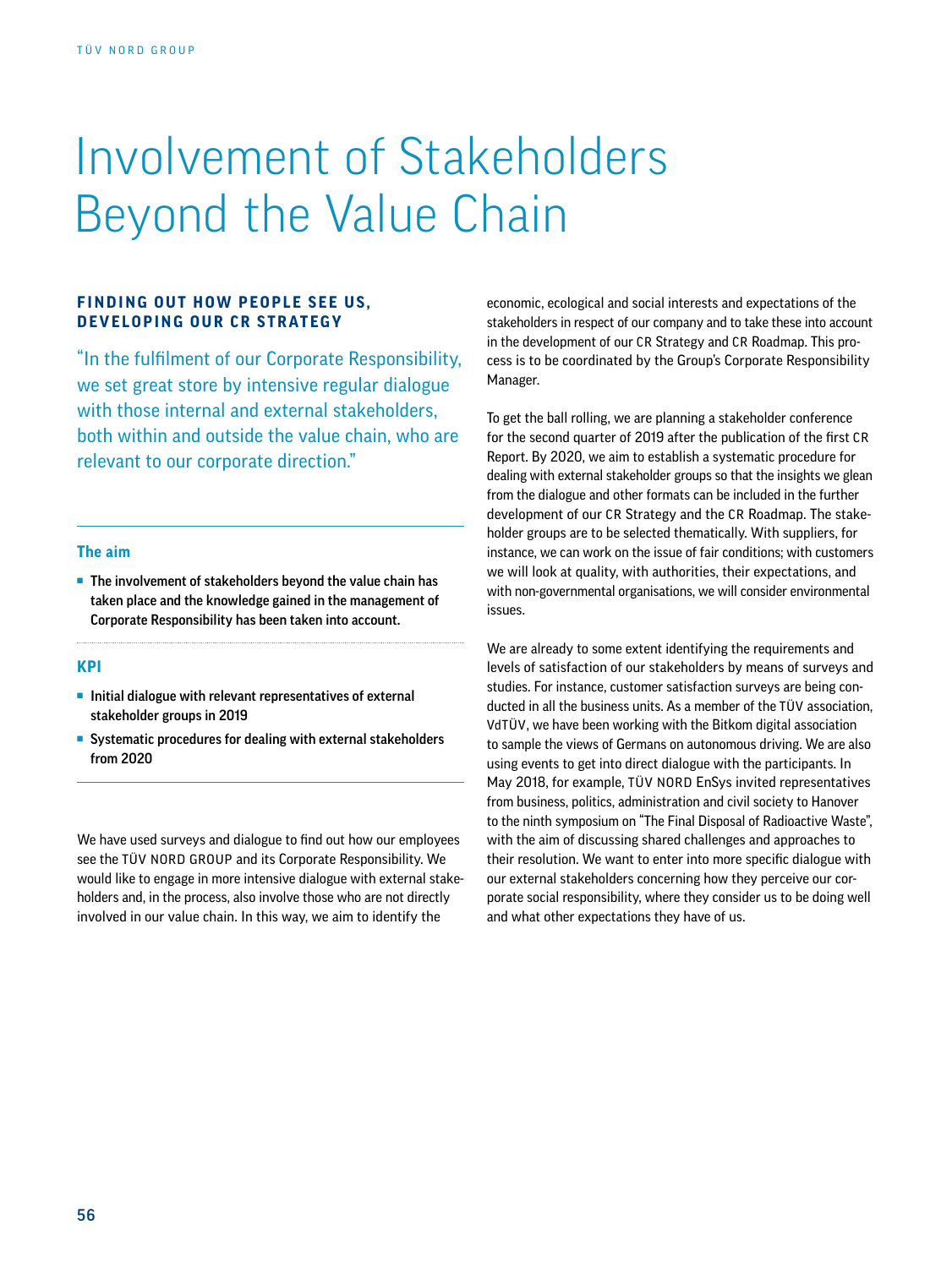# Involvement of Stakeholders Beyond the Value Chain

## FINDING OUT HOW PEOPLE SEE US, DEVELOPING OUR CR STRATEGY

"In the fulfilment of our Corporate Responsibility, we set great store by intensive regular dialogue with those internal and external stakeholders, both within and outside the value chain, who are relevant to our corporate direction."

### The aim

- **The involvement of stakeholders beyond the value chain has taken place and the knowledge gained in the management of Corporate Responsibility has been taken into account.**

### KPI

- **Initial dialogue with relevant representatives of external stakeholder groups in 2019**
- **Systematic procedures for dealing with external stakeholders from 2020**

We have used surveys and dialogue to find out how our employees see the TÜV NORD GROUP and its Corporate Responsibility. We would like to engage in more intensive dialogue with external stakeholders and, in the process, also involve those who are not directly involved in our value chain. In this way, we aim to identify the economic, ecological and social interests and expectations of the stakeholders in respect of our company and to take these into account in the development of our CR Strategy and CR Roadmap. This process is to be coordinated by the Group's Corporate Responsibility Manager.

To get the ball rolling, we are planning a stakeholder conference for the second quarter of 2019 after the publication of the first CR Report. By 2020, we aim to establish a systematic procedure for dealing with external stakeholder groups so that the insights we glean from the dialogue and other formats can be included in the further development of our CR Strategy and the CR Roadmap. The stakeholder groups are to be selected thematically. With suppliers, for instance, we can work on the issue of fair conditions; with customers we will look at quality, with authorities, their expectations, and with non-governmental organisations, we will consider environmental issues.

We are already to some extent identifying the requirements and levels of satisfaction of our stakeholders by means of surveys and studies. For instance, customer satisfaction surveys are being conducted in all the business units. As a member of the TÜV association, VdTÜV, we have been working with the Bitkom digital association to sample the views of Germans on autonomous driving. We are also using events to get into direct dialogue with the participants. In May 2018, for example, TÜV NORD EnSys invited representatives from business, politics, administration and civil society to Hanover to the ninth symposium on "The Final Disposal of Radioactive Waste", with the aim of discussing shared challenges and approaches to their resolution. We want to enter into more specific dialogue with our external stakeholders concerning how they perceive our corporate social responsibility, where they consider us to be doing well and what other expectations they have of us.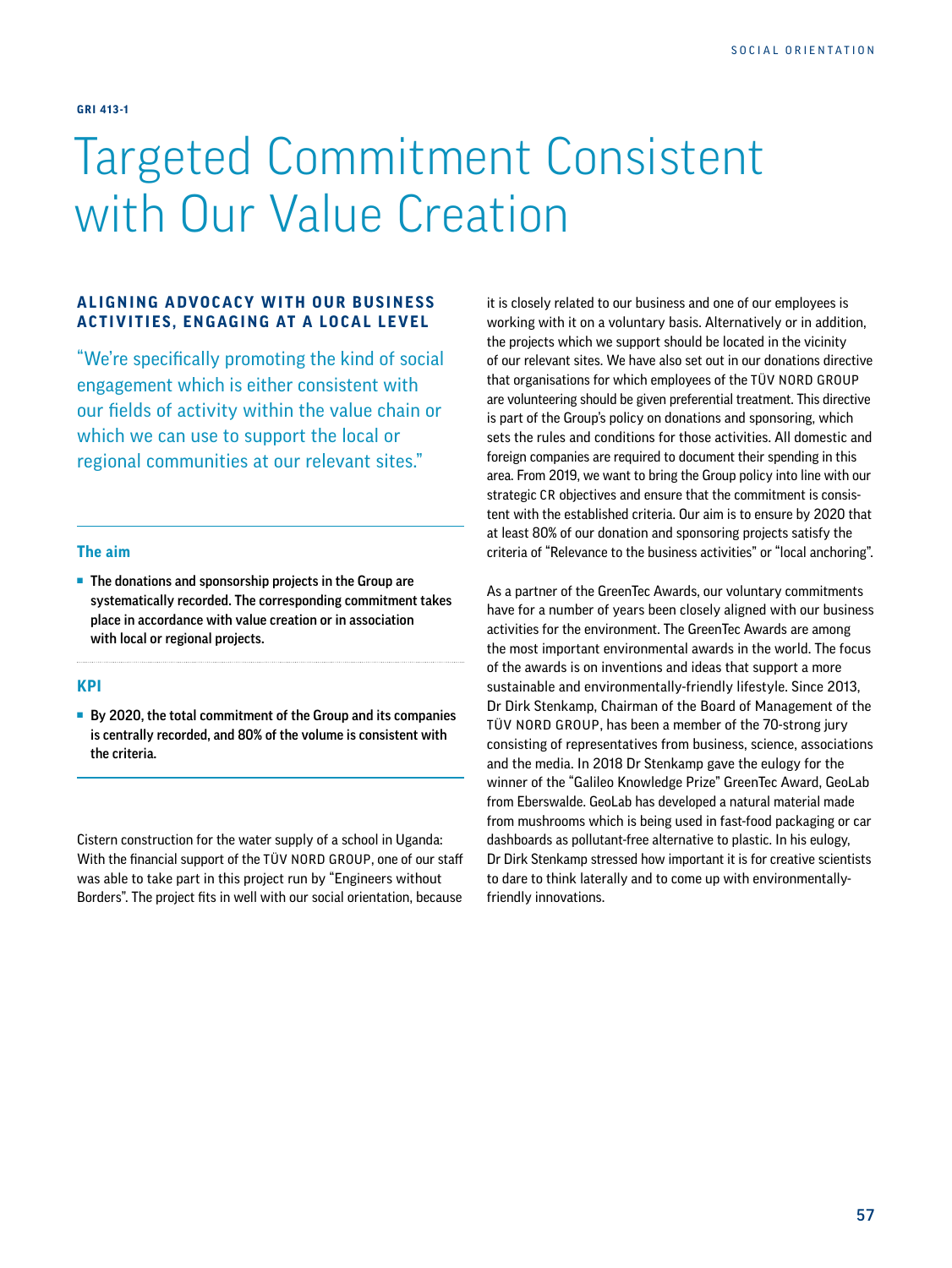GRI 413-1

# Targeted Commitment Consistent with Our Value Creation

## ALIGNING ADVOCACY WITH OUR BUSINESS ACTIVITIES, ENGAGING AT A LOCAL LEVEL

"We're specifically promoting the kind of social engagement which is either consistent with our fields of activity within the value chain or which we can use to support the local or regional communities at our relevant sites."

### The aim

- **The donations and sponsorship projects in the Group are systematically recorded. The corresponding commitment takes place in accordance with value creation or in association with local or regional projects.**

### KPI

- **By 2020, the total commitment of the Group and its companies is centrally recorded, and 80% of the volume is consistent with the criteria.**

Cistern construction for the water supply of a school in Uganda: With the financial support of the TÜV NORD GROUP, one of our staff was able to take part in this project run by "Engineers without Borders". The project fits in well with our social orientation, because it is closely related to our business and one of our employees is working with it on a voluntary basis. Alternatively or in addition, the projects which we support should be located in the vicinity of our relevant sites. We have also set out in our donations directive that organisations for which employees of the TÜV NORD GROUP are volunteering should be given preferential treatment. This directive is part of the Group's policy on donations and sponsoring, which sets the rules and conditions for those activities. All domestic and foreign companies are required to document their spending in this area. From 2019, we want to bring the Group policy into line with our strategic CR objectives and ensure that the commitment is consistent with the established criteria. Our aim is to ensure by 2020 that at least 80% of our donation and sponsoring projects satisfy the criteria of "Relevance to the business activities" or "local anchoring".

As a partner of the GreenTec Awards, our voluntary commitments have for a number of years been closely aligned with our business activities for the environment. The GreenTec Awards are among the most important environmental awards in the world. The focus of the awards is on inventions and ideas that support a more sustainable and environmentally-friendly lifestyle. Since 2013, Dr Dirk Stenkamp, Chairman of the Board of Management of the TÜV NORD GROUP, has been a member of the 70-strong jury consisting of representatives from business, science, associations and the media. In 2018 Dr Stenkamp gave the eulogy for the winner of the "Galileo Knowledge Prize" GreenTec Award, GeoLab from Eberswalde. GeoLab has developed a natural material made from mushrooms which is being used in fast-food packaging or car dashboards as pollutant-free alternative to plastic. In his eulogy, Dr Dirk Stenkamp stressed how important it is for creative scientists to dare to think laterally and to come up with environmentally-friendly innovations.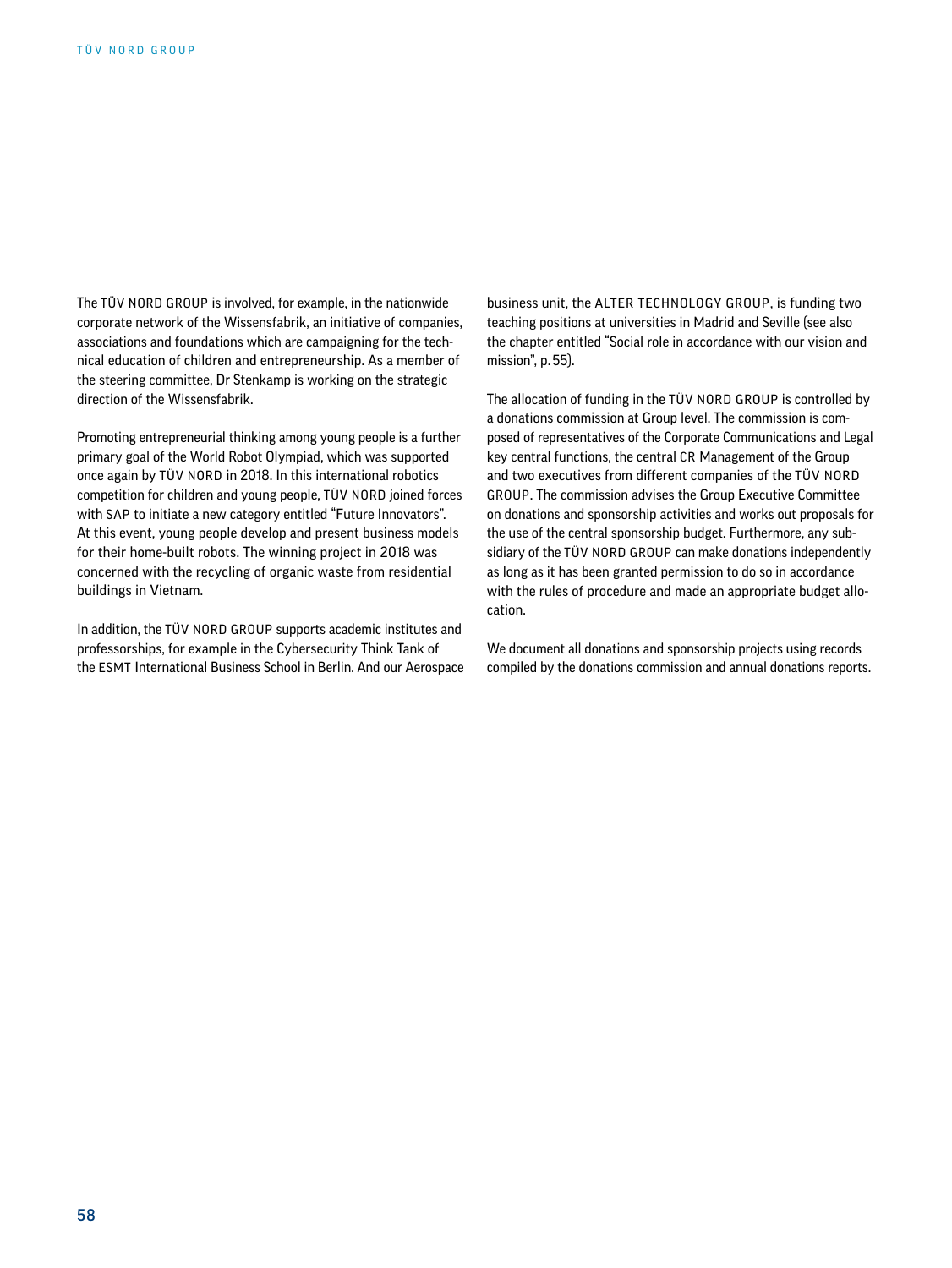The TÜV NORD GROUP is involved, for example, in the nationwide corporate network of the Wissensfabrik, an initiative of companies, associations and foundations which are campaigning for the technical education of children and entrepreneurship. As a member of the steering committee, Dr Stenkamp is working on the strategic direction of the Wissensfabrik.

Promoting entrepreneurial thinking among young people is a further primary goal of the World Robot Olympiad, which was supported once again by TÜV NORD in 2018. In this international robotics competition for children and young people, TÜV NORD joined forces with SAP to initiate a new category entitled "Future Innovators". At this event, young people develop and present business models for their home-built robots. The winning project in 2018 was concerned with the recycling of organic waste from residential buildings in Vietnam.

In addition, the TÜV NORD GROUP supports academic institutes and professorships, for example in the Cybersecurity Think Tank of the ESMT International Business School in Berlin. And our Aerospace business unit, the ALTER TECHNOLOGY GROUP, is funding two teaching positions at universities in Madrid and Seville (see also the chapter entitled "Social role in accordance with our vision and mission", p. 55).

The allocation of funding in the TÜV NORD GROUP is controlled by a donations commission at Group level. The commission is composed of representatives of the Corporate Communications and Legal key central functions, the central CR Management of the Group and two executives from different companies of the TÜV NORD GROUP. The commission advises the Group Executive Committee on donations and sponsorship activities and works out proposals for the use of the central sponsorship budget. Furthermore, any subsidiary of the TÜV NORD GROUP can make donations independently as long as it has been granted permission to do so in accordance with the rules of procedure and made an appropriate budget allocation.

We document all donations and sponsorship projects using records compiled by the donations commission and annual donations reports.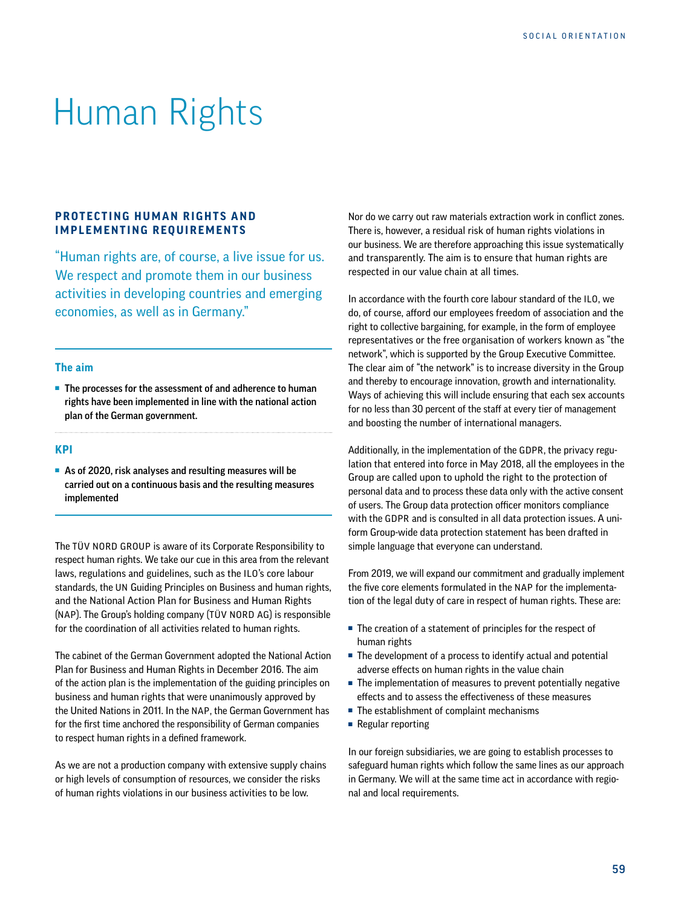# Human Rights

## PROTECTING HUMAN RIGHTS AND IMPLEMENTING REQUIREMENTS

"Human rights are, of course, a live issue for us. We respect and promote them in our business activities in developing countries and emerging economies, as well as in Germany."

### The aim

- **The processes for the assessment of and adherence to human rights have been implemented in line with the national action plan of the German government.**

### KPI

- **As of 2020, risk analyses and resulting measures will be carried out on a continuous basis and the resulting measures implemented**

The TÜV NORD GROUP is aware of its Corporate Responsibility to respect human rights. We take our cue in this area from the relevant laws, regulations and guidelines, such as the ILO's core labour standards, the UN Guiding Principles on Business and human rights, and the National Action Plan for Business and Human Rights (NAP). The Group's holding company (TÜV NORD AG) is responsible for the coordination of all activities related to human rights.

The cabinet of the German Government adopted the National Action Plan for Business and Human Rights in December 2016. The aim of the action plan is the implementation of the guiding principles on business and human rights that were unanimously approved by the United Nations in 2011. In the NAP, the German Government has for the first time anchored the responsibility of German companies to respect human rights in a defined framework.

As we are not a production company with extensive supply chains or high levels of consumption of resources, we consider the risks of human rights violations in our business activities to be low. Nor do we carry out raw materials extraction work in conflict zones. There is, however, a residual risk of human rights violations in our business. We are therefore approaching this issue systematically and transparently. The aim is to ensure that human rights are respected in our value chain at all times.

In accordance with the fourth core labour standard of the ILO, we do, of course, afford our employees freedom of association and the right to collective bargaining, for example, in the form of employee representatives or the free organisation of workers known as "the network", which is supported by the Group Executive Committee. The clear aim of "the network" is to increase diversity in the Group and thereby to encourage innovation, growth and internationality. Ways of achieving this will include ensuring that each sex accounts for no less than 30 percent of the staff at every tier of management and boosting the number of international managers.

Additionally, in the implementation of the GDPR, the privacy regulation that entered into force in May 2018, all the employees in the Group are called upon to uphold the right to the protection of personal data and to process these data only with the active consent of users. The Group data protection officer monitors compliance with the GDPR and is consulted in all data protection issues. A uniform Group-wide data protection statement has been drafted in simple language that everyone can understand.

From 2019, we will expand our commitment and gradually implement the five core elements formulated in the NAP for the implementation of the legal duty of care in respect of human rights. These are:

- The creation of a statement of principles for the respect of human rights
- The development of a process to identify actual and potential adverse effects on human rights in the value chain
- The implementation of measures to prevent potentially negative effects and to assess the effectiveness of these measures
- The establishment of complaint mechanisms
- Regular reporting

In our foreign subsidiaries, we are going to establish processes to safeguard human rights which follow the same lines as our approach in Germany. We will at the same time act in accordance with regional and local requirements.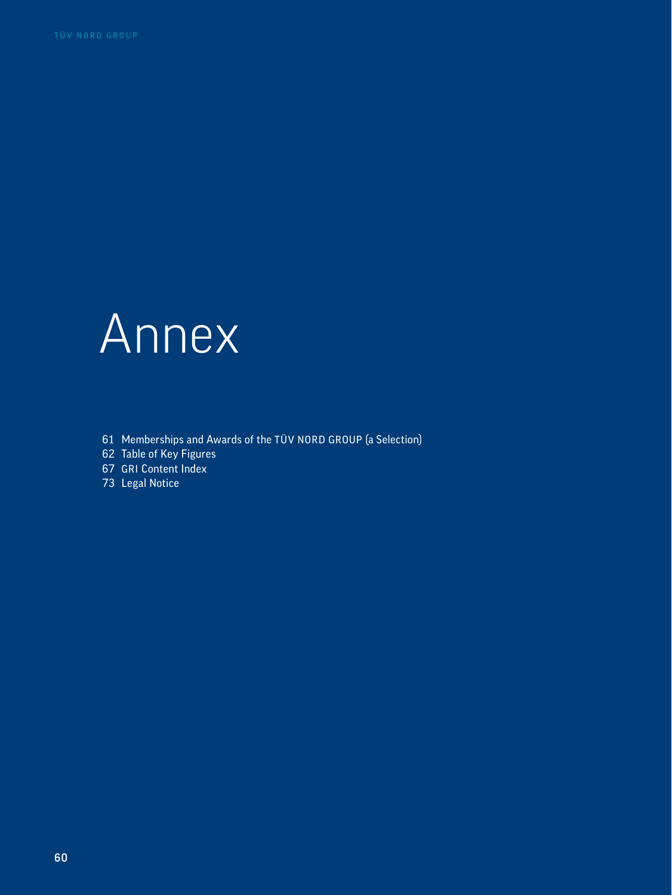# Annex

61 Memberships and Awards of the TÜV NORD GROUP (a Selection)
62 Table of Key Figures
67 GRI Content Index
73 Legal Notice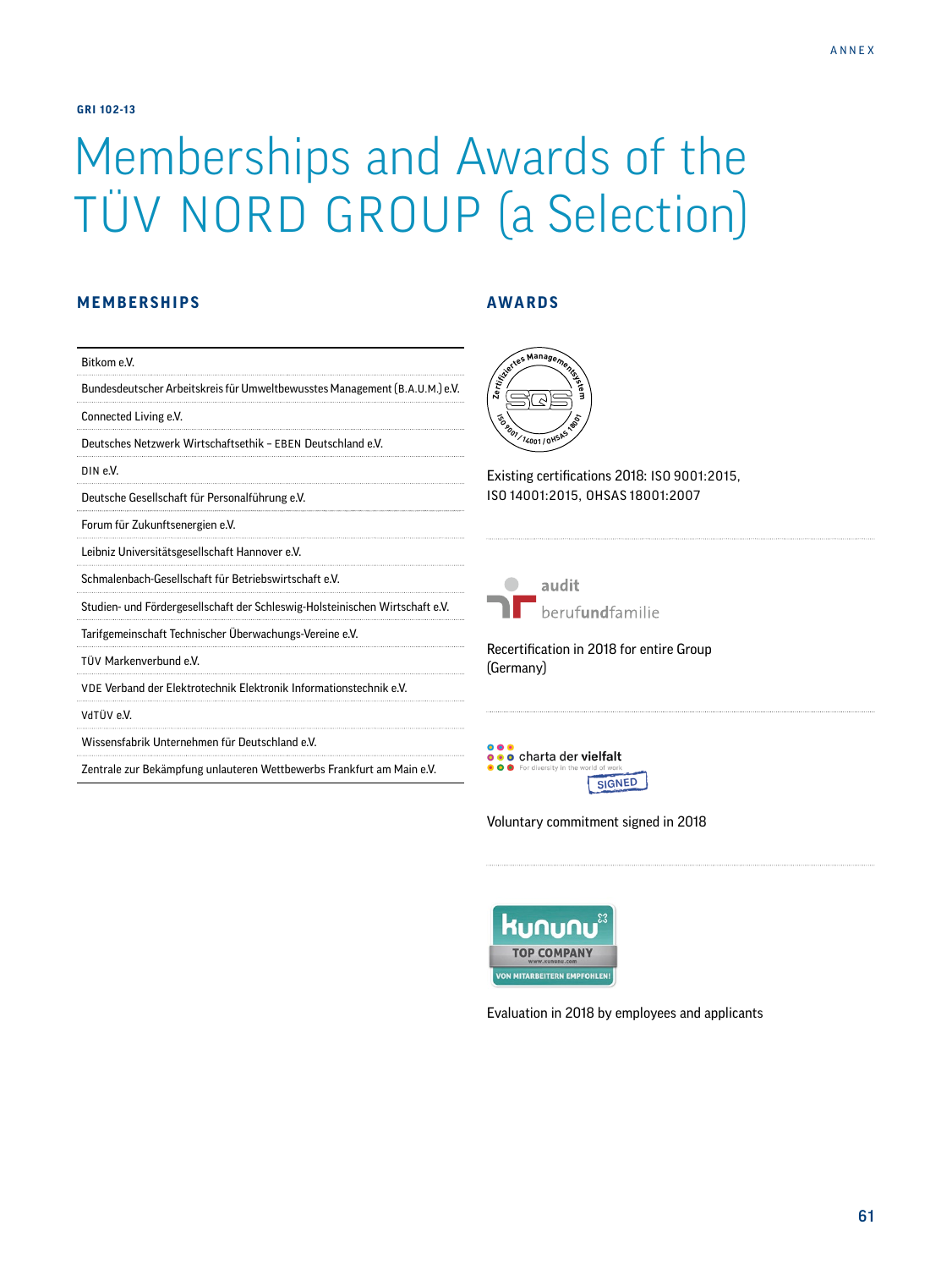GRI 102-13

# Memberships and Awards of the TÜV NORD GROUP (a Selection)

## MEMBERSHIPS

- Bitkom e.V.
- Bundesdeutscher Arbeitskreis für Umweltbewusstes Management (B.A.U.M.) e.V.
- Connected Living e.V.
- Deutsches Netzwerk Wirtschaftsethik – EBEN Deutschland e.V.
- DIN e.V.
- Deutsche Gesellschaft für Personalführung e.V.
- Forum für Zukunftsenergien e.V.
- Leibniz Universitätsgesellschaft Hannover e.V.
- Schmalenbach-Gesellschaft für Betriebswirtschaft e.V.
- Studien- und Fördergesellschaft der Schleswig-Holsteinischen Wirtschaft e.V.
- Tarifgemeinschaft Technischer Überwachungs-Vereine e.V.
- TÜV Markenverbund e.V.
- VDE Verband der Elektrotechnik Elektronik Informationstechnik e.V.
- VdTÜV e.V.
- Wissensfabrik Unternehmen für Deutschland e.V.
- Zentrale zur Bekämpfung unlauteren Wettbewerbs Frankfurt am Main e.V.

## AWARDS

Zertifiziertes Managementsystem SQS – ISO 9001 / 14001 / OHSAS 18001

Existing certifications 2018: ISO 9001:2015, ISO 14001:2015, OHSAS 18001:2007

audit berufundfamilie

Recertification in 2018 for entire Group (Germany)

charta der vielfalt – For diversity in the world of work – SIGNED

Voluntary commitment signed in 2018

kununu TOP COMPANY – www.kununu.com – VON MITARBEITERN EMPFOHLEN!

Evaluation in 2018 by employees and applicants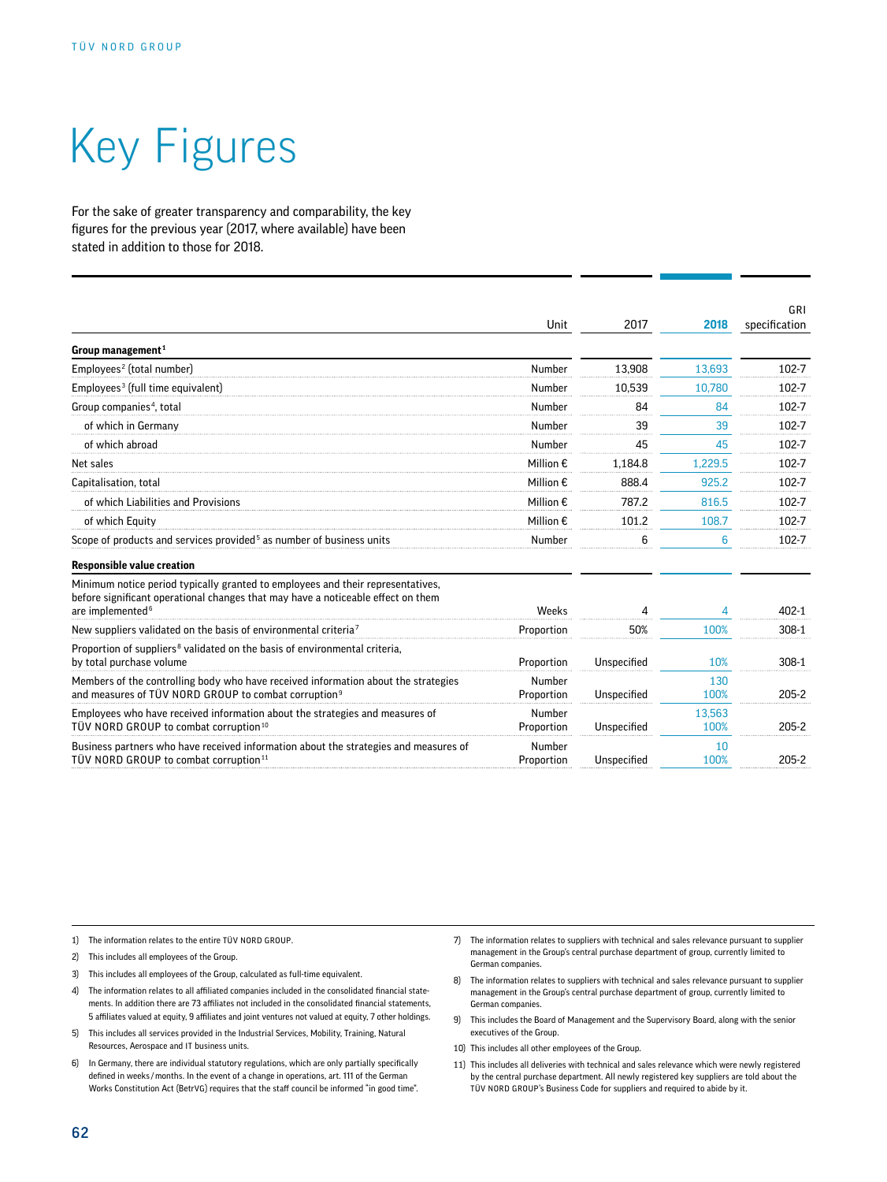# Key Figures

For the sake of greater transparency and comparability, the key figures for the previous year (2017, where available) have been stated in addition to those for 2018.

| | Unit | 2017 | 2018 | GRI specification |
|---|---|---|---|---|
| **Group management**[1] | | | | |
| Employees[2] (total number) | Number | 13,908 | 13,693 | 102-7 |
| Employees[3] (full time equivalent) | Number | 10,539 | 10,780 | 102-7 |
| Group companies[4], total | Number | 84 | 84 | 102-7 |
| of which in Germany | Number | 39 | 39 | 102-7 |
| of which abroad | Number | 45 | 45 | 102-7 |
| Net sales | Million € | 1,184.8 | 1,229.5 | 102-7 |
| Capitalisation, total | Million € | 888.4 | 925.2 | 102-7 |
| of which Liabilities and Provisions | Million € | 787.2 | 816.5 | 102-7 |
| of which Equity | Million € | 101.2 | 108.7 | 102-7 |
| Scope of products and services provided[5] as number of business units | Number | 6 | 6 | 102-7 |
| **Responsible value creation** | | | | |
| Minimum notice period typically granted to employees and their representatives, before significant operational changes that may have a noticeable effect on them are implemented[6] | Weeks | 4 | 4 | 402-1 |
| New suppliers validated on the basis of environmental criteria[7] | Proportion | 50% | 100% | 308-1 |
| Proportion of suppliers[8] validated on the basis of environmental criteria, by total purchase volume | Proportion | Unspecified | 10% | 308-1 |
| Members of the controlling body who have received information about the strategies and measures of TÜV NORD GROUP to combat corruption[9] | Number<br>Proportion | Unspecified | 130<br>100% | 205-2 |
| Employees who have received information about the strategies and measures of TÜV NORD GROUP to combat corruption[10] | Number<br>Proportion | Unspecified | 13,563<br>100% | 205-2 |
| Business partners who have received information about the strategies and measures of TÜV NORD GROUP to combat corruption[11] | Number<br>Proportion | Unspecified | 10<br>100% | 205-2 |

1) The information relates to the entire TÜV NORD GROUP.

2) This includes all employees of the Group.

3) This includes all employees of the Group, calculated as full-time equivalent.

4) The information relates to all affiliated companies included in the consolidated financial statements. In addition there are 73 affiliates not included in the consolidated financial statements, 5 affiliates valued at equity, 9 affiliates and joint ventures not valued at equity, 7 other holdings.

5) This includes all services provided in the Industrial Services, Mobility, Training, Natural Resources, Aerospace and IT business units.

6) In Germany, there are individual statutory regulations, which are only partially specifically defined in weeks / months. In the event of a change in operations, art. 111 of the German Works Constitution Act (BetrVG) requires that the staff council be informed "in good time".

7) The information relates to suppliers with technical and sales relevance pursuant to supplier management in the Group's central purchase department of group, currently limited to German companies.

8) The information relates to suppliers with technical and sales relevance pursuant to supplier management in the Group's central purchase department of group, currently limited to German companies.

9) This includes the Board of Management and the Supervisory Board, along with the senior executives of the Group.

10) This includes all other employees of the Group.

11) This includes all deliveries with technical and sales relevance which were newly registered by the central purchase department. All newly registered key suppliers are told about the TÜV NORD GROUP's Business Code for suppliers and required to abide by it.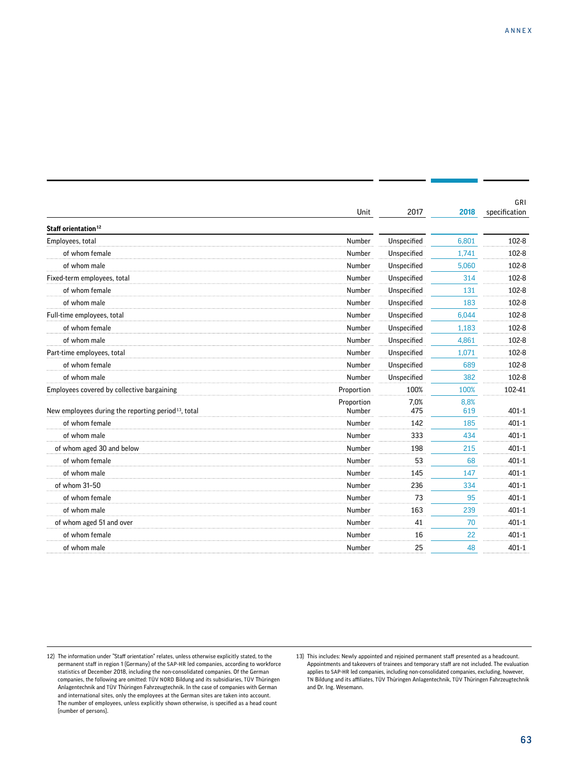| | Unit | 2017 | 2018 | GRI specification |
|---|---|---|---|---|
| **Staff orientation[12]** | | | | |
| Employees, total | Number | Unspecified | 6,801 | 102-8 |
| of whom female | Number | Unspecified | 1,741 | 102-8 |
| of whom male | Number | Unspecified | 5,060 | 102-8 |
| Fixed-term employees, total | Number | Unspecified | 314 | 102-8 |
| of whom female | Number | Unspecified | 131 | 102-8 |
| of whom male | Number | Unspecified | 183 | 102-8 |
| Full-time employees, total | Number | Unspecified | 6,044 | 102-8 |
| of whom female | Number | Unspecified | 1,183 | 102-8 |
| of whom male | Number | Unspecified | 4,861 | 102-8 |
| Part-time employees, total | Number | Unspecified | 1,071 | 102-8 |
| of whom female | Number | Unspecified | 689 | 102-8 |
| of whom male | Number | Unspecified | 382 | 102-8 |
| Employees covered by collective bargaining | Proportion | 100% | 100% | 102-41 |
| New employees during the reporting period[13], total | Proportion<br>Number | 7,0%<br>475 | 8,8%<br>619 | 401-1 |
| of whom female | Number | 142 | 185 | 401-1 |
| of whom male | Number | 333 | 434 | 401-1 |
| of whom aged 30 and below | Number | 198 | 215 | 401-1 |
| of whom female | Number | 53 | 68 | 401-1 |
| of whom male | Number | 145 | 147 | 401-1 |
| of whom 31–50 | Number | 236 | 334 | 401-1 |
| of whom female | Number | 73 | 95 | 401-1 |
| of whom male | Number | 163 | 239 | 401-1 |
| of whom aged 51 and over | Number | 41 | 70 | 401-1 |
| of whom female | Number | 16 | 22 | 401-1 |
| of whom male | Number | 25 | 48 | 401-1 |

12) The information under "Staff orientation" relates, unless otherwise explicitly stated, to the permanent staff in region 1 (Germany) of the SAP-HR led companies, according to workforce statistics of December 2018, including the non-consolidated companies. Of the German companies, the following are omitted: TÜV NORD Bildung and its subsidiaries, TÜV Thüringen Anlagentechnik and TÜV Thüringen Fahrzeugtechnik. In the case of companies with German and international sites, only the employees at the German sites are taken into account. The number of employees, unless explicitly shown otherwise, is specified as a head count (number of persons).

13) This includes: Newly appointed and rejoined permanent staff presented as a headcount. Appointments and takeovers of trainees and temporary staff are not included. The evaluation applies to SAP-HR led companies, including non-consolidated companies, excluding, however, TN Bildung and its affiliates, TÜV Thüringen Anlagentechnik, TÜV Thüringen Fahrzeugtechnik and Dr. Ing. Wesemann.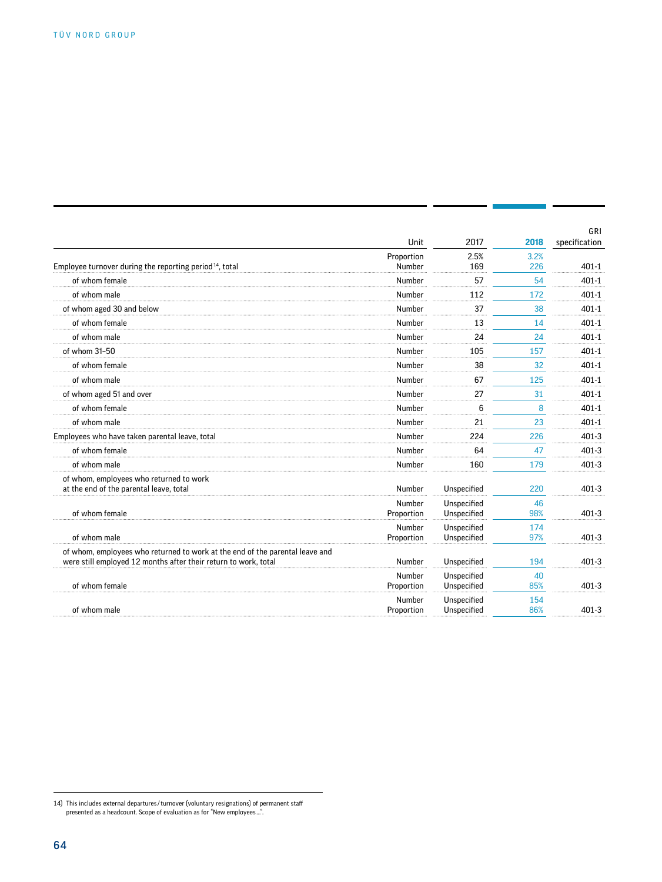| | Unit | 2017 | 2018 | GRI specification |
|---|---|---|---|---|
| Employee turnover during the reporting period[14], total | Proportion<br>Number | 2.5%<br>169 | 3.2%<br>226 | 401-1 |
| of whom female | Number | 57 | 54 | 401-1 |
| of whom male | Number | 112 | 172 | 401-1 |
| of whom aged 30 and below | Number | 37 | 38 | 401-1 |
| of whom female | Number | 13 | 14 | 401-1 |
| of whom male | Number | 24 | 24 | 401-1 |
| of whom 31–50 | Number | 105 | 157 | 401-1 |
| of whom female | Number | 38 | 32 | 401-1 |
| of whom male | Number | 67 | 125 | 401-1 |
| of whom aged 51 and over | Number | 27 | 31 | 401-1 |
| of whom female | Number | 6 | 8 | 401-1 |
| of whom male | Number | 21 | 23 | 401-1 |
| Employees who have taken parental leave, total | Number | 224 | 226 | 401-3 |
| of whom female | Number | 64 | 47 | 401-3 |
| of whom male | Number | 160 | 179 | 401-3 |
| of whom, employees who returned to work at the end of the parental leave, total | Number | Unspecified | 220 | 401-3 |
| of whom female | Number<br>Proportion | Unspecified<br>Unspecified | 46<br>98% | 401-3 |
| of whom male | Number<br>Proportion | Unspecified<br>Unspecified | 174<br>97% | 401-3 |
| of whom, employees who returned to work at the end of the parental leave and were still employed 12 months after their return to work, total | Number | Unspecified | 194 | 401-3 |
| of whom female | Number<br>Proportion | Unspecified<br>Unspecified | 40<br>85% | 401-3 |
| of whom male | Number<br>Proportion | Unspecified<br>Unspecified | 154<br>86% | 401-3 |

14) This includes external departures/turnover (voluntary resignations) of permanent staff presented as a headcount. Scope of evaluation as for "New employees ...".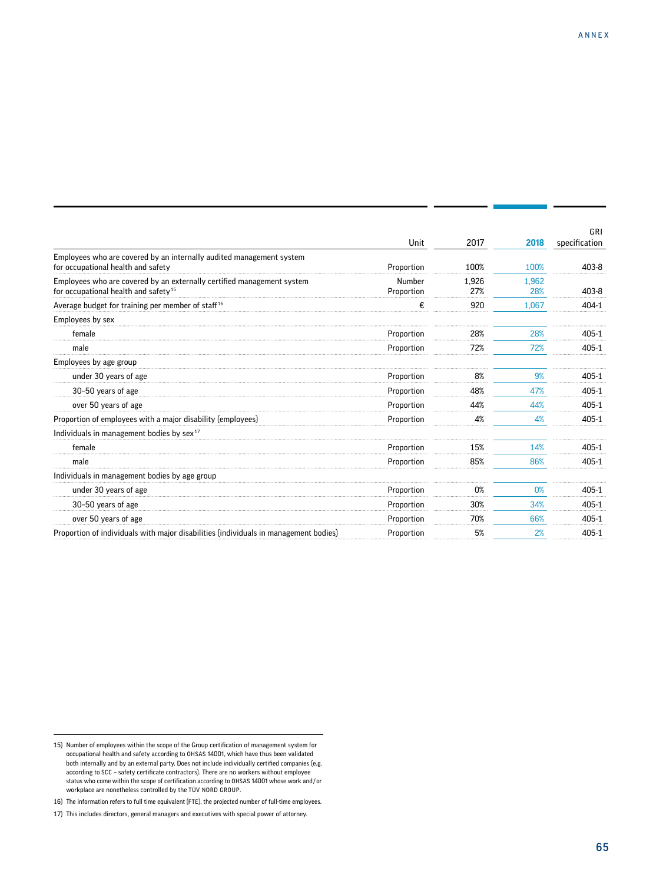| | Unit | 2017 | 2018 | GRI specification |
|---|---|---|---|---|
| Employees who are covered by an internally audited management system for occupational health and safety | Proportion | 100% | 100% | 403-8 |
| Employees who are covered by an externally certified management system for occupational health and safety[15] | Number<br>Proportion | 1,926<br>27% | 1,962<br>28% | 403-8 |
| Average budget for training per member of staff[16] | € | 920 | 1,067 | 404-1 |
| Employees by sex | | | | |
| female | Proportion | 28% | 28% | 405-1 |
| male | Proportion | 72% | 72% | 405-1 |
| Employees by age group | | | | |
| under 30 years of age | Proportion | 8% | 9% | 405-1 |
| 30–50 years of age | Proportion | 48% | 47% | 405-1 |
| over 50 years of age | Proportion | 44% | 44% | 405-1 |
| Proportion of employees with a major disability (employees) | Proportion | 4% | 4% | 405-1 |
| Individuals in management bodies by sex[17] | | | | |
| female | Proportion | 15% | 14% | 405-1 |
| male | Proportion | 85% | 86% | 405-1 |
| Individuals in management bodies by age group | | | | |
| under 30 years of age | Proportion | 0% | 0% | 405-1 |
| 30–50 years of age | Proportion | 30% | 34% | 405-1 |
| over 50 years of age | Proportion | 70% | 66% | 405-1 |
| Proportion of individuals with major disabilities (individuals in management bodies) | Proportion | 5% | 2% | 405-1 |

15) Number of employees within the scope of the Group certification of management system for occupational health and safety according to OHSAS 14001, which have thus been validated both internally and by an external party. Does not include individually certified companies (e.g. according to SCC – safety certificate contractors). There are no workers without employee status who come within the scope of certification according to OHSAS 14001 whose work and/or workplace are nonetheless controlled by the TÜV NORD GROUP.

16) The information refers to full time equivalent (FTE), the projected number of full-time employees.

17) This includes directors, general managers and executives with special power of attorney.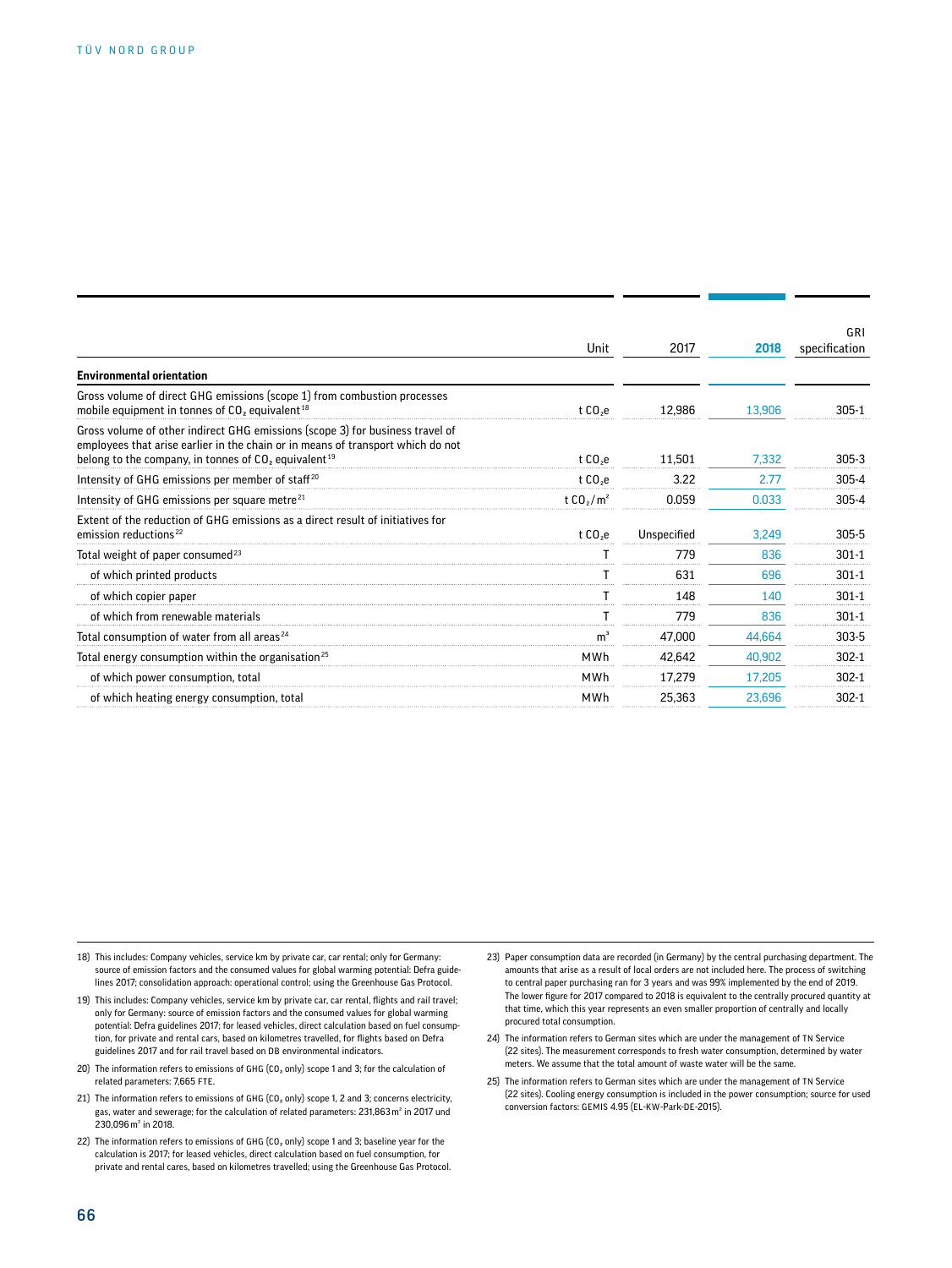| | Unit | 2017 | 2018 | GRI specification |
|---|---|---|---|---|
| **Environmental orientation** | | | | |
| Gross volume of direct GHG emissions (scope 1) from combustion processes mobile equipment in tonnes of $CO_2$ equivalent[18] | t $CO_2e$ | 12,986 | 13,906 | 305-1 |
| Gross volume of other indirect GHG emissions (scope 3) for business travel of employees that arise earlier in the chain or in means of transport which do not belong to the company, in tonnes of $CO_2$ equivalent[19] | t $CO_2e$ | 11,501 | 7,332 | 305-3 |
| Intensity of GHG emissions per member of staff[20] | t $CO_2e$ | 3.22 | 2.77 | 305-4 |
| Intensity of GHG emissions per square metre[21] | t $CO_2/m^2$ | 0.059 | 0.033 | 305-4 |
| Extent of the reduction of GHG emissions as a direct result of initiatives for emission reductions[22] | t $CO_2e$ | Unspecified | 3,249 | 305-5 |
| Total weight of paper consumed[23] | T | 779 | 836 | 301-1 |
| of which printed products | T | 631 | 696 | 301-1 |
| of which copier paper | T | 148 | 140 | 301-1 |
| of which from renewable materials | T | 779 | 836 | 301-1 |
| Total consumption of water from all areas[24] | $m^3$ | 47,000 | 44,664 | 303-5 |
| Total energy consumption within the organisation[25] | MWh | 42,642 | 40,902 | 302-1 |
| of which power consumption, total | MWh | 17,279 | 17,205 | 302-1 |
| of which heating energy consumption, total | MWh | 25,363 | 23,696 | 302-1 |

18) This includes: Company vehicles, service km by private car, car rental; only for Germany: source of emission factors and the consumed values for global warming potential: Defra guidelines 2017; consolidation approach: operational control; using the Greenhouse Gas Protocol.

19) This includes: Company vehicles, service km by private car, car rental, flights and rail travel; only for Germany: source of emission factors and the consumed values for global warming potential: Defra guidelines 2017; for leased vehicles, direct calculation based on fuel consumption, for private and rental cars, based on kilometres travelled, for flights based on Defra guidelines 2017 and for rail travel based on DB environmental indicators.

20) The information refers to emissions of GHG ($CO_2$ only) scope 1 and 3; for the calculation of related parameters: 7,665 FTE.

21) The information refers to emissions of GHG ($CO_2$ only) scope 1, 2 and 3; concerns electricity, gas, water and sewerage; for the calculation of related parameters: 231,863 $m^2$ in 2017 und 230,096 $m^2$ in 2018.

22) The information refers to emissions of GHG ($CO_2$ only) scope 1 and 3; baseline year for the calculation is 2017; for leased vehicles, direct calculation based on fuel consumption, for private and rental cares, based on kilometres travelled; using the Greenhouse Gas Protocol.

23) Paper consumption data are recorded (in Germany) by the central purchasing department. The amounts that arise as a result of local orders are not included here. The process of switching to central paper purchasing ran for 3 years and was 99% implemented by the end of 2019. The lower figure for 2017 compared to 2018 is equivalent to the centrally procured quantity at that time, which this year represents an even smaller proportion of centrally and locally procured total consumption.

24) The information refers to German sites which are under the management of TN Service (22 sites). The measurement corresponds to fresh water consumption, determined by water meters. We assume that the total amount of waste water will be the same.

25) The information refers to German sites which are under the management of TN Service (22 sites). Cooling energy consumption is included in the power consumption; source for used conversion factors: GEMIS 4.95 (EL-KW-Park-DE-2015).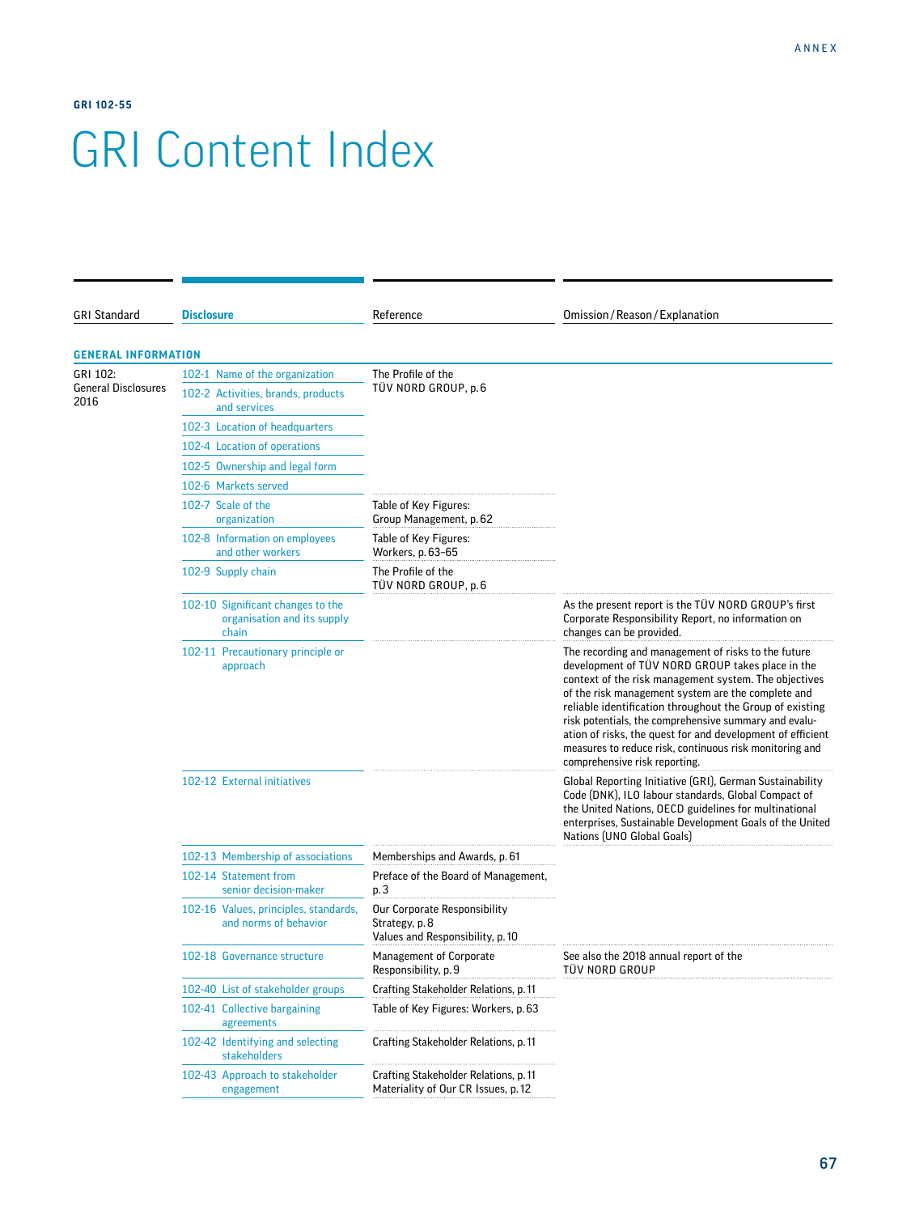GRI 102-55

# GRI Content Index

| GRI Standard | Disclosure | Reference | Omission / Reason / Explanation |
|---|---|---|---|
| **GENERAL INFORMATION** | | | |
| GRI 102: General Disclosures 2016 | 102-1 Name of the organization | The Profile of the TÜV NORD GROUP, p. 6 | |
| | 102-2 Activities, brands, products and services | | |
| | 102-3 Location of headquarters | | |
| | 102-4 Location of operations | | |
| | 102-5 Ownership and legal form | | |
| | 102-6 Markets served | | |
| | 102-7 Scale of the organization | Table of Key Figures: Group Management, p. 62 | |
| | 102-8 Information on employees and other workers | Table of Key Figures: Workers, p. 63–65 | |
| | 102-9 Supply chain | The Profile of the TÜV NORD GROUP, p. 6 | |
| | 102-10 Significant changes to the organisation and its supply chain | | As the present report is the TÜV NORD GROUP's first Corporate Responsibility Report, no information on changes can be provided. |
| | 102-11 Precautionary principle or approach | | The recording and management of risks to the future development of TÜV NORD GROUP takes place in the context of the risk management system. The objectives of the risk management system are the complete and reliable identification throughout the Group of existing risk potentials, the comprehensive summary and evaluation of risks, the quest for and development of efficient measures to reduce risk, continuous risk monitoring and comprehensive risk reporting. |
| | 102-12 External initiatives | | Global Reporting Initiative (GRI), German Sustainability Code (DNK), ILO labour standards, Global Compact of the United Nations, OECD guidelines for multinational enterprises, Sustainable Development Goals of the United Nations (UNO Global Goals) |
| | 102-13 Membership of associations | Memberships and Awards, p. 61 | |
| | 102-14 Statement from senior decision-maker | Preface of the Board of Management, p. 3 | |
| | 102-16 Values, principles, standards, and norms of behavior | Our Corporate Responsibility Strategy, p. 8<br>Values and Responsibility, p. 10 | |
| | 102-18 Governance structure | Management of Corporate Responsibility, p. 9 | See also the 2018 annual report of the TÜV NORD GROUP |
| | 102-40 List of stakeholder groups | Crafting Stakeholder Relations, p. 11 | |
| | 102-41 Collective bargaining agreements | Table of Key Figures: Workers, p. 63 | |
| | 102-42 Identifying and selecting stakeholders | Crafting Stakeholder Relations, p. 11 | |
| | 102-43 Approach to stakeholder engagement | Crafting Stakeholder Relations, p. 11<br>Materiality of Our CR Issues, p. 12 | |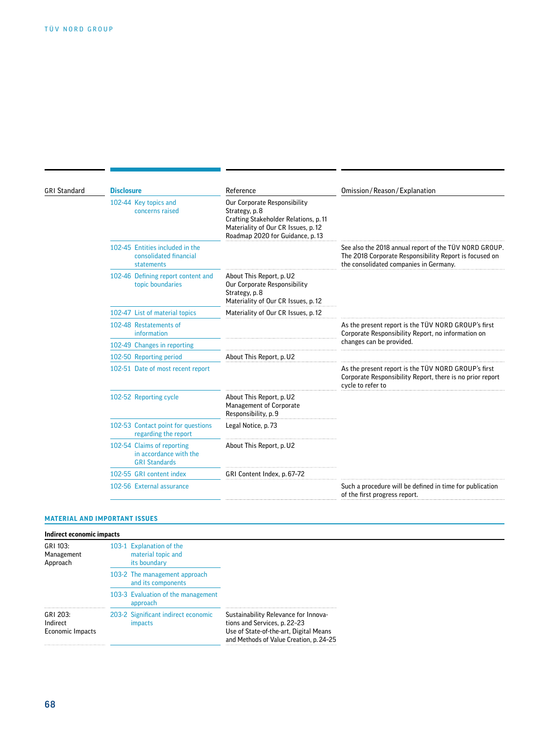| GRI Standard | Disclosure | Reference | Omission / Reason / Explanation |
|---|---|---|---|
| | 102-44 Key topics and concerns raised | Our Corporate Responsibility Strategy, p. 8<br>Crafting Stakeholder Relations, p. 11<br>Materiality of Our CR Issues, p. 12<br>Roadmap 2020 for Guidance, p. 13 | |
| | 102-45 Entities included in the consolidated financial statements | | See also the 2018 annual report of the TÜV NORD GROUP. The 2018 Corporate Responsibility Report is focused on the consolidated companies in Germany. |
| | 102-46 Defining report content and topic boundaries | About This Report, p. U2<br>Our Corporate Responsibility Strategy, p. 8<br>Materiality of Our CR Issues, p. 12 | |
| | 102-47 List of material topics | Materiality of Our CR Issues, p. 12 | |
| | 102-48 Restatements of information | | As the present report is the TÜV NORD GROUP's first Corporate Responsibility Report, no information on changes can be provided. |
| | 102-49 Changes in reporting | | |
| | 102-50 Reporting period | About This Report, p. U2 | |
| | 102-51 Date of most recent report | | As the present report is the TÜV NORD GROUP's first Corporate Responsibility Report, there is no prior report cycle to refer to |
| | 102-52 Reporting cycle | About This Report, p. U2<br>Management of Corporate Responsibility, p. 9 | |
| | 102-53 Contact point for questions regarding the report | Legal Notice, p. 73 | |
| | 102-54 Claims of reporting in accordance with the GRI Standards | About This Report, p. U2 | |
| | 102-55 GRI content index | GRI Content Index, p. 67–72 | |
| | 102-56 External assurance | | Such a procedure will be defined in time for publication of the first progress report. |

## MATERIAL AND IMPORTANT ISSUES

**Indirect economic impacts**

| GRI Standard | Disclosure | Reference | Omission / Reason / Explanation |
|---|---|---|---|
| GRI 103: Management Approach | 103-1 Explanation of the material topic and its boundary | | |
| | 103-2 The management approach and its components | | |
| | 103-3 Evaluation of the management approach | | |
| GRI 203: Indirect Economic Impacts | 203-2 Significant indirect economic impacts | Sustainability Relevance for Innovations and Services, p. 22–23<br>Use of State-of-the-art, Digital Means and Methods of Value Creation, p. 24–25 | |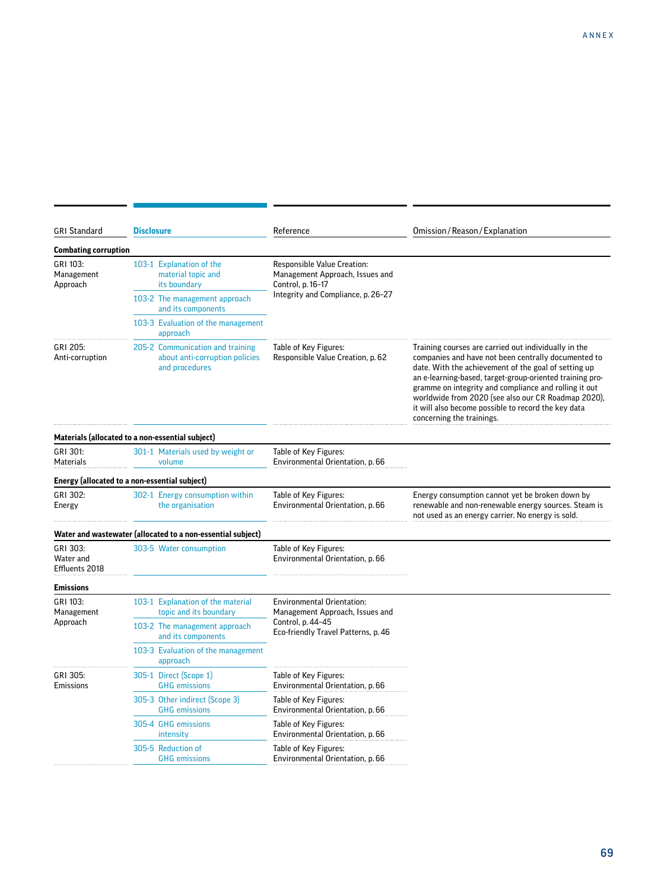| GRI Standard | Disclosure | Reference | Omission / Reason / Explanation |
|---|---|---|---|
| **Combating corruption** | | | |
| GRI 103: Management Approach | 103-1 Explanation of the material topic and its boundary | Responsible Value Creation: Management Approach, Issues and Control, p. 16–17 Integrity and Compliance, p. 26–27 | |
| | 103-2 The management approach and its components | | |
| | 103-3 Evaluation of the management approach | | |
| GRI 205: Anti-corruption | 205-2 Communication and training about anti-corruption policies and procedures | Table of Key Figures: Responsible Value Creation, p. 62 | Training courses are carried out individually in the companies and have not been centrally documented to date. With the achievement of the goal of setting up an e-learning-based, target-group-oriented training programme on integrity and compliance and rolling it out worldwide from 2020 (see also our CR Roadmap 2020), it will also become possible to record the key data concerning the trainings. |
| **Materials (allocated to a non-essential subject)** | | | |
| GRI 301: Materials | 301-1 Materials used by weight or volume | Table of Key Figures: Environmental Orientation, p. 66 | |
| **Energy (allocated to a non-essential subject)** | | | |
| GRI 302: Energy | 302-1 Energy consumption within the organisation | Table of Key Figures: Environmental Orientation, p. 66 | Energy consumption cannot yet be broken down by renewable and non-renewable energy sources. Steam is not used as an energy carrier. No energy is sold. |
| **Water and wastewater (allocated to a non-essential subject)** | | | |
| GRI 303: Water and Effluents 2018 | 303-5 Water consumption | Table of Key Figures: Environmental Orientation, p. 66 | |
| **Emissions** | | | |
| GRI 103: Management Approach | 103-1 Explanation of the material topic and its boundary | Environmental Orientation: Management Approach, Issues and Control, p. 44–45 Eco-friendly Travel Patterns, p. 46 | |
| | 103-2 The management approach and its components | | |
| | 103-3 Evaluation of the management approach | | |
| GRI 305: Emissions | 305-1 Direct (Scope 1) GHG emissions | Table of Key Figures: Environmental Orientation, p. 66 | |
| | 305-3 Other indirect (Scope 3) GHG emissions | Table of Key Figures: Environmental Orientation, p. 66 | |
| | 305-4 GHG emissions intensity | Table of Key Figures: Environmental Orientation, p. 66 | |
| | 305-5 Reduction of GHG emissions | Table of Key Figures: Environmental Orientation, p. 66 | |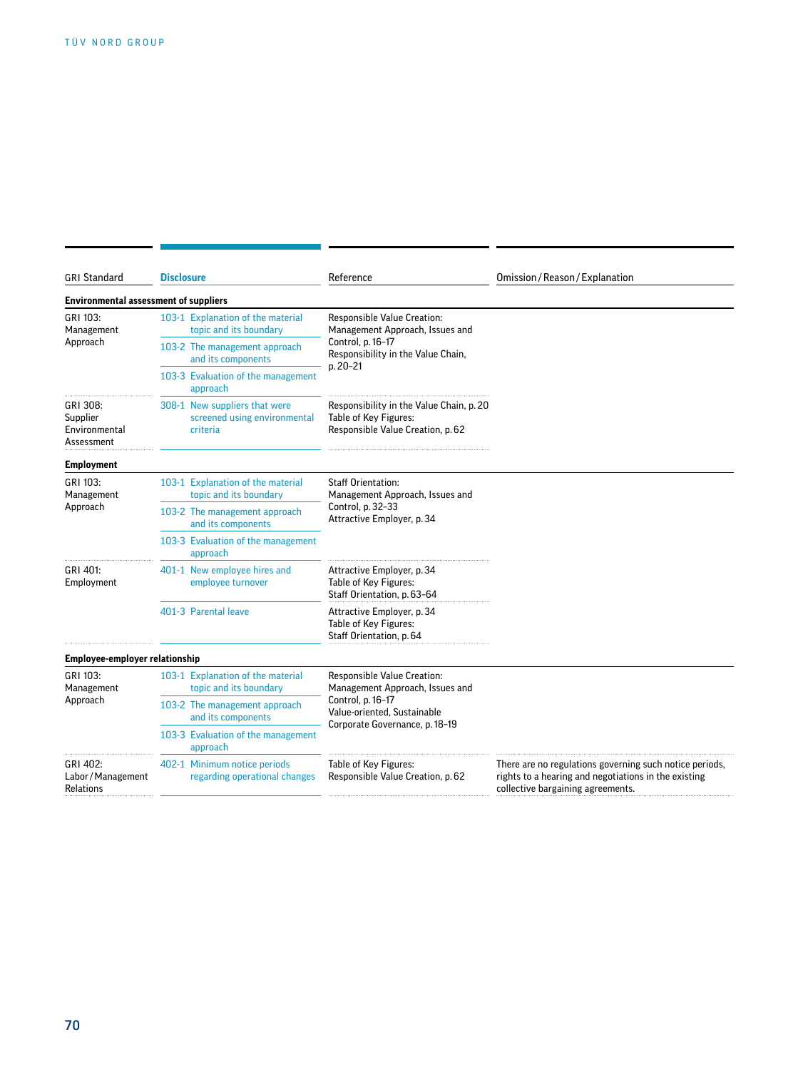| GRI Standard | Disclosure | Reference | Omission / Reason / Explanation |
|---|---|---|---|
| **Environmental assessment of suppliers** | | | |
| GRI 103: Management Approach | 103-1 Explanation of the material topic and its boundary | Responsible Value Creation: Management Approach, Issues and Control, p. 16–17 Responsibility in the Value Chain, p. 20–21 | |
| | 103-2 The management approach and its components | | |
| | 103-3 Evaluation of the management approach | | |
| GRI 308: Supplier Environmental Assessment | 308-1 New suppliers that were screened using environmental criteria | Responsibility in the Value Chain, p. 20 Table of Key Figures: Responsible Value Creation, p. 62 | |
| **Employment** | | | |
| GRI 103: Management Approach | 103-1 Explanation of the material topic and its boundary | Staff Orientation: Management Approach, Issues and Control, p. 32–33 Attractive Employer, p. 34 | |
| | 103-2 The management approach and its components | | |
| | 103-3 Evaluation of the management approach | | |
| GRI 401: Employment | 401-1 New employee hires and employee turnover | Attractive Employer, p. 34 Table of Key Figures: Staff Orientation, p. 63–64 | |
| | 401-3 Parental leave | Attractive Employer, p. 34 Table of Key Figures: Staff Orientation, p. 64 | |
| **Employee-employer relationship** | | | |
| GRI 103: Management Approach | 103-1 Explanation of the material topic and its boundary | Responsible Value Creation: Management Approach, Issues and Control, p. 16–17 Value-oriented, Sustainable Corporate Governance, p. 18–19 | |
| | 103-2 The management approach and its components | | |
| | 103-3 Evaluation of the management approach | | |
| GRI 402: Labor / Management Relations | 402-1 Minimum notice periods regarding operational changes | Table of Key Figures: Responsible Value Creation, p. 62 | There are no regulations governing such notice periods, rights to a hearing and negotiations in the existing collective bargaining agreements. |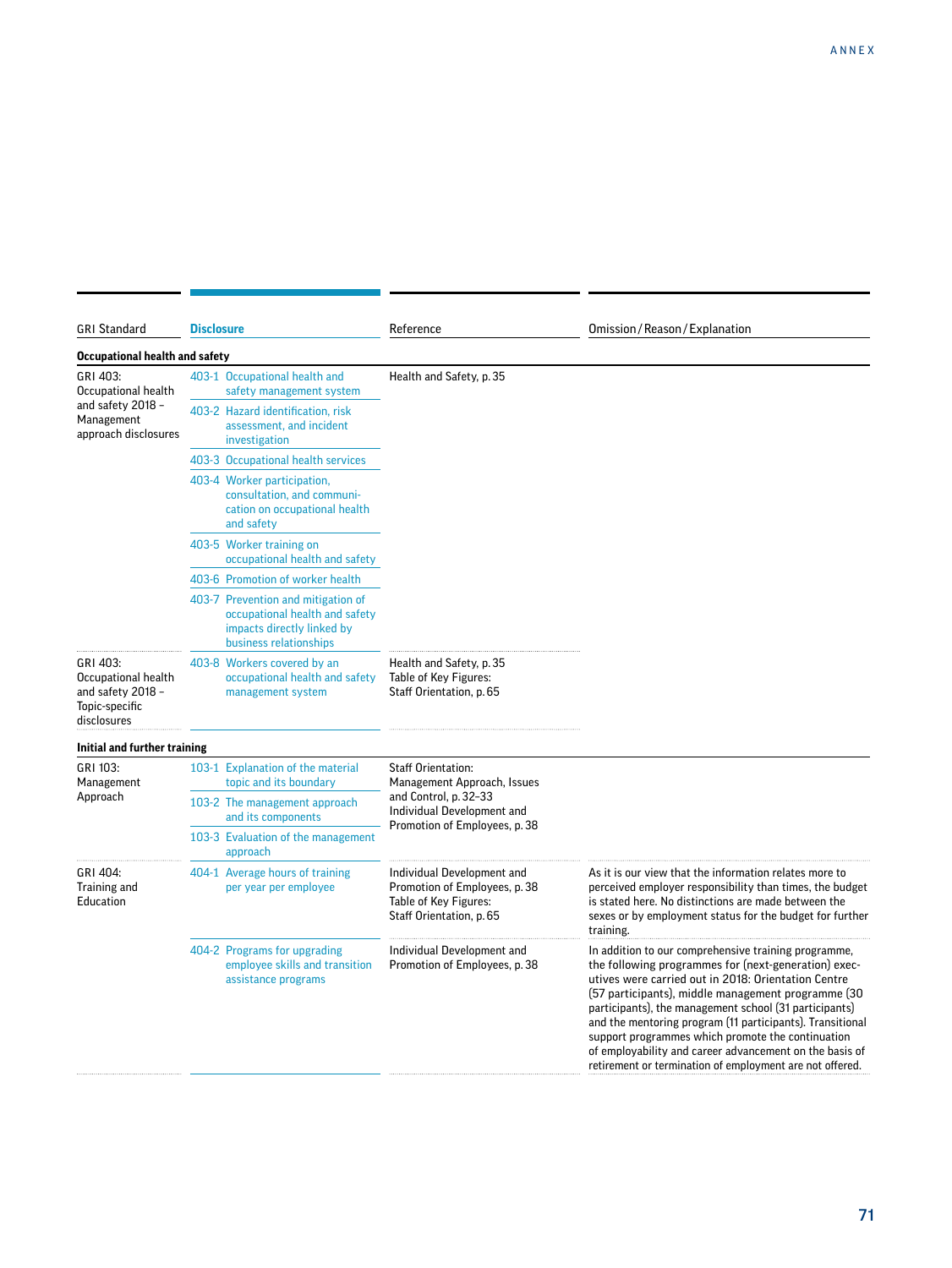| GRI Standard | Disclosure | Reference | Omission / Reason / Explanation |
|---|---|---|---|
| **Occupational health and safety** | | | |
| GRI 403: Occupational health and safety 2018 – Management approach disclosures | 403-1 Occupational health and safety management system | Health and Safety, p. 35 | |
| | 403-2 Hazard identification, risk assessment, and incident investigation | | |
| | 403-3 Occupational health services | | |
| | 403-4 Worker participation, consultation, and communication on occupational health and safety | | |
| | 403-5 Worker training on occupational health and safety | | |
| | 403-6 Promotion of worker health | | |
| | 403-7 Prevention and mitigation of occupational health and safety impacts directly linked by business relationships | | |
| GRI 403: Occupational health and safety 2018 – Topic-specific disclosures | 403-8 Workers covered by an occupational health and safety management system | Health and Safety, p. 35<br>Table of Key Figures: Staff Orientation, p. 65 | |
| **Initial and further training** | | | |
| GRI 103: Management Approach | 103-1 Explanation of the material topic and its boundary | Staff Orientation: Management Approach, Issues and Control, p. 32–33<br>Individual Development and Promotion of Employees, p. 38 | |
| | 103-2 The management approach and its components | | |
| | 103-3 Evaluation of the management approach | | |
| GRI 404: Training and Education | 404-1 Average hours of training per year per employee | Individual Development and Promotion of Employees, p. 38<br>Table of Key Figures: Staff Orientation, p. 65 | As it is our view that the information relates more to perceived employer responsibility than times, the budget is stated here. No distinctions are made between the sexes or by employment status for the budget for further training. |
| | 404-2 Programs for upgrading employee skills and transition assistance programs | Individual Development and Promotion of Employees, p. 38 | In addition to our comprehensive training programme, the following programmes for (next-generation) executives were carried out in 2018: Orientation Centre (57 participants), middle management programme (30 participants), the management school (31 participants) and the mentoring program (11 participants). Transitional support programmes which promote the continuation of employability and career advancement on the basis of retirement or termination of employment are not offered. |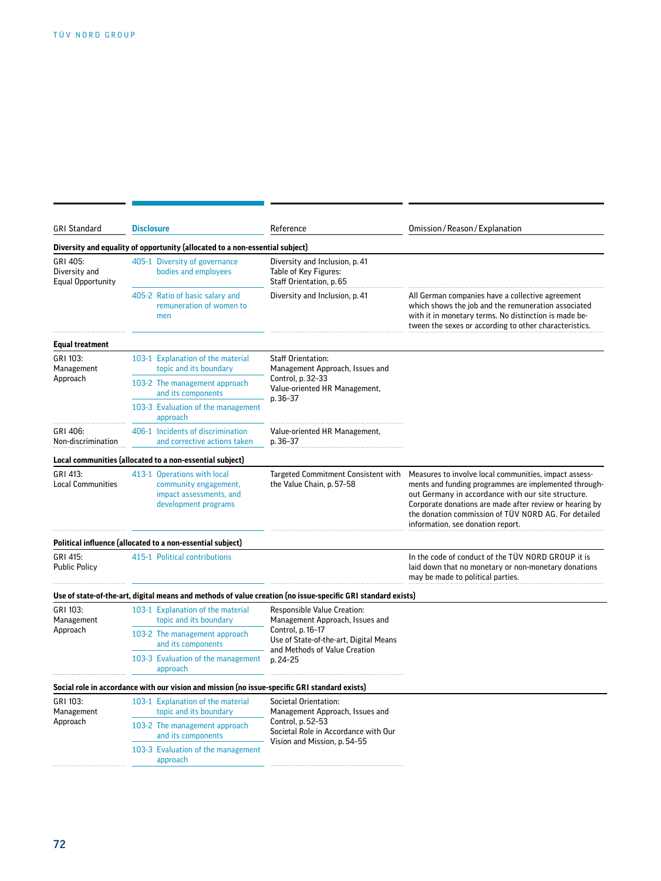| GRI Standard | Disclosure | Reference | Omission / Reason / Explanation |
|---|---|---|---|
| **Diversity and equality of opportunity (allocated to a non-essential subject)** | | | |
| GRI 405: Diversity and Equal Opportunity | 405-1 Diversity of governance bodies and employees | Diversity and Inclusion, p. 41<br>Table of Key Figures: Staff Orientation, p. 65 | |
| | 405-2 Ratio of basic salary and remuneration of women to men | Diversity and Inclusion, p. 41 | All German companies have a collective agreement which shows the job and the remuneration associated with it in monetary terms. No distinction is made between the sexes or according to other characteristics. |
| **Equal treatment** | | | |
| GRI 103: Management Approach | 103-1 Explanation of the material topic and its boundary | Staff Orientation: Management Approach, Issues and Control, p. 32–33<br>Value-oriented HR Management, p. 36–37 | |
| | 103-2 The management approach and its components | | |
| | 103-3 Evaluation of the management approach | | |
| GRI 406: Non-discrimination | 406-1 Incidents of discrimination and corrective actions taken | Value-oriented HR Management, p. 36–37 | |
| **Local communities (allocated to a non-essential subject)** | | | |
| GRI 413: Local Communities | 413-1 Operations with local community engagement, impact assessments, and development programs | Targeted Commitment Consistent with the Value Chain, p. 57–58 | Measures to involve local communities, impact assessments and funding programmes are implemented throughout Germany in accordance with our site structure. Corporate donations are made after review or hearing by the donation commission of TÜV NORD AG. For detailed information, see donation report. |
| **Political influence (allocated to a non-essential subject)** | | | |
| GRI 415: Public Policy | 415-1 Political contributions | | In the code of conduct of the TÜV NORD GROUP it is laid down that no monetary or non-monetary donations may be made to political parties. |
| **Use of state-of-the-art, digital means and methods of value creation (no issue-specific GRI standard exists)** | | | |
| GRI 103: Management Approach | 103-1 Explanation of the material topic and its boundary | Responsible Value Creation: Management Approach, Issues and Control, p. 16–17<br>Use of State-of-the-art, Digital Means and Methods of Value Creation p. 24–25 | |
| | 103-2 The management approach and its components | | |
| | 103-3 Evaluation of the management approach | | |
| **Social role in accordance with our vision and mission (no issue-specific GRI standard exists)** | | | |
| GRI 103: Management Approach | 103-1 Explanation of the material topic and its boundary | Societal Orientation: Management Approach, Issues and Control, p. 52–53<br>Societal Role in Accordance with Our Vision and Mission, p. 54–55 | |
| | 103-2 The management approach and its components | | |
| | 103-3 Evaluation of the management approach | | |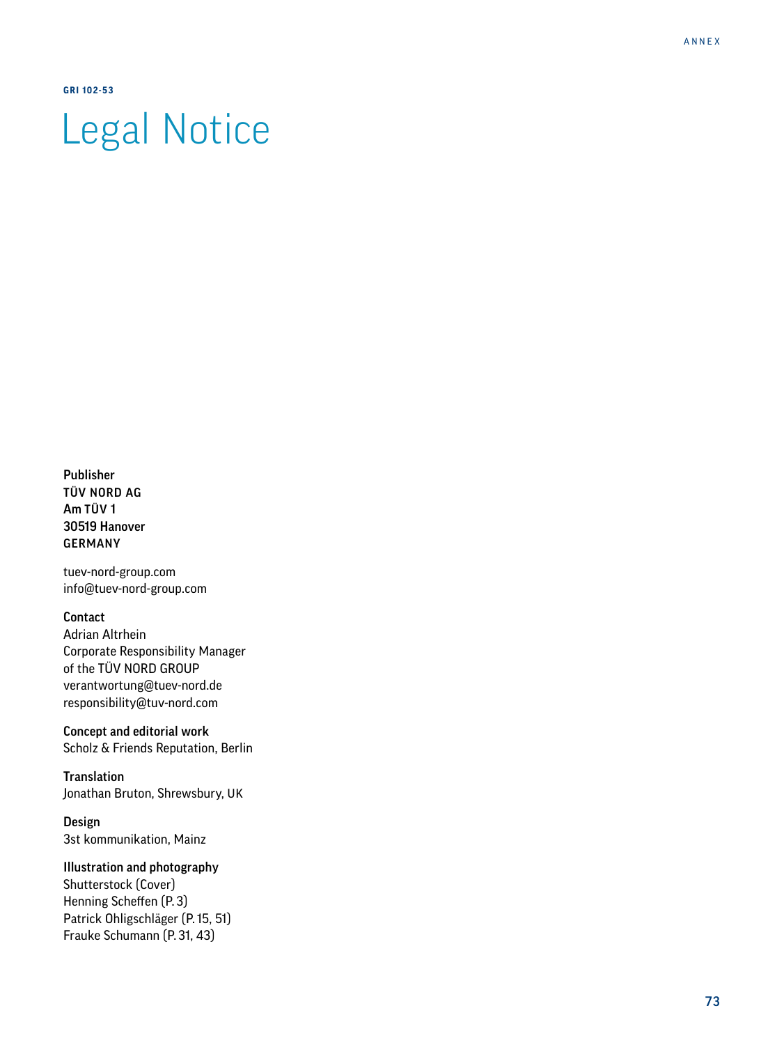GRI 102-53

# Legal Notice

**Publisher**
**TÜV NORD AG**
**Am TÜV 1**
**30519 Hanover**
**GERMANY**

tuev-nord-group.com
info@tuev-nord-group.com

**Contact**
Adrian Altrhein
Corporate Responsibility Manager
of the TÜV NORD GROUP
verantwortung@tuev-nord.de
responsibility@tuv-nord.com

**Concept and editorial work**
Scholz & Friends Reputation, Berlin

**Translation**
Jonathan Bruton, Shrewsbury, UK

**Design**
3st kommunikation, Mainz

**Illustration and photography**
Shutterstock (Cover)
Henning Scheffen (P. 3)
Patrick Ohligschläger (P. 15, 51)
Frauke Schumann (P. 31, 43)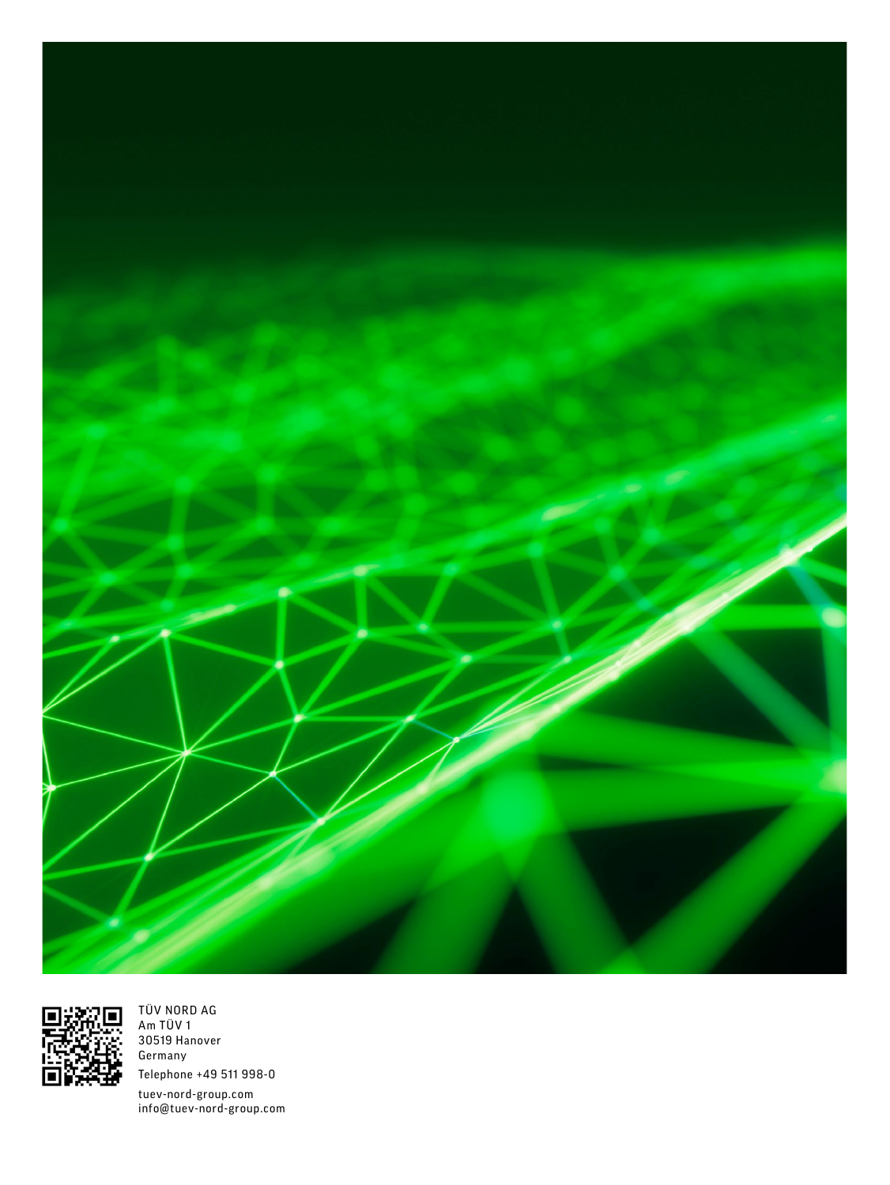TÜV NORD AG
Am TÜV 1
30519 Hanover
Germany

Telephone +49 511 998-0

tuev-nord-group.com
info@tuev-nord-group.com